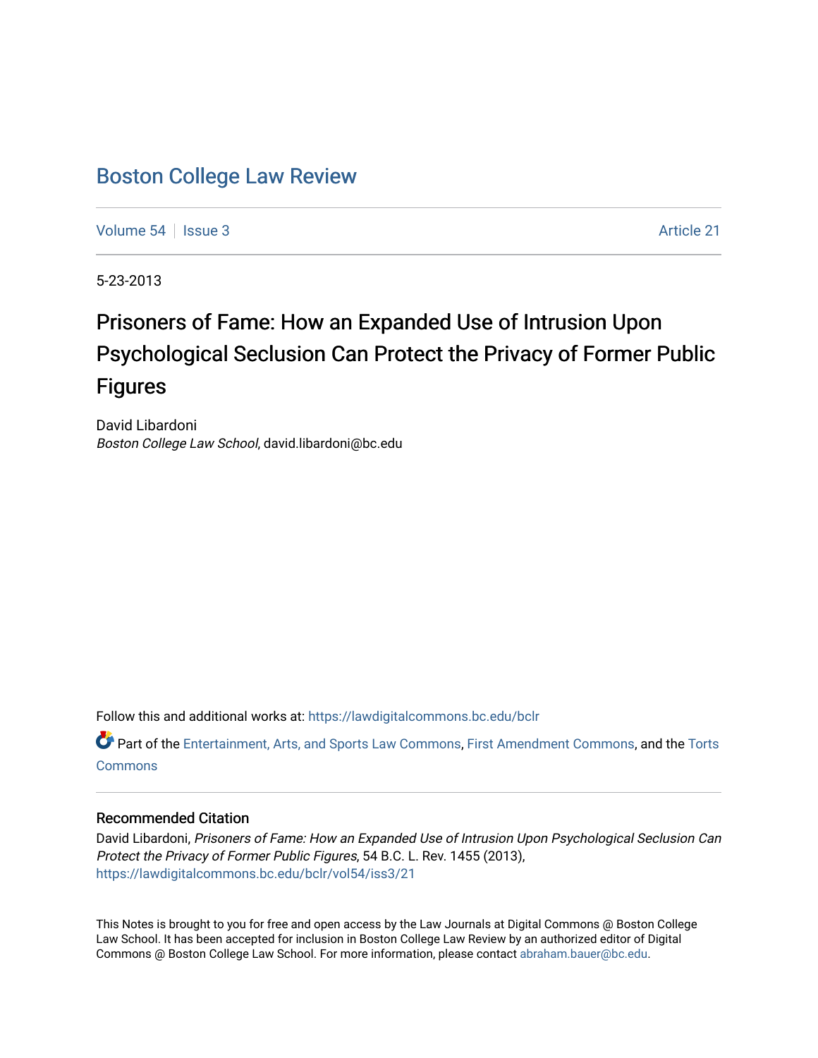# Boston College Law Review

Volume 54 | Issue 3 Article 21

5-23-2013

## Prisoners of Fame: How an Expanded Use of Intrusion Upon Psychological Seclusion Can Protect the Privacy of Former Public Figures

David Libardoni
*Boston College Law School*, david.libardoni@bc.edu

Follow this and additional works at: https://lawdigitalcommons.bc.edu/bclr

Part of the Entertainment, Arts, and Sports Law Commons, First Amendment Commons, and the Torts Commons

### Recommended Citation

David Libardoni, *Prisoners of Fame: How an Expanded Use of Intrusion Upon Psychological Seclusion Can Protect the Privacy of Former Public Figures*, 54 B.C. L. Rev. 1455 (2013), https://lawdigitalcommons.bc.edu/bclr/vol54/iss3/21

This Notes is brought to you for free and open access by the Law Journals at Digital Commons @ Boston College Law School. It has been accepted for inclusion in Boston College Law Review by an authorized editor of Digital Commons @ Boston College Law School. For more information, please contact abraham.bauer@bc.edu.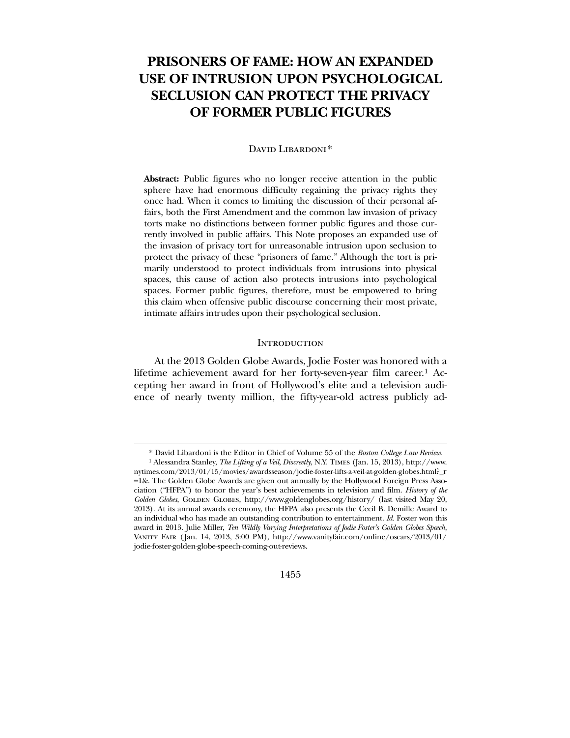# PRISONERS OF FAME: HOW AN EXPANDED USE OF INTRUSION UPON PSYCHOLOGICAL SECLUSION CAN PROTECT THE PRIVACY OF FORMER PUBLIC FIGURES

David Libardoni*

**Abstract:** Public figures who no longer receive attention in the public sphere have had enormous difficulty regaining the privacy rights they once had. When it comes to limiting the discussion of their personal affairs, both the First Amendment and the common law invasion of privacy torts make no distinctions between former public figures and those currently involved in public affairs. This Note proposes an expanded use of the invasion of privacy tort for unreasonable intrusion upon seclusion to protect the privacy of these "prisoners of fame." Although the tort is primarily understood to protect individuals from intrusions into physical spaces, this cause of action also protects intrusions into psychological spaces. Former public figures, therefore, must be empowered to bring this claim when offensive public discourse concerning their most private, intimate affairs intrudes upon their psychological seclusion.

## Introduction

At the 2013 Golden Globe Awards, Jodie Foster was honored with a lifetime achievement award for her forty-seven-year film career.[1] Accepting her award in front of Hollywood's elite and a television audience of nearly twenty million, the fifty-year-old actress publicly ad-

---

\* David Libardoni is the Editor in Chief of Volume 55 of the *Boston College Law Review*.

[1] Alessandra Stanley, *The Lifting of a Veil, Discreetly*, N.Y. Times (Jan. 15, 2013), http://www.nytimes.com/2013/01/15/movies/awardsseason/jodie-foster-lifts-a-veil-at-golden-globes.html?_r=1&. The Golden Globe Awards are given out annually by the Hollywood Foreign Press Association ("HFPA") to honor the year's best achievements in television and film. *History of the Golden Globes*, Golden Globes, http://www.goldenglobes.org/history/ (last visited May 20, 2013). At its annual awards ceremony, the HFPA also presents the Cecil B. Demille Award to an individual who has made an outstanding contribution to entertainment. *Id.* Foster won this award in 2013. Julie Miller, *Ten Wildly Varying Interpretations of Jodie Foster's Golden Globes Speech*, Vanity Fair (Jan. 14, 2013, 3:00 PM), http://www.vanityfair.com/online/oscars/2013/01/jodie-foster-golden-globe-speech-coming-out-reviews.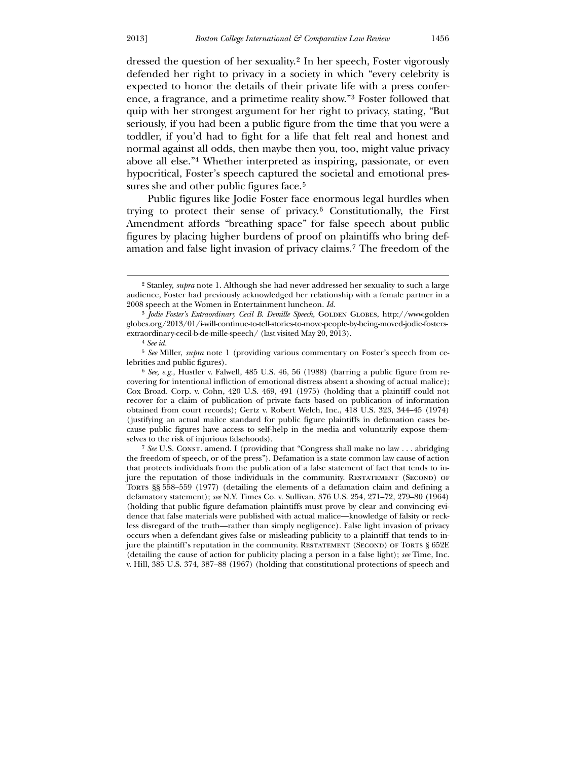dressed the question of her sexuality.[2] In her speech, Foster vigorously defended her right to privacy in a society in which "every celebrity is expected to honor the details of their private life with a press conference, a fragrance, and a primetime reality show."[3] Foster followed that quip with her strongest argument for her right to privacy, stating, "But seriously, if you had been a public figure from the time that you were a toddler, if you'd had to fight for a life that felt real and honest and normal against all odds, then maybe then you, too, might value privacy above all else."[4] Whether interpreted as inspiring, passionate, or even hypocritical, Foster's speech captured the societal and emotional pressures she and other public figures face.[5]

Public figures like Jodie Foster face enormous legal hurdles when trying to protect their sense of privacy.[6] Constitutionally, the First Amendment affords "breathing space" for false speech about public figures by placing higher burdens of proof on plaintiffs who bring defamation and false light invasion of privacy claims.[7] The freedom of the

---

[2] Stanley, *supra* note 1. Although she had never addressed her sexuality to such a large audience, Foster had previously acknowledged her relationship with a female partner in a 2008 speech at the Women in Entertainment luncheon. *Id.*

[3] *Jodie Foster's Extraordinary Cecil B. Demille Speech*, Golden Globes, http://www.goldenglobes.org/2013/01/i-will-continue-to-tell-stories-to-move-people-by-being-moved-jodie-fosters-extraordinary-cecil-b-de-mille-speech/ (last visited May 20, 2013).

[4] *See id.*

[5] *See* Miller, *supra* note 1 (providing various commentary on Foster's speech from celebrities and public figures).

[6] *See, e.g.*, Hustler v. Falwell, 485 U.S. 46, 56 (1988) (barring a public figure from recovering for intentional infliction of emotional distress absent a showing of actual malice); Cox Broad. Corp. v. Cohn, 420 U.S. 469, 491 (1975) (holding that a plaintiff could not recover for a claim of publication of private facts based on publication of information obtained from court records); Gertz v. Robert Welch, Inc., 418 U.S. 323, 344–45 (1974) (justifying an actual malice standard for public figure plaintiffs in defamation cases because public figures have access to self-help in the media and voluntarily expose themselves to the risk of injurious falsehoods).

[7] *See* U.S. Const. amend. I (providing that "Congress shall make no law . . . abridging the freedom of speech, or of the press"). Defamation is a state common law cause of action that protects individuals from the publication of a false statement of fact that tends to injure the reputation of those individuals in the community. Restatement (Second) of Torts §§ 558–559 (1977) (detailing the elements of a defamation claim and defining a defamatory statement); *see* N.Y. Times Co. v. Sullivan, 376 U.S. 254, 271–72, 279–80 (1964) (holding that public figure defamation plaintiffs must prove by clear and convincing evidence that false materials were published with actual malice—knowledge of falsity or reckless disregard of the truth—rather than simply negligence). False light invasion of privacy occurs when a defendant gives false or misleading publicity to a plaintiff that tends to injure the plaintiff's reputation in the community. Restatement (Second) of Torts § 652E (detailing the cause of action for publicity placing a person in a false light); *see* Time, Inc. v. Hill, 385 U.S. 374, 387–88 (1967) (holding that constitutional protections of speech and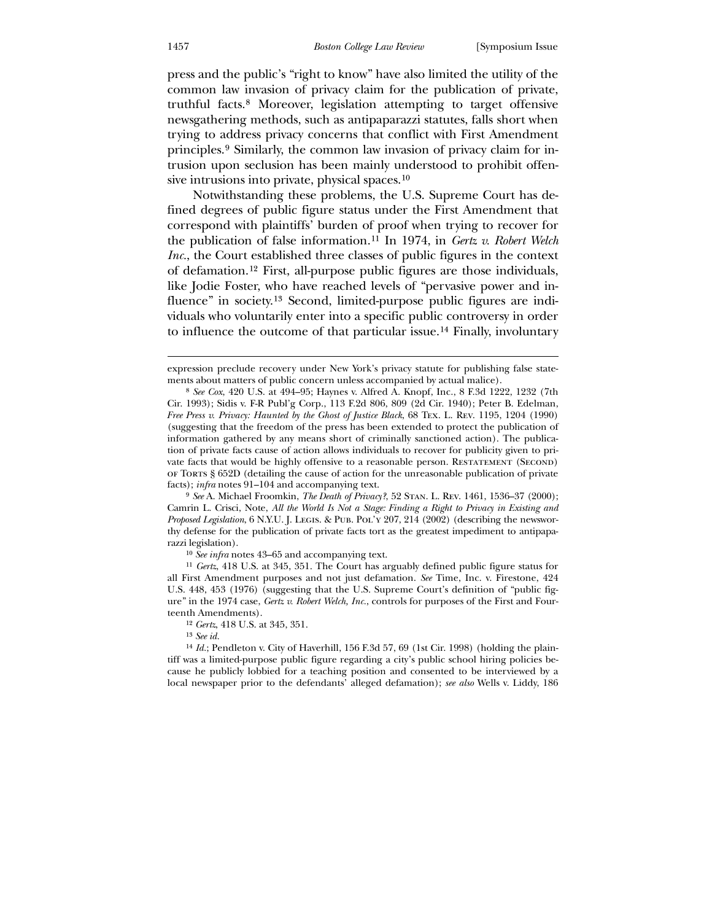press and the public's "right to know" have also limited the utility of the common law invasion of privacy claim for the publication of private, truthful facts.[8] Moreover, legislation attempting to target offensive newsgathering methods, such as antipaparazzi statutes, falls short when trying to address privacy concerns that conflict with First Amendment principles.[9] Similarly, the common law invasion of privacy claim for intrusion upon seclusion has been mainly understood to prohibit offensive intrusions into private, physical spaces.[10]

Notwithstanding these problems, the U.S. Supreme Court has defined degrees of public figure status under the First Amendment that correspond with plaintiffs' burden of proof when trying to recover for the publication of false information.[11] In 1974, in *Gertz v. Robert Welch Inc.*, the Court established three classes of public figures in the context of defamation.[12] First, all-purpose public figures are those individuals, like Jodie Foster, who have reached levels of "pervasive power and influence" in society.[13] Second, limited-purpose public figures are individuals who voluntarily enter into a specific public controversy in order to influence the outcome of that particular issue.[14] Finally, involuntary

---

expression preclude recovery under New York's privacy statute for publishing false statements about matters of public concern unless accompanied by actual malice).

[8] *See Cox*, 420 U.S. at 494–95; Haynes v. Alfred A. Knopf, Inc., 8 F.3d 1222, 1232 (7th Cir. 1993); Sidis v. F-R Publ'g Corp., 113 F.2d 806, 809 (2d Cir. 1940); Peter B. Edelman, *Free Press v. Privacy: Haunted by the Ghost of Justice Black*, 68 Tex. L. Rev. 1195, 1204 (1990) (suggesting that the freedom of the press has been extended to protect the publication of information gathered by any means short of criminally sanctioned action). The publication of private facts cause of action allows individuals to recover for publicity given to private facts that would be highly offensive to a reasonable person. Restatement (Second) of Torts § 652D (detailing the cause of action for the unreasonable publication of private facts); *infra* notes 91–104 and accompanying text.

[9] *See* A. Michael Froomkin, *The Death of Privacy?*, 52 Stan. L. Rev. 1461, 1536–37 (2000); Camrin L. Crisci, Note, *All the World Is Not a Stage: Finding a Right to Privacy in Existing and Proposed Legislation*, 6 N.Y.U. J. Legis. & Pub. Pol'y 207, 214 (2002) (describing the newsworthy defense for the publication of private facts tort as the greatest impediment to antipaparazzi legislation).

[10] *See infra* notes 43–65 and accompanying text.

[11] *Gertz*, 418 U.S. at 345, 351. The Court has arguably defined public figure status for all First Amendment purposes and not just defamation. *See* Time, Inc. v. Firestone, 424 U.S. 448, 453 (1976) (suggesting that the U.S. Supreme Court's definition of "public figure" in the 1974 case, *Gertz v. Robert Welch, Inc.*, controls for purposes of the First and Fourteenth Amendments).

[12] *Gertz*, 418 U.S. at 345, 351.

[13] *See id.*

[14] *Id.*; Pendleton v. City of Haverhill, 156 F.3d 57, 69 (1st Cir. 1998) (holding the plaintiff was a limited-purpose public figure regarding a city's public school hiring policies because he publicly lobbied for a teaching position and consented to be interviewed by a local newspaper prior to the defendants' alleged defamation); *see also* Wells v. Liddy, 186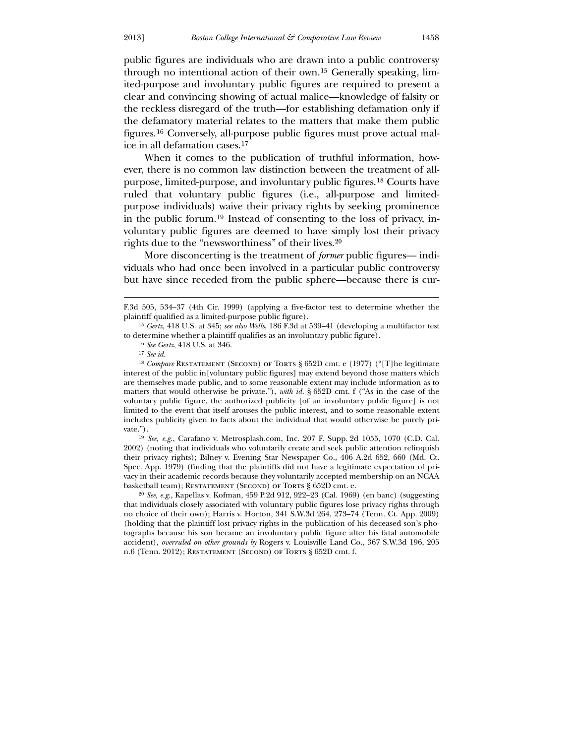public figures are individuals who are drawn into a public controversy through no intentional action of their own.[15] Generally speaking, limited-purpose and involuntary public figures are required to present a clear and convincing showing of actual malice—knowledge of falsity or the reckless disregard of the truth—for establishing defamation only if the defamatory material relates to the matters that make them public figures.[16] Conversely, all-purpose public figures must prove actual malice in all defamation cases.[17]

When it comes to the publication of truthful information, however, there is no common law distinction between the treatment of all-purpose, limited-purpose, and involuntary public figures.[18] Courts have ruled that voluntary public figures (i.e., all-purpose and limited-purpose individuals) waive their privacy rights by seeking prominence in the public forum.[19] Instead of consenting to the loss of privacy, involuntary public figures are deemed to have simply lost their privacy rights due to the "newsworthiness" of their lives.[20]

More disconcerting is the treatment of *former* public figures— individuals who had once been involved in a particular public controversy but have since receded from the public sphere—because there is cur-

---

F.3d 505, 534–37 (4th Cir. 1999) (applying a five-factor test to determine whether the plaintiff qualified as a limited-purpose public figure).

[15] *Gertz*, 418 U.S. at 345; *see also Wells*, 186 F.3d at 539–41 (developing a multifactor test to determine whether a plaintiff qualifies as an involuntary public figure).

[16] *See Gertz*, 418 U.S. at 346.

[17] *See id.*

[18] *Compare* Restatement (Second) of Torts § 652D cmt. e (1977) ("[T]he legitimate interest of the public in[voluntary public figures] may extend beyond those matters which are themselves made public, and to some reasonable extent may include information as to matters that would otherwise be private."), *with id.* § 652D cmt. f ("As in the case of the voluntary public figure, the authorized publicity [of an involuntary public figure] is not limited to the event that itself arouses the public interest, and to some reasonable extent includes publicity given to facts about the individual that would otherwise be purely private.").

[19] *See, e.g.*, Carafano v. Metrosplash.com, Inc. 207 F. Supp. 2d 1055, 1070 (C.D. Cal. 2002) (noting that individuals who voluntarily create and seek public attention relinquish their privacy rights); Bilney v. Evening Star Newspaper Co., 406 A.2d 652, 660 (Md. Ct. Spec. App. 1979) (finding that the plaintiffs did not have a legitimate expectation of privacy in their academic records because they voluntarily accepted membership on an NCAA basketball team); Restatement (Second) of Torts § 652D cmt. e.

[20] *See, e.g.*, Kapellas v. Kofman, 459 P.2d 912, 922–23 (Cal. 1969) (en banc) (suggesting that individuals closely associated with voluntary public figures lose privacy rights through no choice of their own); Harris v. Horton, 341 S.W.3d 264, 273–74 (Tenn. Ct. App. 2009) (holding that the plaintiff lost privacy rights in the publication of his deceased son's photographs because his son became an involuntary public figure after his fatal automobile accident), *overruled on other grounds by* Rogers v. Louisville Land Co., 367 S.W.3d 196, 205 n.6 (Tenn. 2012); Restatement (Second) of Torts § 652D cmt. f.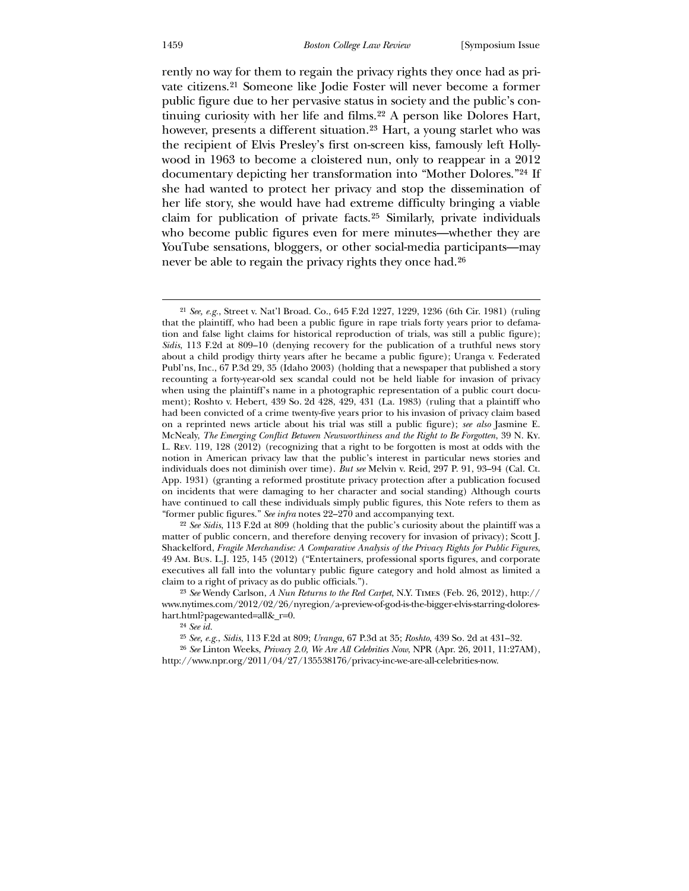rently no way for them to regain the privacy rights they once had as private citizens.[21] Someone like Jodie Foster will never become a former public figure due to her pervasive status in society and the public's continuing curiosity with her life and films.[22] A person like Dolores Hart, however, presents a different situation.[23] Hart, a young starlet who was the recipient of Elvis Presley's first on-screen kiss, famously left Hollywood in 1963 to become a cloistered nun, only to reappear in a 2012 documentary depicting her transformation into "Mother Dolores."[24] If she had wanted to protect her privacy and stop the dissemination of her life story, she would have had extreme difficulty bringing a viable claim for publication of private facts.[25] Similarly, private individuals who become public figures even for mere minutes—whether they are YouTube sensations, bloggers, or other social-media participants—may never be able to regain the privacy rights they once had.[26]

---

[21] *See, e.g.*, Street v. Nat'l Broad. Co., 645 F.2d 1227, 1229, 1236 (6th Cir. 1981) (ruling that the plaintiff, who had been a public figure in rape trials forty years prior to defamation and false light claims for historical reproduction of trials, was still a public figure); *Sidis*, 113 F.2d at 809–10 (denying recovery for the publication of a truthful news story about a child prodigy thirty years after he became a public figure); Uranga v. Federated Publ'ns, Inc., 67 P.3d 29, 35 (Idaho 2003) (holding that a newspaper that published a story recounting a forty-year-old sex scandal could not be held liable for invasion of privacy when using the plaintiff's name in a photographic representation of a public court document); Roshto v. Hebert, 439 So. 2d 428, 429, 431 (La. 1983) (ruling that a plaintiff who had been convicted of a crime twenty-five years prior to his invasion of privacy claim based on a reprinted news article about his trial was still a public figure); *see also* Jasmine E. McNealy, *The Emerging Conflict Between Newsworthiness and the Right to Be Forgotten*, 39 N. Ky. L. Rev. 119, 128 (2012) (recognizing that a right to be forgotten is most at odds with the notion in American privacy law that the public's interest in particular news stories and individuals does not diminish over time). *But see* Melvin v. Reid, 297 P. 91, 93–94 (Cal. Ct. App. 1931) (granting a reformed prostitute privacy protection after a publication focused on incidents that were damaging to her character and social standing) Although courts have continued to call these individuals simply public figures, this Note refers to them as "former public figures." *See infra* notes 22–270 and accompanying text.

[22] *See Sidis*, 113 F.2d at 809 (holding that the public's curiosity about the plaintiff was a matter of public concern, and therefore denying recovery for invasion of privacy); Scott J. Shackelford, *Fragile Merchandise: A Comparative Analysis of the Privacy Rights for Public Figures*, 49 Am. Bus. L.J. 125, 145 (2012) ("Entertainers, professional sports figures, and corporate executives all fall into the voluntary public figure category and hold almost as limited a claim to a right of privacy as do public officials.").

[23] *See* Wendy Carlson, *A Nun Returns to the Red Carpet*, N.Y. Times (Feb. 26, 2012), http://www.nytimes.com/2012/02/26/nyregion/a-preview-of-god-is-the-bigger-elvis-starring-dolores-hart.html?pagewanted=all&_r=0.

[24] *See id.*

[25] *See, e.g.*, *Sidis*, 113 F.2d at 809; *Uranga*, 67 P.3d at 35; *Roshto*, 439 So. 2d at 431–32.

[26] *See* Linton Weeks, *Privacy 2.0, We Are All Celebrities Now*, NPR (Apr. 26, 2011, 11:27AM), http://www.npr.org/2011/04/27/135538176/privacy-inc-we-are-all-celebrities-now.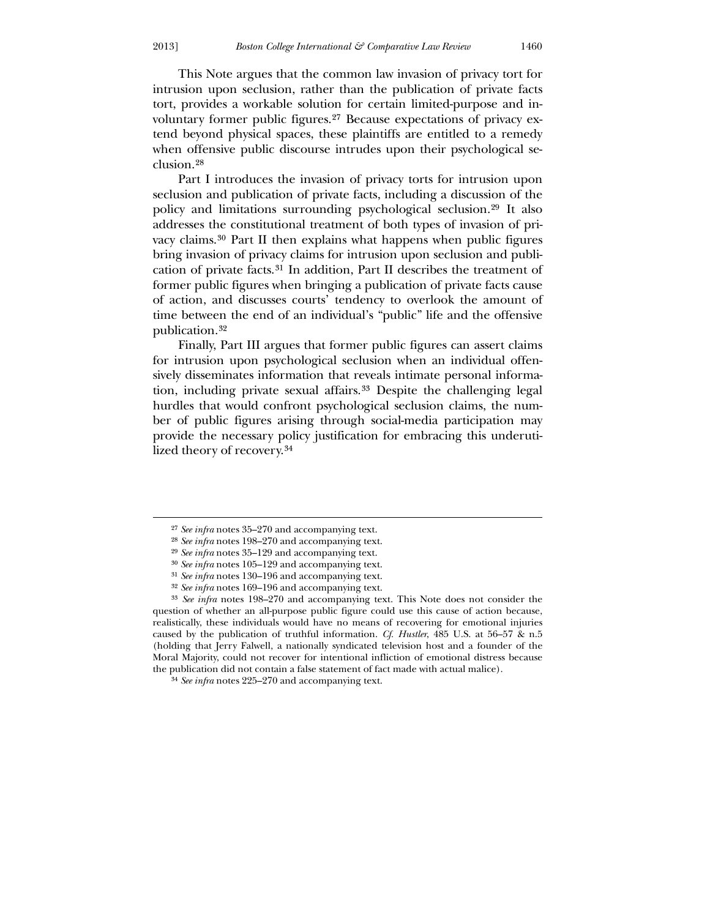This Note argues that the common law invasion of privacy tort for intrusion upon seclusion, rather than the publication of private facts tort, provides a workable solution for certain limited-purpose and involuntary former public figures.[27] Because expectations of privacy extend beyond physical spaces, these plaintiffs are entitled to a remedy when offensive public discourse intrudes upon their psychological seclusion.[28]

Part I introduces the invasion of privacy torts for intrusion upon seclusion and publication of private facts, including a discussion of the policy and limitations surrounding psychological seclusion.[29] It also addresses the constitutional treatment of both types of invasion of privacy claims.[30] Part II then explains what happens when public figures bring invasion of privacy claims for intrusion upon seclusion and publication of private facts.[31] In addition, Part II describes the treatment of former public figures when bringing a publication of private facts cause of action, and discusses courts' tendency to overlook the amount of time between the end of an individual's "public" life and the offensive publication.[32]

Finally, Part III argues that former public figures can assert claims for intrusion upon psychological seclusion when an individual offensively disseminates information that reveals intimate personal information, including private sexual affairs.[33] Despite the challenging legal hurdles that would confront psychological seclusion claims, the number of public figures arising through social-media participation may provide the necessary policy justification for embracing this underutilized theory of recovery.[34]

---

[27] *See infra* notes 35–270 and accompanying text.

[28] *See infra* notes 198–270 and accompanying text.

[29] *See infra* notes 35–129 and accompanying text.

[30] *See infra* notes 105–129 and accompanying text.

[31] *See infra* notes 130–196 and accompanying text.

[32] *See infra* notes 169–196 and accompanying text.

[33] *See infra* notes 198–270 and accompanying text. This Note does not consider the question of whether an all-purpose public figure could use this cause of action because, realistically, these individuals would have no means of recovering for emotional injuries caused by the publication of truthful information. *Cf. Hustler*, 485 U.S. at 56–57 & n.5 (holding that Jerry Falwell, a nationally syndicated television host and a founder of the Moral Majority, could not recover for intentional infliction of emotional distress because the publication did not contain a false statement of fact made with actual malice).

[34] *See infra* notes 225–270 and accompanying text.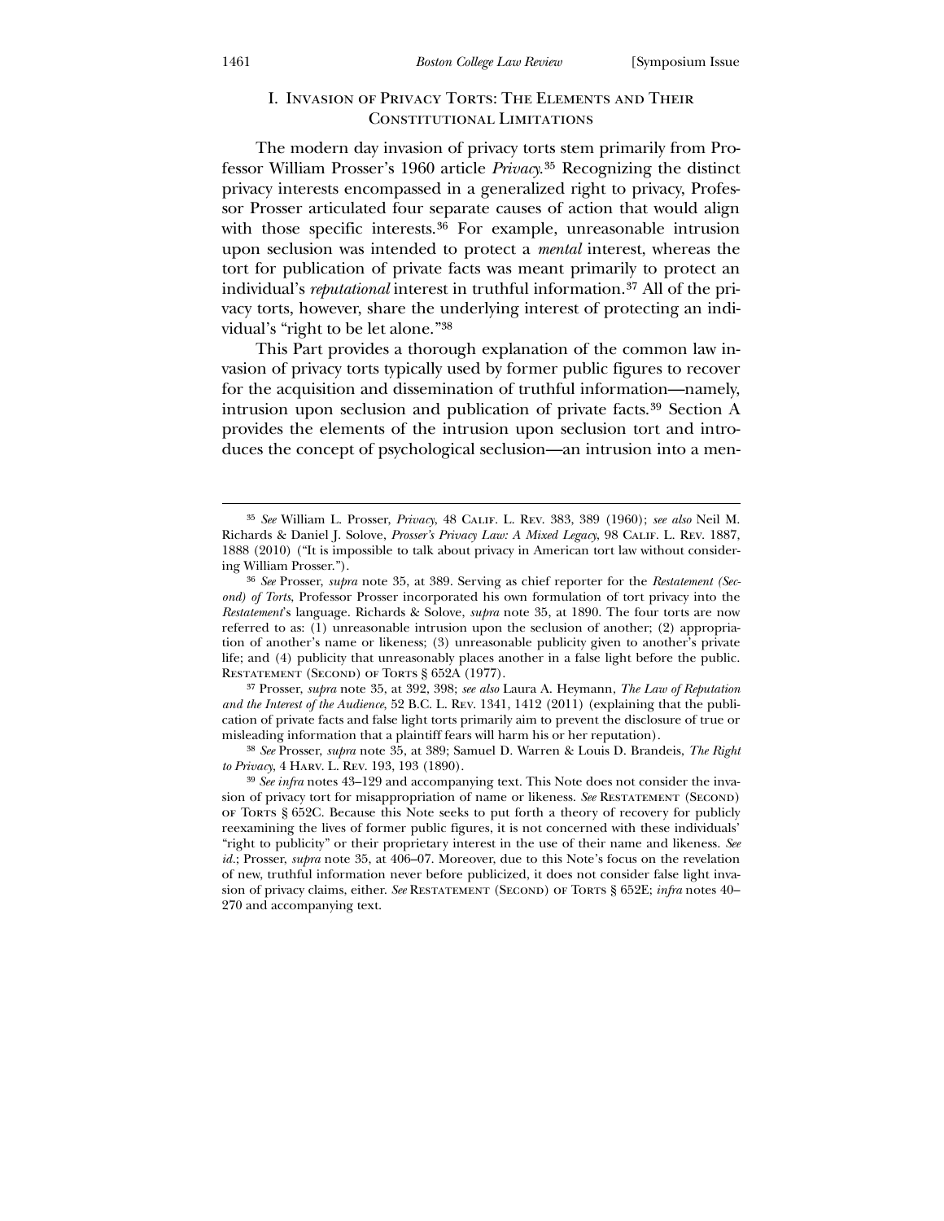## I. Invasion of Privacy Torts: The Elements and Their Constitutional Limitations

The modern day invasion of privacy torts stem primarily from Professor William Prosser's 1960 article *Privacy*.[35] Recognizing the distinct privacy interests encompassed in a generalized right to privacy, Professor Prosser articulated four separate causes of action that would align with those specific interests.[36] For example, unreasonable intrusion upon seclusion was intended to protect a *mental* interest, whereas the tort for publication of private facts was meant primarily to protect an individual's *reputational* interest in truthful information.[37] All of the privacy torts, however, share the underlying interest of protecting an individual's "right to be let alone."[38]

This Part provides a thorough explanation of the common law invasion of privacy torts typically used by former public figures to recover for the acquisition and dissemination of truthful information—namely, intrusion upon seclusion and publication of private facts.[39] Section A provides the elements of the intrusion upon seclusion tort and introduces the concept of psychological seclusion—an intrusion into a men-

---

[35] *See* William L. Prosser, *Privacy*, 48 Calif. L. Rev. 383, 389 (1960); *see also* Neil M. Richards & Daniel J. Solove, *Prosser's Privacy Law: A Mixed Legacy*, 98 Calif. L. Rev. 1887, 1888 (2010) ("It is impossible to talk about privacy in American tort law without considering William Prosser.").

[36] *See* Prosser, *supra* note 35, at 389. Serving as chief reporter for the *Restatement (Second) of Torts*, Professor Prosser incorporated his own formulation of tort privacy into the *Restatement*'s language. Richards & Solove, *supra* note 35, at 1890. The four torts are now referred to as: (1) unreasonable intrusion upon the seclusion of another; (2) appropriation of another's name or likeness; (3) unreasonable publicity given to another's private life; and (4) publicity that unreasonably places another in a false light before the public. Restatement (Second) of Torts § 652A (1977).

[37] Prosser, *supra* note 35, at 392, 398; *see also* Laura A. Heymann, *The Law of Reputation and the Interest of the Audience*, 52 B.C. L. Rev. 1341, 1412 (2011) (explaining that the publication of private facts and false light torts primarily aim to prevent the disclosure of true or misleading information that a plaintiff fears will harm his or her reputation).

[38] *See* Prosser, *supra* note 35, at 389; Samuel D. Warren & Louis D. Brandeis, *The Right to Privacy*, 4 Harv. L. Rev. 193, 193 (1890).

[39] *See infra* notes 43–129 and accompanying text. This Note does not consider the invasion of privacy tort for misappropriation of name or likeness. *See* Restatement (Second) of Torts § 652C. Because this Note seeks to put forth a theory of recovery for publicly reexamining the lives of former public figures, it is not concerned with these individuals' "right to publicity" or their proprietary interest in the use of their name and likeness. *See id.*; Prosser, *supra* note 35, at 406–07. Moreover, due to this Note's focus on the revelation of new, truthful information never before publicized, it does not consider false light invasion of privacy claims, either. *See* Restatement (Second) of Torts § 652E; *infra* notes 40–270 and accompanying text.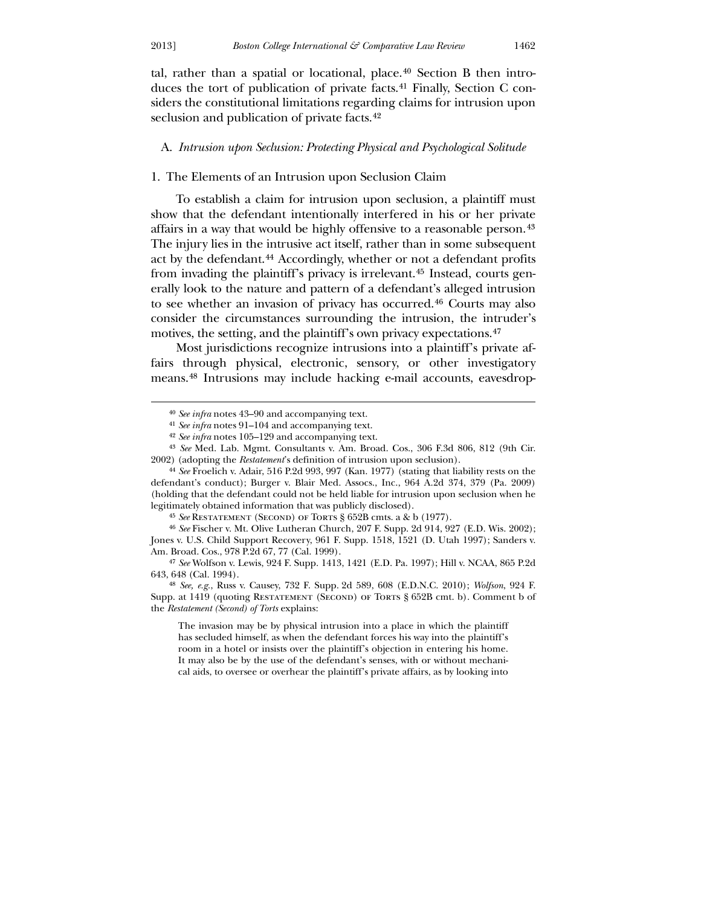tal, rather than a spatial or locational, place.[40] Section B then introduces the tort of publication of private facts.[41] Finally, Section C considers the constitutional limitations regarding claims for intrusion upon seclusion and publication of private facts.[42]

### A. *Intrusion upon Seclusion: Protecting Physical and Psychological Solitude*

#### 1. The Elements of an Intrusion upon Seclusion Claim

To establish a claim for intrusion upon seclusion, a plaintiff must show that the defendant intentionally interfered in his or her private affairs in a way that would be highly offensive to a reasonable person.[43] The injury lies in the intrusive act itself, rather than in some subsequent act by the defendant.[44] Accordingly, whether or not a defendant profits from invading the plaintiff's privacy is irrelevant.[45] Instead, courts generally look to the nature and pattern of a defendant's alleged intrusion to see whether an invasion of privacy has occurred.[46] Courts may also consider the circumstances surrounding the intrusion, the intruder's motives, the setting, and the plaintiff's own privacy expectations.[47]

Most jurisdictions recognize intrusions into a plaintiff's private affairs through physical, electronic, sensory, or other investigatory means.[48] Intrusions may include hacking e-mail accounts, eavesdrop-

---

[40] *See infra* notes 43–90 and accompanying text.

[41] *See infra* notes 91–104 and accompanying text.

[42] *See infra* notes 105–129 and accompanying text.

[43] *See* Med. Lab. Mgmt. Consultants v. Am. Broad. Cos., 306 F.3d 806, 812 (9th Cir. 2002) (adopting the *Restatement*'s definition of intrusion upon seclusion).

[44] *See* Froelich v. Adair, 516 P.2d 993, 997 (Kan. 1977) (stating that liability rests on the defendant's conduct); Burger v. Blair Med. Assocs., Inc., 964 A.2d 374, 379 (Pa. 2009) (holding that the defendant could not be held liable for intrusion upon seclusion when he legitimately obtained information that was publicly disclosed).

[45] *See* Restatement (Second) of Torts § 652B cmts. a & b (1977).

[46] *See* Fischer v. Mt. Olive Lutheran Church, 207 F. Supp. 2d 914, 927 (E.D. Wis. 2002); Jones v. U.S. Child Support Recovery, 961 F. Supp. 1518, 1521 (D. Utah 1997); Sanders v. Am. Broad. Cos., 978 P.2d 67, 77 (Cal. 1999).

[47] *See* Wolfson v. Lewis, 924 F. Supp. 1413, 1421 (E.D. Pa. 1997); Hill v. NCAA, 865 P.2d 643, 648 (Cal. 1994).

[48] *See, e.g.,* Russ v. Causey, 732 F. Supp. 2d 589, 608 (E.D.N.C. 2010); *Wolfson*, 924 F. Supp. at 1419 (quoting Restatement (Second) of Torts § 652B cmt. b). Comment b of the *Restatement (Second) of Torts* explains:

> The invasion may be by physical intrusion into a place in which the plaintiff has secluded himself, as when the defendant forces his way into the plaintiff's room in a hotel or insists over the plaintiff's objection in entering his home. It may also be by the use of the defendant's senses, with or without mechanical aids, to oversee or overhear the plaintiff's private affairs, as by looking into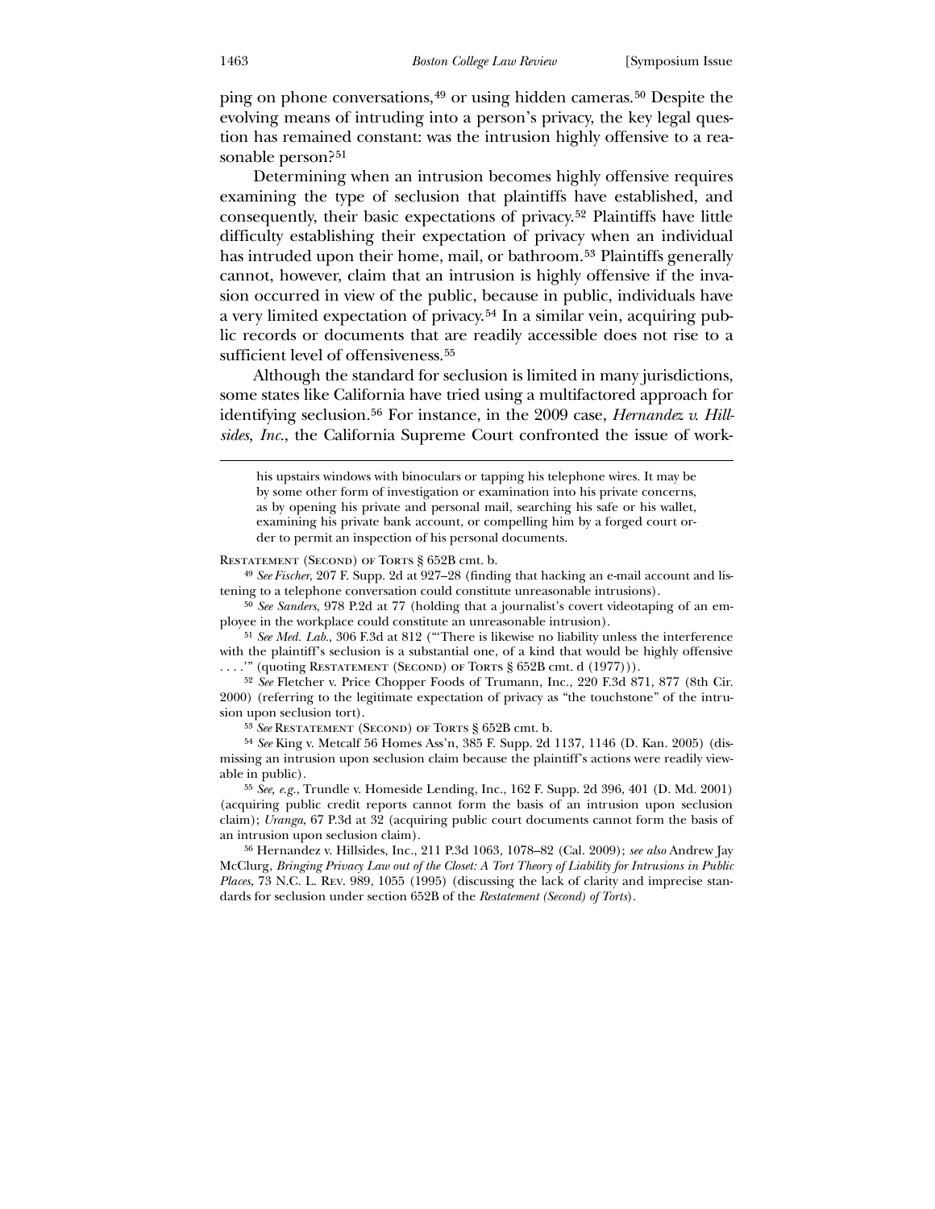ping on phone conversations,[49] or using hidden cameras.[50] Despite the evolving means of intruding into a person's privacy, the key legal question has remained constant: was the intrusion highly offensive to a reasonable person?[51]

Determining when an intrusion becomes highly offensive requires examining the type of seclusion that plaintiffs have established, and consequently, their basic expectations of privacy.[52] Plaintiffs have little difficulty establishing their expectation of privacy when an individual has intruded upon their home, mail, or bathroom.[53] Plaintiffs generally cannot, however, claim that an intrusion is highly offensive if the invasion occurred in view of the public, because in public, individuals have a very limited expectation of privacy.[54] In a similar vein, acquiring public records or documents that are readily accessible does not rise to a sufficient level of offensiveness.[55]

Although the standard for seclusion is limited in many jurisdictions, some states like California have tried using a multifactored approach for identifying seclusion.[56] For instance, in the 2009 case, *Hernandez v. Hillsides, Inc.*, the California Supreme Court confronted the issue of work-

---

> his upstairs windows with binoculars or tapping his telephone wires. It may be by some other form of investigation or examination into his private concerns, as by opening his private and personal mail, searching his safe or his wallet, examining his private bank account, or compelling him by a forged court order to permit an inspection of his personal documents.

Restatement (Second) of Torts § 652B cmt. b.

[49] *See Fischer*, 207 F. Supp. 2d at 927–28 (finding that hacking an e-mail account and listening to a telephone conversation could constitute unreasonable intrusions).

[50] *See Sanders*, 978 P.2d at 77 (holding that a journalist's covert videotaping of an employee in the workplace could constitute an unreasonable intrusion).

[51] *See Med. Lab.*, 306 F.3d at 812 ("'There is likewise no liability unless the interference with the plaintiff's seclusion is a substantial one, of a kind that would be highly offensive . . . .'" (quoting Restatement (Second) of Torts § 652B cmt. d (1977))).

[52] *See* Fletcher v. Price Chopper Foods of Trumann, Inc., 220 F.3d 871, 877 (8th Cir. 2000) (referring to the legitimate expectation of privacy as "the touchstone" of the intrusion upon seclusion tort).

[53] *See* Restatement (Second) of Torts § 652B cmt. b.

[54] *See* King v. Metcalf 56 Homes Ass'n, 385 F. Supp. 2d 1137, 1146 (D. Kan. 2005) (dismissing an intrusion upon seclusion claim because the plaintiff's actions were readily viewable in public).

[55] *See, e.g.*, Trundle v. Homeside Lending, Inc., 162 F. Supp. 2d 396, 401 (D. Md. 2001) (acquiring public credit reports cannot form the basis of an intrusion upon seclusion claim); *Uranga*, 67 P.3d at 32 (acquiring public court documents cannot form the basis of an intrusion upon seclusion claim).

[56] Hernandez v. Hillsides, Inc., 211 P.3d 1063, 1078–82 (Cal. 2009); *see also* Andrew Jay McClurg, *Bringing Privacy Law out of the Closet: A Tort Theory of Liability for Intrusions in Public Places*, 73 N.C. L. Rev. 989, 1055 (1995) (discussing the lack of clarity and imprecise standards for seclusion under section 652B of the *Restatement (Second) of Torts*).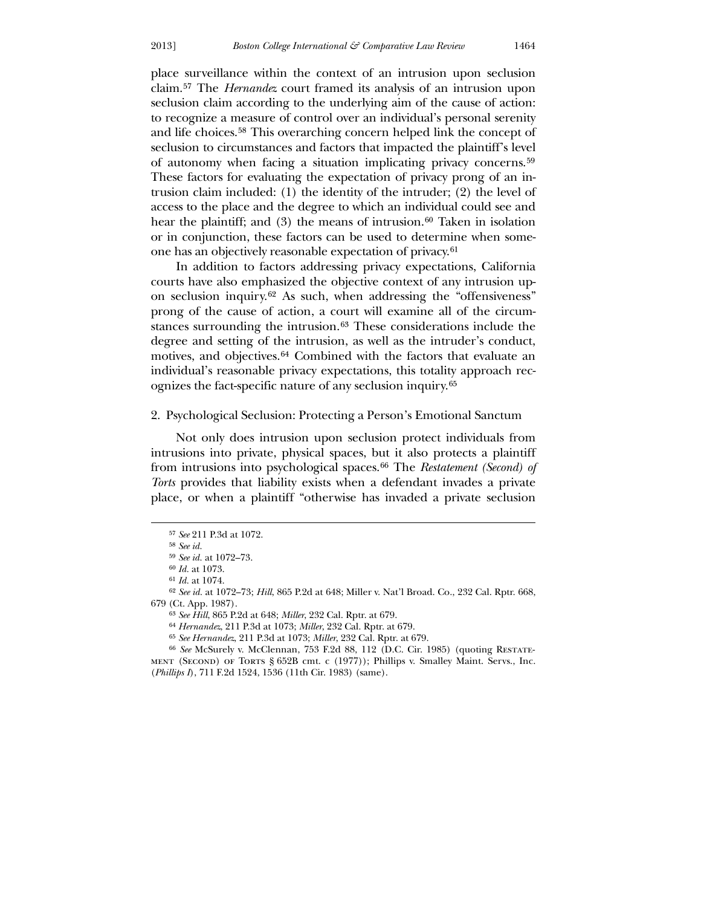place surveillance within the context of an intrusion upon seclusion claim.[57] The *Hernandez* court framed its analysis of an intrusion upon seclusion claim according to the underlying aim of the cause of action: to recognize a measure of control over an individual's personal serenity and life choices.[58] This overarching concern helped link the concept of seclusion to circumstances and factors that impacted the plaintiff's level of autonomy when facing a situation implicating privacy concerns.[59] These factors for evaluating the expectation of privacy prong of an intrusion claim included: (1) the identity of the intruder; (2) the level of access to the place and the degree to which an individual could see and hear the plaintiff; and (3) the means of intrusion.[60] Taken in isolation or in conjunction, these factors can be used to determine when someone has an objectively reasonable expectation of privacy.[61]

In addition to factors addressing privacy expectations, California courts have also emphasized the objective context of any intrusion upon seclusion inquiry.[62] As such, when addressing the "offensiveness" prong of the cause of action, a court will examine all of the circumstances surrounding the intrusion.[63] These considerations include the degree and setting of the intrusion, as well as the intruder's conduct, motives, and objectives.[64] Combined with the factors that evaluate an individual's reasonable privacy expectations, this totality approach recognizes the fact-specific nature of any seclusion inquiry.[65]

### 2. Psychological Seclusion: Protecting a Person's Emotional Sanctum

Not only does intrusion upon seclusion protect individuals from intrusions into private, physical spaces, but it also protects a plaintiff from intrusions into psychological spaces.[66] The *Restatement (Second) of Torts* provides that liability exists when a defendant invades a private place, or when a plaintiff "otherwise has invaded a private seclusion

---

[57] *See* 211 P.3d at 1072.

[58] *See id.*

[59] *See id.* at 1072–73.

[60] *Id.* at 1073.

[61] *Id.* at 1074.

[62] *See id.* at 1072–73; *Hill*, 865 P.2d at 648; Miller v. Nat'l Broad. Co., 232 Cal. Rptr. 668, 679 (Ct. App. 1987).

[63] *See Hill*, 865 P.2d at 648; *Miller*, 232 Cal. Rptr. at 679.

[64] *Hernandez*, 211 P.3d at 1073; *Miller*, 232 Cal. Rptr. at 679.

[65] *See Hernandez*, 211 P.3d at 1073; *Miller*, 232 Cal. Rptr. at 679.

[66] *See* McSurely v. McClennan, 753 F.2d 88, 112 (D.C. Cir. 1985) (quoting Restatement (Second) of Torts § 652B cmt. c (1977)); Phillips v. Smalley Maint. Servs., Inc. (*Phillips I*), 711 F.2d 1524, 1536 (11th Cir. 1983) (same).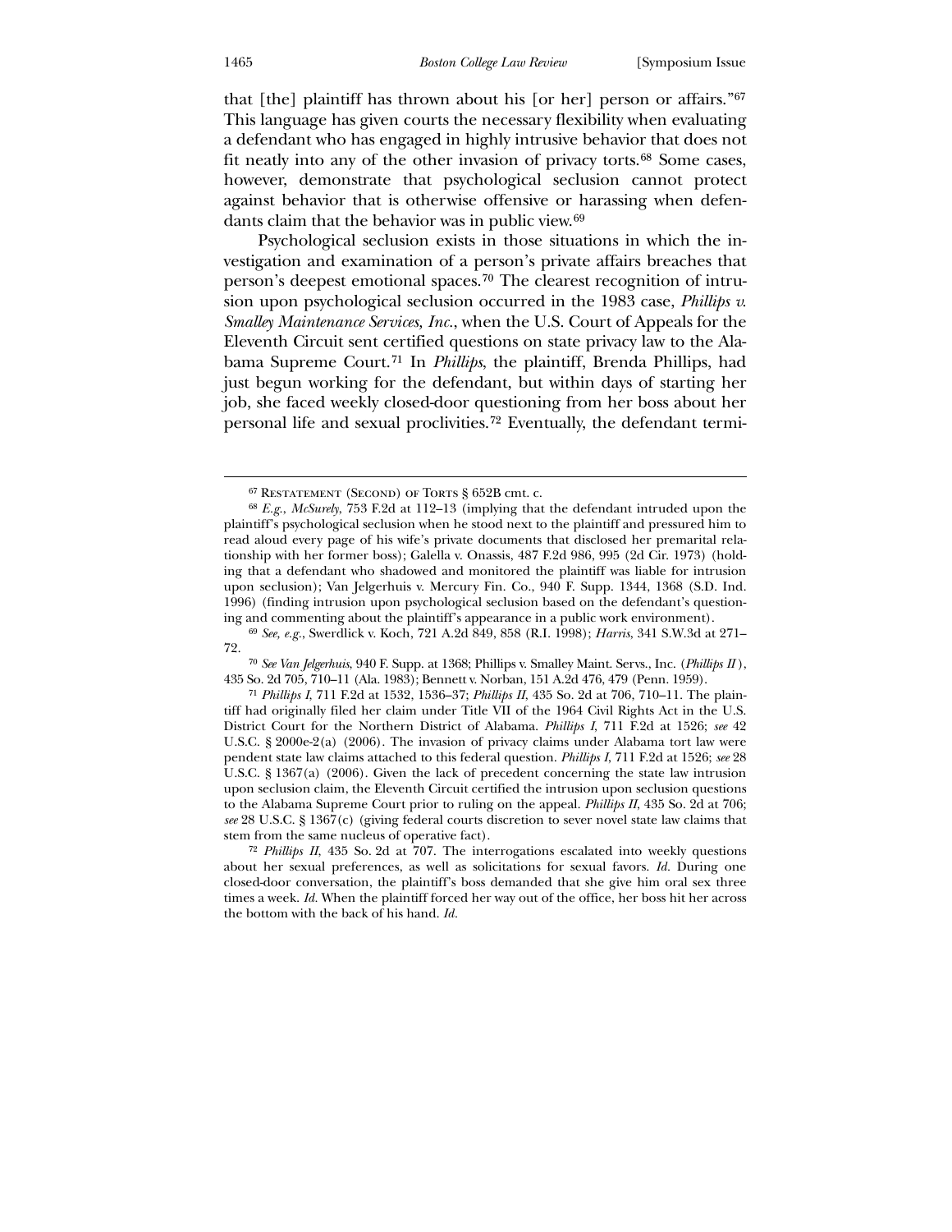that [the] plaintiff has thrown about his [or her] person or affairs."[67] This language has given courts the necessary flexibility when evaluating a defendant who has engaged in highly intrusive behavior that does not fit neatly into any of the other invasion of privacy torts.[68] Some cases, however, demonstrate that psychological seclusion cannot protect against behavior that is otherwise offensive or harassing when defendants claim that the behavior was in public view.[69]

Psychological seclusion exists in those situations in which the investigation and examination of a person's private affairs breaches that person's deepest emotional spaces.[70] The clearest recognition of intrusion upon psychological seclusion occurred in the 1983 case, *Phillips v. Smalley Maintenance Services, Inc.*, when the U.S. Court of Appeals for the Eleventh Circuit sent certified questions on state privacy law to the Alabama Supreme Court.[71] In *Phillips*, the plaintiff, Brenda Phillips, had just begun working for the defendant, but within days of starting her job, she faced weekly closed-door questioning from her boss about her personal life and sexual proclivities.[72] Eventually, the defendant termi-

---

[67] Restatement (Second) of Torts § 652B cmt. c.

[68] *E.g.*, *McSurely*, 753 F.2d at 112–13 (implying that the defendant intruded upon the plaintiff's psychological seclusion when he stood next to the plaintiff and pressured him to read aloud every page of his wife's private documents that disclosed her premarital relationship with her former boss); Galella v. Onassis, 487 F.2d 986, 995 (2d Cir. 1973) (holding that a defendant who shadowed and monitored the plaintiff was liable for intrusion upon seclusion); Van Jelgerhuis v. Mercury Fin. Co., 940 F. Supp. 1344, 1368 (S.D. Ind. 1996) (finding intrusion upon psychological seclusion based on the defendant's questioning and commenting about the plaintiff's appearance in a public work environment).

[69] *See, e.g.*, Swerdlick v. Koch, 721 A.2d 849, 858 (R.I. 1998); *Harris*, 341 S.W.3d at 271–72.

[70] *See Van Jelgerhuis*, 940 F. Supp. at 1368; Phillips v. Smalley Maint. Servs., Inc. (*Phillips II*), 435 So. 2d 705, 710–11 (Ala. 1983); Bennett v. Norban, 151 A.2d 476, 479 (Penn. 1959).

[71] *Phillips I*, 711 F.2d at 1532, 1536–37; *Phillips II*, 435 So. 2d at 706, 710–11. The plaintiff had originally filed her claim under Title VII of the 1964 Civil Rights Act in the U.S. District Court for the Northern District of Alabama. *Phillips I*, 711 F.2d at 1526; *see* 42 U.S.C. § 2000e-2(a) (2006). The invasion of privacy claims under Alabama tort law were pendent state law claims attached to this federal question. *Phillips I*, 711 F.2d at 1526; *see* 28 U.S.C. § 1367(a) (2006). Given the lack of precedent concerning the state law intrusion upon seclusion claim, the Eleventh Circuit certified the intrusion upon seclusion questions to the Alabama Supreme Court prior to ruling on the appeal. *Phillips II*, 435 So. 2d at 706; *see* 28 U.S.C. § 1367(c) (giving federal courts discretion to sever novel state law claims that stem from the same nucleus of operative fact).

[72] *Phillips II*, 435 So. 2d at 707. The interrogations escalated into weekly questions about her sexual preferences, as well as solicitations for sexual favors. *Id.* During one closed-door conversation, the plaintiff's boss demanded that she give him oral sex three times a week. *Id.* When the plaintiff forced her way out of the office, her boss hit her across the bottom with the back of his hand. *Id.*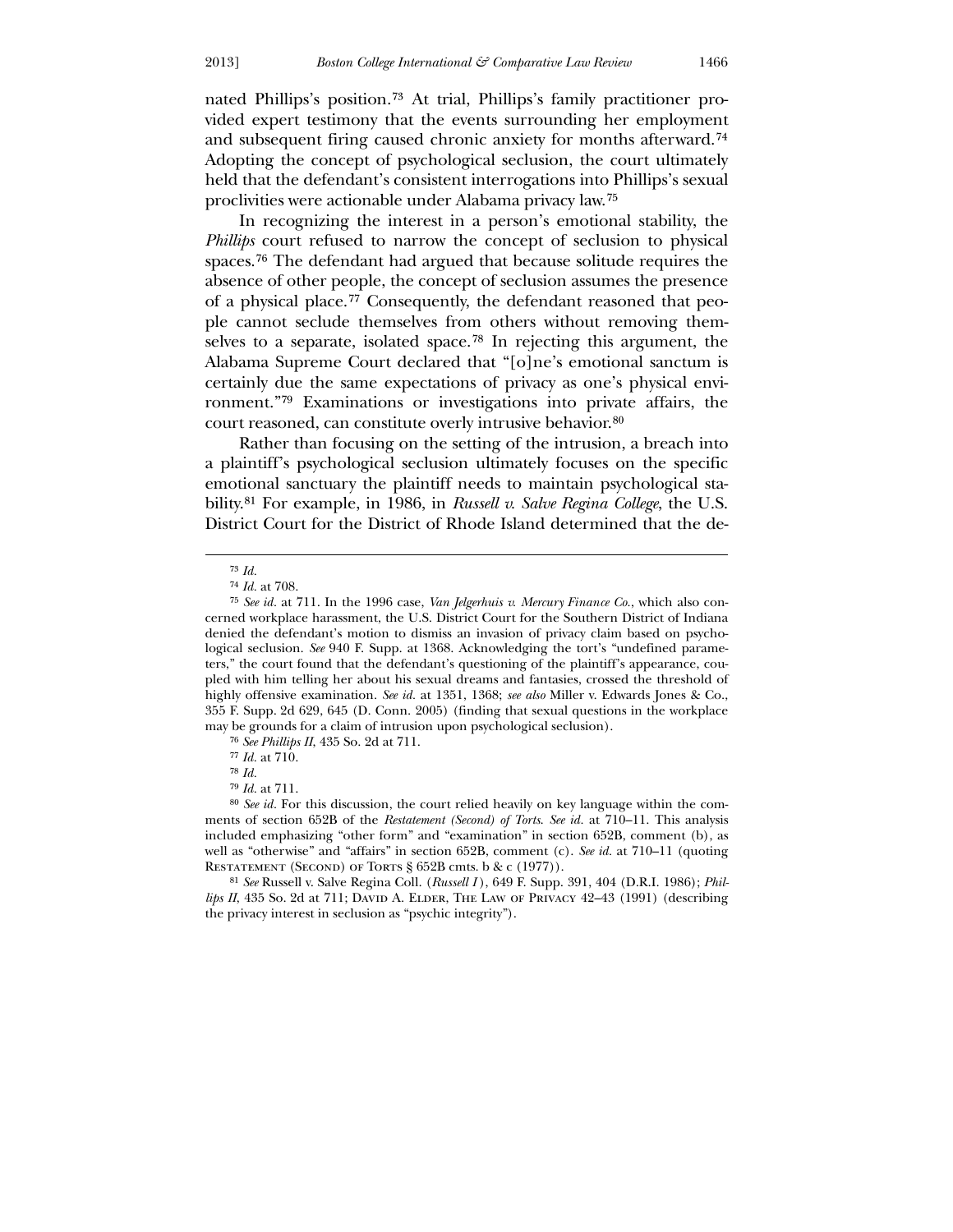nated Phillips's position.[73] At trial, Phillips's family practitioner provided expert testimony that the events surrounding her employment and subsequent firing caused chronic anxiety for months afterward.[74] Adopting the concept of psychological seclusion, the court ultimately held that the defendant's consistent interrogations into Phillips's sexual proclivities were actionable under Alabama privacy law.[75]

In recognizing the interest in a person's emotional stability, the *Phillips* court refused to narrow the concept of seclusion to physical spaces.[76] The defendant had argued that because solitude requires the absence of other people, the concept of seclusion assumes the presence of a physical place.[77] Consequently, the defendant reasoned that people cannot seclude themselves from others without removing themselves to a separate, isolated space.[78] In rejecting this argument, the Alabama Supreme Court declared that "[o]ne's emotional sanctum is certainly due the same expectations of privacy as one's physical environment."[79] Examinations or investigations into private affairs, the court reasoned, can constitute overly intrusive behavior.[80]

Rather than focusing on the setting of the intrusion, a breach into a plaintiff's psychological seclusion ultimately focuses on the specific emotional sanctuary the plaintiff needs to maintain psychological stability.[81] For example, in 1986, in *Russell v. Salve Regina College*, the U.S. District Court for the District of Rhode Island determined that the de-

---

[73] *Id.*

[74] *Id.* at 708.

[75] *See id.* at 711. In the 1996 case, *Van Jelgerhuis v. Mercury Finance Co.*, which also concerned workplace harassment, the U.S. District Court for the Southern District of Indiana denied the defendant's motion to dismiss an invasion of privacy claim based on psychological seclusion. *See* 940 F. Supp. at 1368. Acknowledging the tort's "undefined parameters," the court found that the defendant's questioning of the plaintiff's appearance, coupled with him telling her about his sexual dreams and fantasies, crossed the threshold of highly offensive examination. *See id.* at 1351, 1368; *see also* Miller v. Edwards Jones & Co., 355 F. Supp. 2d 629, 645 (D. Conn. 2005) (finding that sexual questions in the workplace may be grounds for a claim of intrusion upon psychological seclusion).

[76] *See Phillips II*, 435 So. 2d at 711.

[77] *Id.* at 710.

[78] *Id.*

[79] *Id.* at 711.

[80] *See id.* For this discussion, the court relied heavily on key language within the comments of section 652B of the *Restatement (Second) of Torts*. *See id.* at 710–11. This analysis included emphasizing "other form" and "examination" in section 652B, comment (b), as well as "otherwise" and "affairs" in section 652B, comment (c). *See id.* at 710–11 (quoting Restatement (Second) of Torts § 652B cmts. b & c (1977)).

[81] *See* Russell v. Salve Regina Coll. (*Russell I*), 649 F. Supp. 391, 404 (D.R.I. 1986); *Phillips II*, 435 So. 2d at 711; David A. Elder, The Law of Privacy 42–43 (1991) (describing the privacy interest in seclusion as "psychic integrity").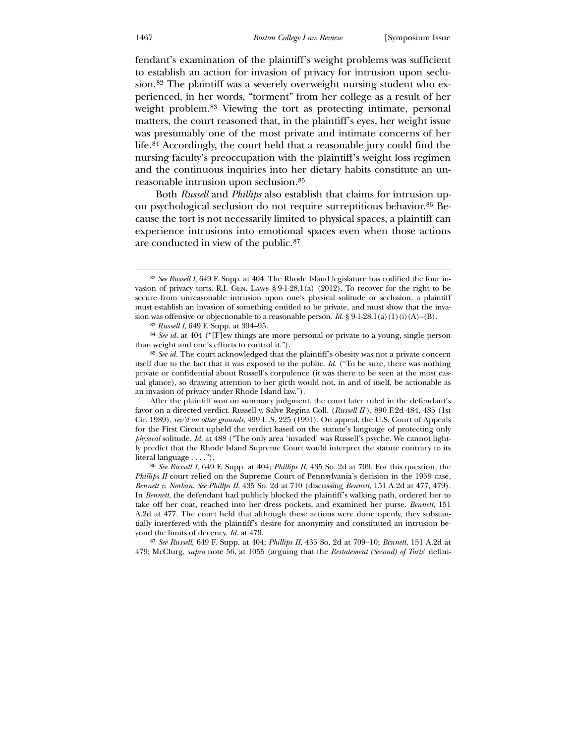fendant's examination of the plaintiff's weight problems was sufficient to establish an action for invasion of privacy for intrusion upon seclusion.[82] The plaintiff was a severely overweight nursing student who experienced, in her words, "torment" from her college as a result of her weight problem.[83] Viewing the tort as protecting intimate, personal matters, the court reasoned that, in the plaintiff's eyes, her weight issue was presumably one of the most private and intimate concerns of her life.[84] Accordingly, the court held that a reasonable jury could find the nursing faculty's preoccupation with the plaintiff's weight loss regimen and the continuous inquiries into her dietary habits constitute an unreasonable intrusion upon seclusion.[85]

Both *Russell* and *Phillips* also establish that claims for intrusion upon psychological seclusion do not require surreptitious behavior.[86] Because the tort is not necessarily limited to physical spaces, a plaintiff can experience intrusions into emotional spaces even when those actions are conducted in view of the public.[87]

---

[82] *See Russell I*, 649 F. Supp. at 404. The Rhode Island legislature has codified the four invasion of privacy torts. R.I. Gen. Laws § 9-1-28.1(a) (2012). To recover for the right to be secure from unreasonable intrusion upon one's physical solitude or seclusion, a plaintiff must establish an invasion of something entitled to be private, and must show that the invasion was offensive or objectionable to a reasonable person. *Id.* § 9-1-28.1(a)(1)(i)(A)–(B).

[83] *Russell I*, 649 F. Supp. at 394–95.

[84] *See id.* at 404 ("[F]ew things are more personal or private to a young, single person than weight and one's efforts to control it.").

[85] *See id.* The court acknowledged that the plaintiff's obesity was not a private concern itself due to the fact that it was exposed to the public. *Id.* ("To be sure, there was nothing private or confidential about Russell's corpulence (it was there to be seen at the most casual glance), so drawing attention to her girth would not, in and of itself, be actionable as an invasion of privacy under Rhode Island law.").

After the plaintiff won on summary judgment, the court later ruled in the defendant's favor on a directed verdict. Russell v. Salve Regina Coll. (*Russell II*), 890 F.2d 484, 485 (1st Cir. 1989), *rev'd on other grounds*, 499 U.S. 225 (1991). On appeal, the U.S. Court of Appeals for the First Circuit upheld the verdict based on the statute's language of protecting only *physical* solitude. *Id.* at 488 ("The only area 'invaded' was Russell's psyche. We cannot lightly predict that the Rhode Island Supreme Court would interpret the statute contrary to its literal language . . . .").

[86] *See Russell I*, 649 F. Supp. at 404; *Phillips II*, 435 So. 2d at 709. For this question, the *Phillips II* court relied on the Supreme Court of Pennsylvania's decision in the 1959 case, *Bennett v. Norban*. *See Phillps II*, 435 So. 2d at 710 (discussing *Bennett*, 151 A.2d at 477, 479). In *Bennett*, the defendant had publicly blocked the plaintiff's walking path, ordered her to take off her coat, reached into her dress pockets, and examined her purse. *Bennett*, 151 A.2d at 477. The court held that although these actions were done openly, they substantially interfered with the plaintiff's desire for anonymity and constituted an intrusion beyond the limits of decency. *Id.* at 479.

[87] *See Russell*, 649 F. Supp. at 404; *Phillips II*, 435 So. 2d at 709–10; *Bennett*, 151 A.2d at 479; McClurg, *supra* note 56, at 1055 (arguing that the *Restatement (Second) of Torts*' defini-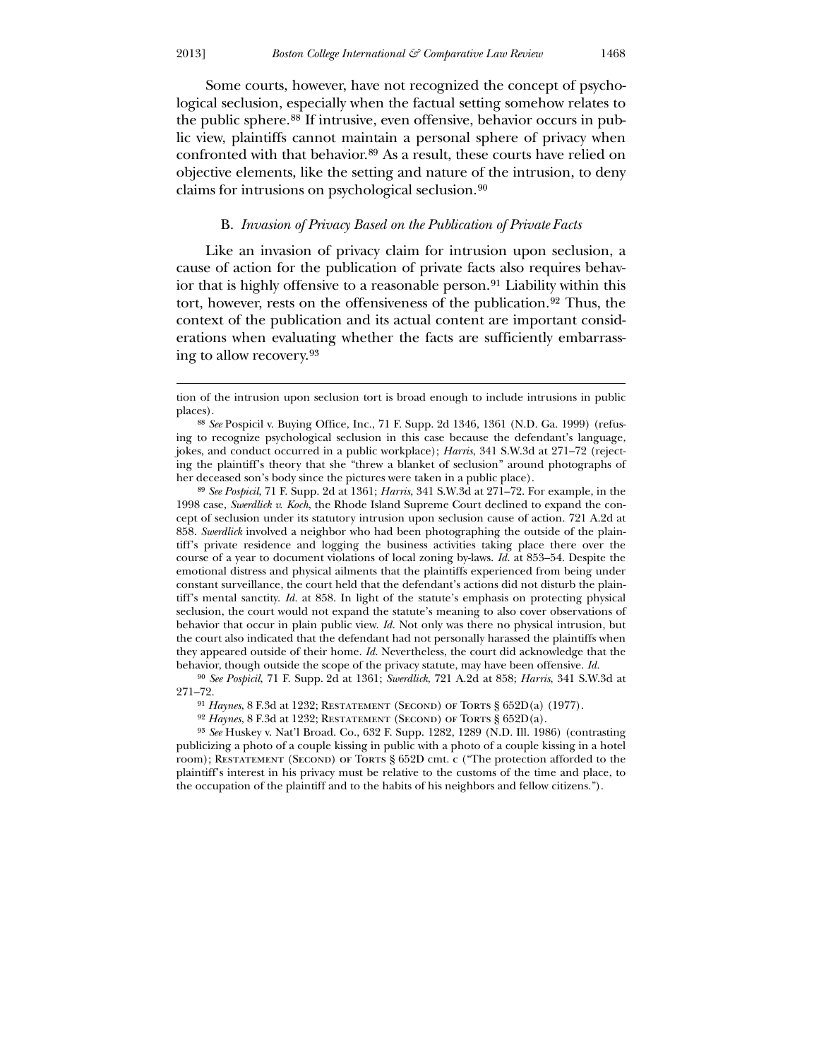Some courts, however, have not recognized the concept of psychological seclusion, especially when the factual setting somehow relates to the public sphere.[88] If intrusive, even offensive, behavior occurs in public view, plaintiffs cannot maintain a personal sphere of privacy when confronted with that behavior.[89] As a result, these courts have relied on objective elements, like the setting and nature of the intrusion, to deny claims for intrusions on psychological seclusion.[90]

### B. *Invasion of Privacy Based on the Publication of Private Facts*

Like an invasion of privacy claim for intrusion upon seclusion, a cause of action for the publication of private facts also requires behavior that is highly offensive to a reasonable person.[91] Liability within this tort, however, rests on the offensiveness of the publication.[92] Thus, the context of the publication and its actual content are important considerations when evaluating whether the facts are sufficiently embarrassing to allow recovery.[93]

---

tion of the intrusion upon seclusion tort is broad enough to include intrusions in public places).

[88] *See* Pospicil v. Buying Office, Inc., 71 F. Supp. 2d 1346, 1361 (N.D. Ga. 1999) (refusing to recognize psychological seclusion in this case because the defendant's language, jokes, and conduct occurred in a public workplace); *Harris*, 341 S.W.3d at 271–72 (rejecting the plaintiff's theory that she "threw a blanket of seclusion" around photographs of her deceased son's body since the pictures were taken in a public place).

[89] *See Pospicil*, 71 F. Supp. 2d at 1361; *Harris*, 341 S.W.3d at 271–72. For example, in the 1998 case, *Swerdlick v. Koch*, the Rhode Island Supreme Court declined to expand the concept of seclusion under its statutory intrusion upon seclusion cause of action. 721 A.2d at 858. *Swerdlick* involved a neighbor who had been photographing the outside of the plaintiff's private residence and logging the business activities taking place there over the course of a year to document violations of local zoning by-laws. *Id.* at 853–54. Despite the emotional distress and physical ailments that the plaintiffs experienced from being under constant surveillance, the court held that the defendant's actions did not disturb the plaintiff's mental sanctity. *Id.* at 858. In light of the statute's emphasis on protecting physical seclusion, the court would not expand the statute's meaning to also cover observations of behavior that occur in plain public view. *Id.* Not only was there no physical intrusion, but the court also indicated that the defendant had not personally harassed the plaintiffs when they appeared outside of their home. *Id.* Nevertheless, the court did acknowledge that the behavior, though outside the scope of the privacy statute, may have been offensive. *Id.*

[90] *See Pospicil*, 71 F. Supp. 2d at 1361; *Swerdlick*, 721 A.2d at 858; *Harris*, 341 S.W.3d at 271–72.

[91] *Haynes*, 8 F.3d at 1232; Restatement (Second) of Torts § 652D(a) (1977).

[92] *Haynes*, 8 F.3d at 1232; Restatement (Second) of Torts § 652D(a).

[93] *See* Huskey v. Nat'l Broad. Co., 632 F. Supp. 1282, 1289 (N.D. Ill. 1986) (contrasting publicizing a photo of a couple kissing in public with a photo of a couple kissing in a hotel room); Restatement (Second) of Torts § 652D cmt. c ("The protection afforded to the plaintiff's interest in his privacy must be relative to the customs of the time and place, to the occupation of the plaintiff and to the habits of his neighbors and fellow citizens.").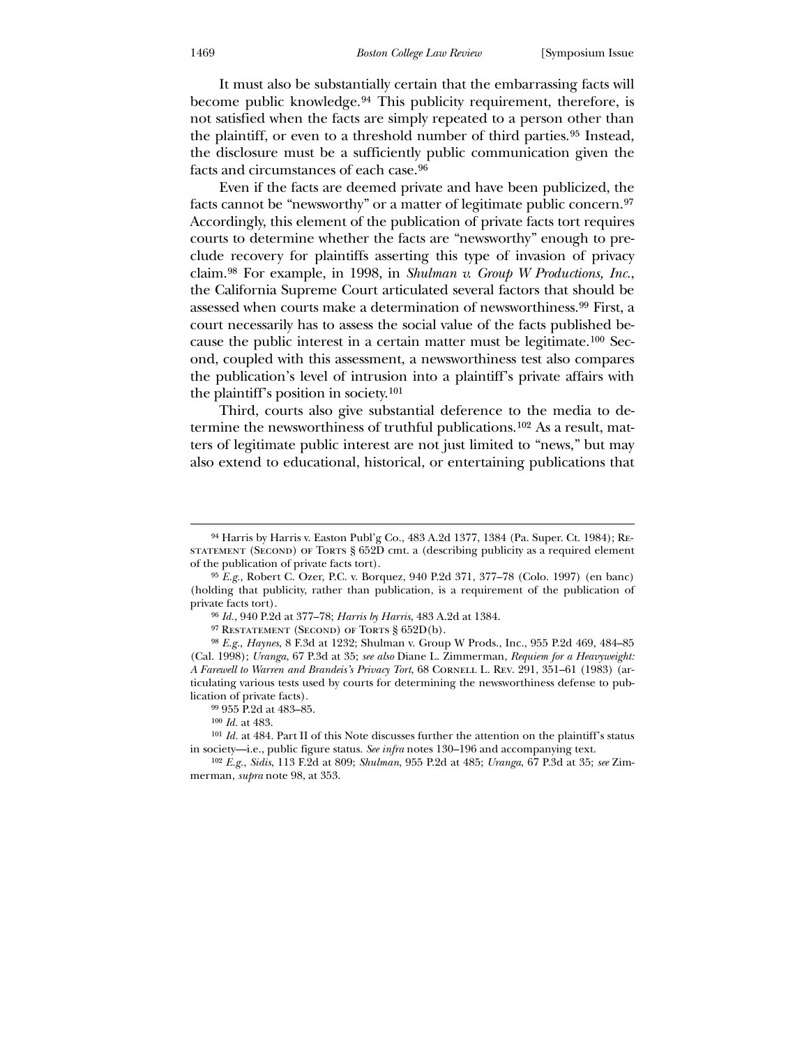It must also be substantially certain that the embarrassing facts will become public knowledge.[94] This publicity requirement, therefore, is not satisfied when the facts are simply repeated to a person other than the plaintiff, or even to a threshold number of third parties.[95] Instead, the disclosure must be a sufficiently public communication given the facts and circumstances of each case.[96]

Even if the facts are deemed private and have been publicized, the facts cannot be "newsworthy" or a matter of legitimate public concern.[97] Accordingly, this element of the publication of private facts tort requires courts to determine whether the facts are "newsworthy" enough to preclude recovery for plaintiffs asserting this type of invasion of privacy claim.[98] For example, in 1998, in *Shulman v. Group W Productions, Inc.*, the California Supreme Court articulated several factors that should be assessed when courts make a determination of newsworthiness.[99] First, a court necessarily has to assess the social value of the facts published because the public interest in a certain matter must be legitimate.[100] Second, coupled with this assessment, a newsworthiness test also compares the publication's level of intrusion into a plaintiff's private affairs with the plaintiff's position in society.[101]

Third, courts also give substantial deference to the media to determine the newsworthiness of truthful publications.[102] As a result, matters of legitimate public interest are not just limited to "news," but may also extend to educational, historical, or entertaining publications that

---

[94] Harris by Harris v. Easton Publ'g Co., 483 A.2d 1377, 1384 (Pa. Super. Ct. 1984); Restatement (Second) of Torts § 652D cmt. a (describing publicity as a required element of the publication of private facts tort).

[95] *E.g.*, Robert C. Ozer, P.C. v. Borquez, 940 P.2d 371, 377–78 (Colo. 1997) (en banc) (holding that publicity, rather than publication, is a requirement of the publication of private facts tort).

[96] *Id.*, 940 P.2d at 377–78; *Harris by Harris*, 483 A.2d at 1384.

[97] Restatement (Second) of Torts § 652D(b).

[98] *E.g.*, *Haynes*, 8 F.3d at 1232; Shulman v. Group W Prods., Inc., 955 P.2d 469, 484–85 (Cal. 1998); *Uranga*, 67 P.3d at 35; *see also* Diane L. Zimmerman, *Requiem for a Heavyweight: A Farewell to Warren and Brandeis's Privacy Tort*, 68 Cornell L. Rev. 291, 351–61 (1983) (articulating various tests used by courts for determining the newsworthiness defense to publication of private facts).

[99] 955 P.2d at 483–85.

[100] *Id.* at 483.

[101] *Id.* at 484. Part II of this Note discusses further the attention on the plaintiff's status in society—i.e., public figure status. *See infra* notes 130–196 and accompanying text.

[102] *E.g.*, *Sidis*, 113 F.2d at 809; *Shulman*, 955 P.2d at 485; *Uranga*, 67 P.3d at 35; *see* Zimmerman, *supra* note 98, at 353.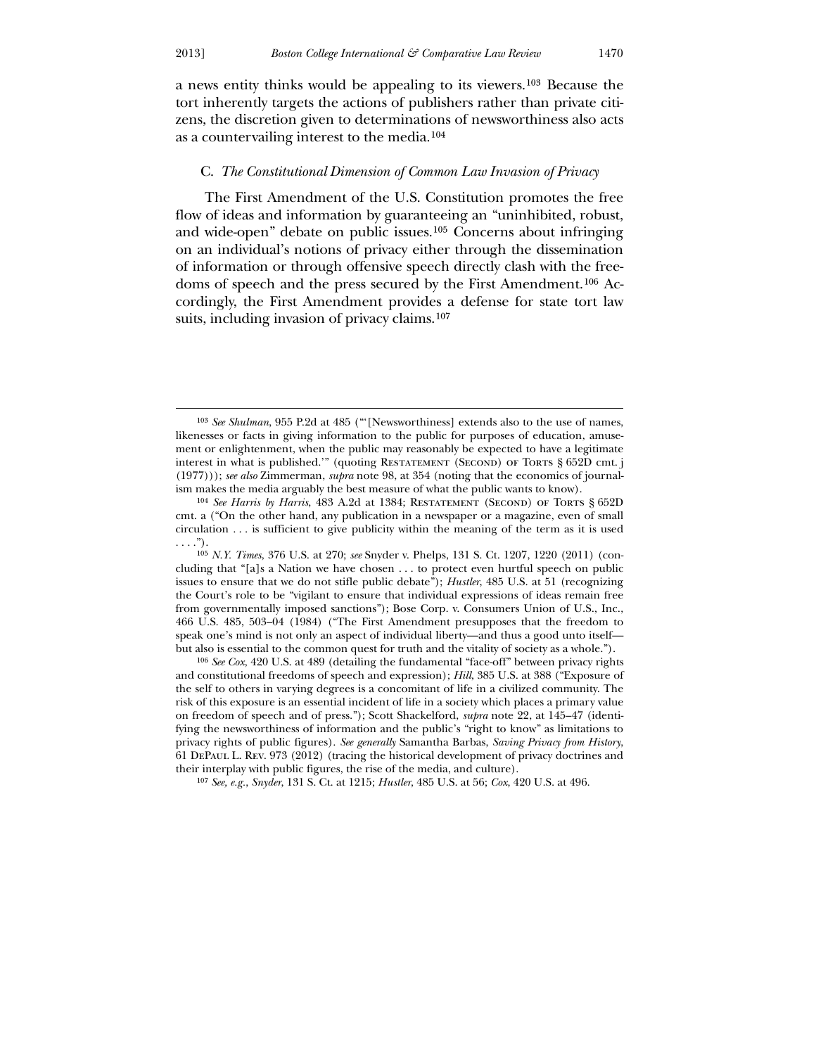a news entity thinks would be appealing to its viewers.[103] Because the tort inherently targets the actions of publishers rather than private citizens, the discretion given to determinations of newsworthiness also acts as a countervailing interest to the media.[104]

### C. *The Constitutional Dimension of Common Law Invasion of Privacy*

The First Amendment of the U.S. Constitution promotes the free flow of ideas and information by guaranteeing an "uninhibited, robust, and wide-open" debate on public issues.[105] Concerns about infringing on an individual's notions of privacy either through the dissemination of information or through offensive speech directly clash with the freedoms of speech and the press secured by the First Amendment.[106] Accordingly, the First Amendment provides a defense for state tort law suits, including invasion of privacy claims.[107]

---

[103] *See Shulman*, 955 P.2d at 485 ("'[Newsworthiness] extends also to the use of names, likenesses or facts in giving information to the public for purposes of education, amusement or enlightenment, when the public may reasonably be expected to have a legitimate interest in what is published.'" (quoting Restatement (Second) of Torts § 652D cmt. j (1977))); *see also* Zimmerman, *supra* note 98, at 354 (noting that the economics of journalism makes the media arguably the best measure of what the public wants to know).

[104] *See Harris by Harris*, 483 A.2d at 1384; Restatement (Second) of Torts § 652D cmt. a ("On the other hand, any publication in a newspaper or a magazine, even of small circulation . . . is sufficient to give publicity within the meaning of the term as it is used . . . .").

[105] *N.Y. Times*, 376 U.S. at 270; *see* Snyder v. Phelps, 131 S. Ct. 1207, 1220 (2011) (concluding that "[a]s a Nation we have chosen . . . to protect even hurtful speech on public issues to ensure that we do not stifle public debate"); *Hustler*, 485 U.S. at 51 (recognizing the Court's role to be "vigilant to ensure that individual expressions of ideas remain free from governmentally imposed sanctions"); Bose Corp. v. Consumers Union of U.S., Inc., 466 U.S. 485, 503–04 (1984) ("The First Amendment presupposes that the freedom to speak one's mind is not only an aspect of individual liberty—and thus a good unto itself—but also is essential to the common quest for truth and the vitality of society as a whole.").

[106] *See Cox*, 420 U.S. at 489 (detailing the fundamental "face-off" between privacy rights and constitutional freedoms of speech and expression); *Hill*, 385 U.S. at 388 ("Exposure of the self to others in varying degrees is a concomitant of life in a civilized community. The risk of this exposure is an essential incident of life in a society which places a primary value on freedom of speech and of press."); Scott Shackelford, *supra* note 22, at 145–47 (identifying the newsworthiness of information and the public's "right to know" as limitations to privacy rights of public figures). *See generally* Samantha Barbas, *Saving Privacy from History*, 61 DePaul L. Rev. 973 (2012) (tracing the historical development of privacy doctrines and their interplay with public figures, the rise of the media, and culture).

[107] *See, e.g.*, *Snyder*, 131 S. Ct. at 1215; *Hustler*, 485 U.S. at 56; *Cox*, 420 U.S. at 496.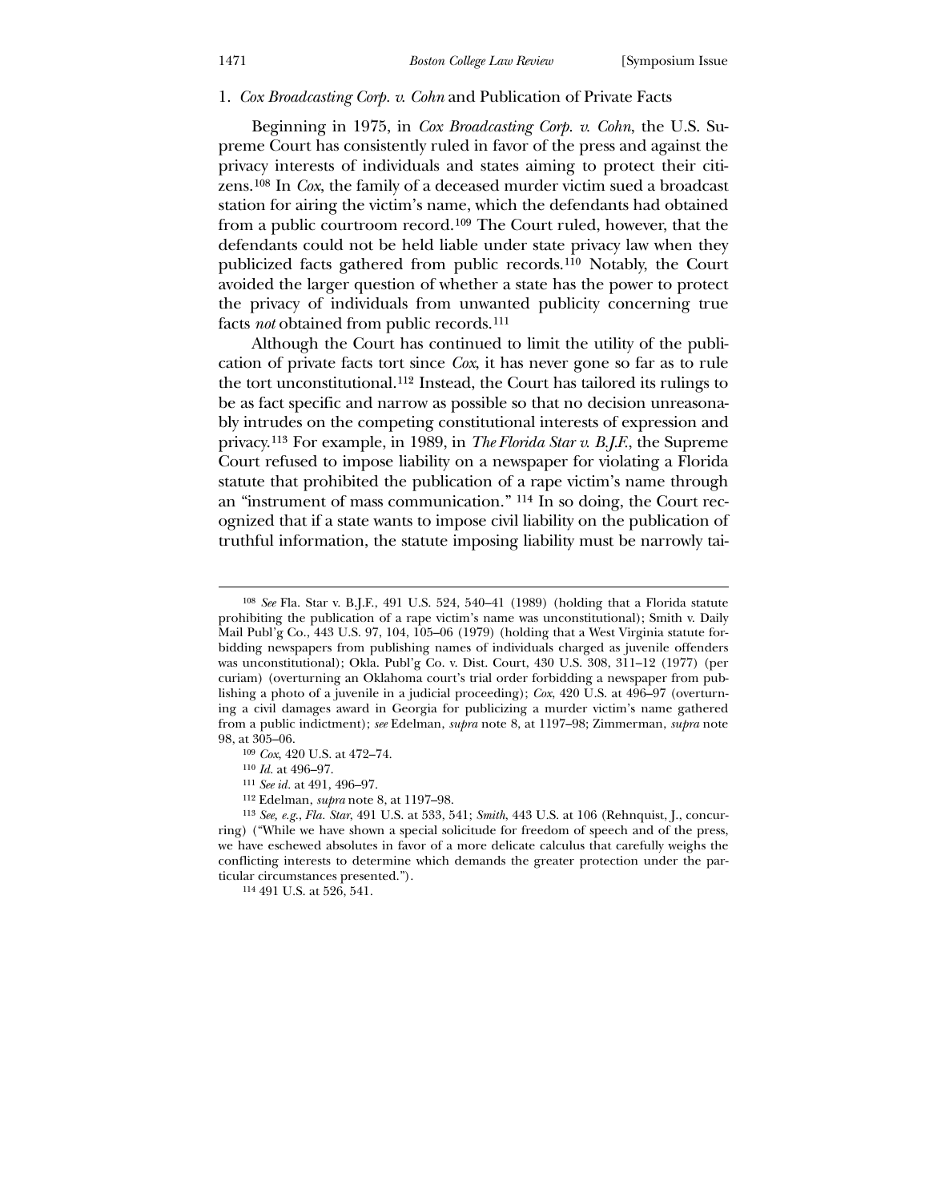### 1. *Cox Broadcasting Corp. v. Cohn* and Publication of Private Facts

Beginning in 1975, in *Cox Broadcasting Corp. v. Cohn*, the U.S. Supreme Court has consistently ruled in favor of the press and against the privacy interests of individuals and states aiming to protect their citizens.[108] In *Cox*, the family of a deceased murder victim sued a broadcast station for airing the victim's name, which the defendants had obtained from a public courtroom record.[109] The Court ruled, however, that the defendants could not be held liable under state privacy law when they publicized facts gathered from public records.[110] Notably, the Court avoided the larger question of whether a state has the power to protect the privacy of individuals from unwanted publicity concerning true facts *not* obtained from public records.[111]

Although the Court has continued to limit the utility of the publication of private facts tort since *Cox*, it has never gone so far as to rule the tort unconstitutional.[112] Instead, the Court has tailored its rulings to be as fact specific and narrow as possible so that no decision unreasonably intrudes on the competing constitutional interests of expression and privacy.[113] For example, in 1989, in *The Florida Star v. B.J.F.*, the Supreme Court refused to impose liability on a newspaper for violating a Florida statute that prohibited the publication of a rape victim's name through an "instrument of mass communication." [114] In so doing, the Court recognized that if a state wants to impose civil liability on the publication of truthful information, the statute imposing liability must be narrowly tai-

---

[108] *See* Fla. Star v. B.J.F., 491 U.S. 524, 540–41 (1989) (holding that a Florida statute prohibiting the publication of a rape victim's name was unconstitutional); Smith v. Daily Mail Publ'g Co., 443 U.S. 97, 104, 105–06 (1979) (holding that a West Virginia statute forbidding newspapers from publishing names of individuals charged as juvenile offenders was unconstitutional); Okla. Publ'g Co. v. Dist. Court, 430 U.S. 308, 311–12 (1977) (per curiam) (overturning an Oklahoma court's trial order forbidding a newspaper from publishing a photo of a juvenile in a judicial proceeding); *Cox*, 420 U.S. at 496–97 (overturning a civil damages award in Georgia for publicizing a murder victim's name gathered from a public indictment); *see* Edelman, *supra* note 8, at 1197–98; Zimmerman, *supra* note 98, at 305–06.

[109] *Cox*, 420 U.S. at 472–74.

[110] *Id.* at 496–97.

[111] *See id.* at 491, 496–97.

[112] Edelman, *supra* note 8, at 1197–98.

[113] *See, e.g.*, *Fla. Star*, 491 U.S. at 533, 541; *Smith*, 443 U.S. at 106 (Rehnquist, J., concurring) ("While we have shown a special solicitude for freedom of speech and of the press, we have eschewed absolutes in favor of a more delicate calculus that carefully weighs the conflicting interests to determine which demands the greater protection under the particular circumstances presented.").

[114] 491 U.S. at 526, 541.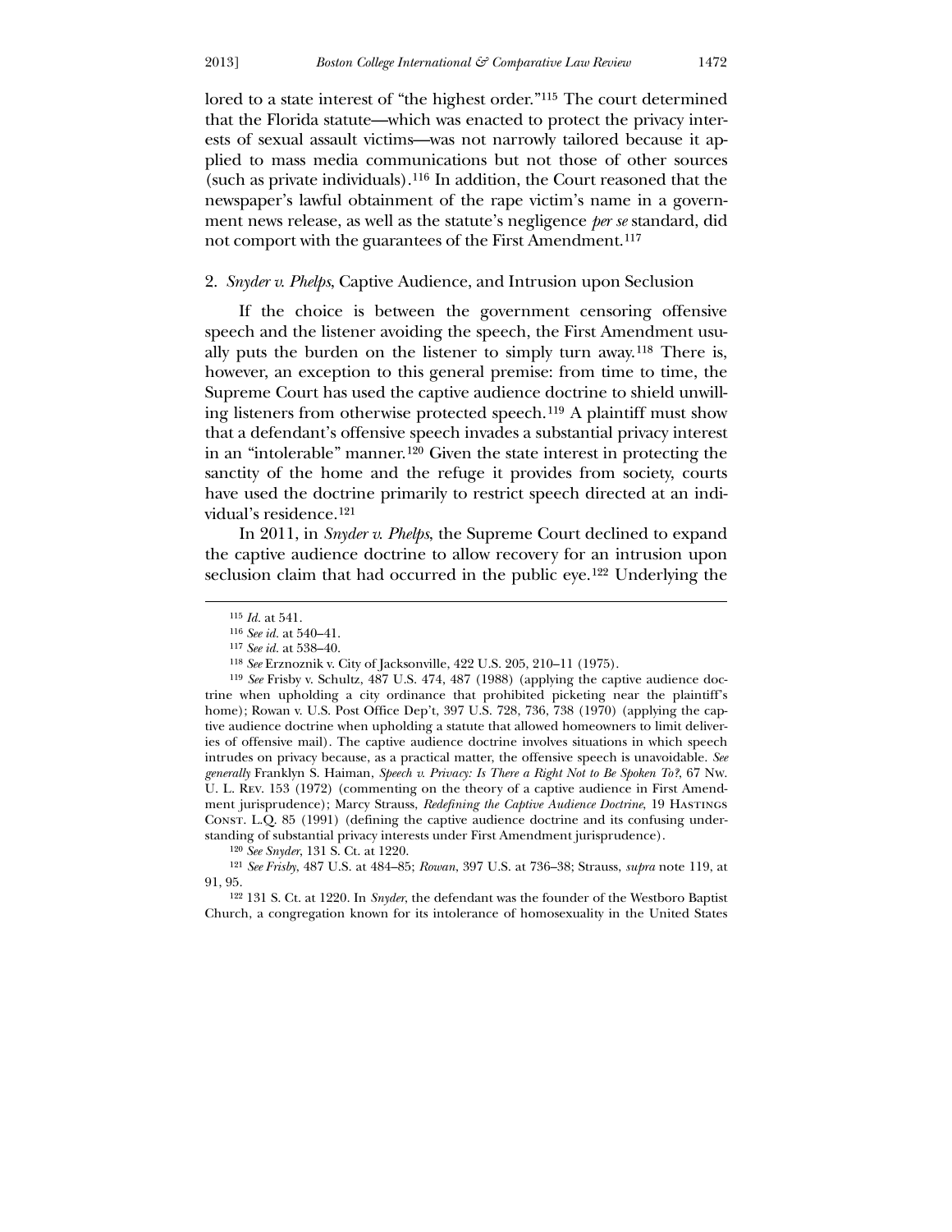lored to a state interest of "the highest order."[115] The court determined that the Florida statute—which was enacted to protect the privacy interests of sexual assault victims—was not narrowly tailored because it applied to mass media communications but not those of other sources (such as private individuals).[116] In addition, the Court reasoned that the newspaper's lawful obtainment of the rape victim's name in a government news release, as well as the statute's negligence *per se* standard, did not comport with the guarantees of the First Amendment.[117]

### 2. *Snyder v. Phelps*, Captive Audience, and Intrusion upon Seclusion

If the choice is between the government censoring offensive speech and the listener avoiding the speech, the First Amendment usually puts the burden on the listener to simply turn away.[118] There is, however, an exception to this general premise: from time to time, the Supreme Court has used the captive audience doctrine to shield unwilling listeners from otherwise protected speech.[119] A plaintiff must show that a defendant's offensive speech invades a substantial privacy interest in an "intolerable" manner.[120] Given the state interest in protecting the sanctity of the home and the refuge it provides from society, courts have used the doctrine primarily to restrict speech directed at an individual's residence.[121]

In 2011, in *Snyder v. Phelps*, the Supreme Court declined to expand the captive audience doctrine to allow recovery for an intrusion upon seclusion claim that had occurred in the public eye.[122] Underlying the

---

[115] *Id.* at 541.

[116] *See id.* at 540–41.

[117] *See id.* at 538–40.

[118] *See* Erznoznik v. City of Jacksonville, 422 U.S. 205, 210–11 (1975).

[119] *See* Frisby v. Schultz, 487 U.S. 474, 487 (1988) (applying the captive audience doctrine when upholding a city ordinance that prohibited picketing near the plaintiff's home); Rowan v. U.S. Post Office Dep't, 397 U.S. 728, 736, 738 (1970) (applying the captive audience doctrine when upholding a statute that allowed homeowners to limit deliveries of offensive mail). The captive audience doctrine involves situations in which speech intrudes on privacy because, as a practical matter, the offensive speech is unavoidable. *See generally* Franklyn S. Haiman, *Speech v. Privacy: Is There a Right Not to Be Spoken To?*, 67 Nw. U. L. Rev. 153 (1972) (commenting on the theory of a captive audience in First Amendment jurisprudence); Marcy Strauss, *Redefining the Captive Audience Doctrine*, 19 Hastings Const. L.Q. 85 (1991) (defining the captive audience doctrine and its confusing understanding of substantial privacy interests under First Amendment jurisprudence).

[120] *See Snyder*, 131 S. Ct. at 1220.

[121] *See Frisby*, 487 U.S. at 484–85; *Rowan*, 397 U.S. at 736–38; Strauss, *supra* note 119, at 91, 95.

[122] 131 S. Ct. at 1220. In *Snyder*, the defendant was the founder of the Westboro Baptist Church, a congregation known for its intolerance of homosexuality in the United States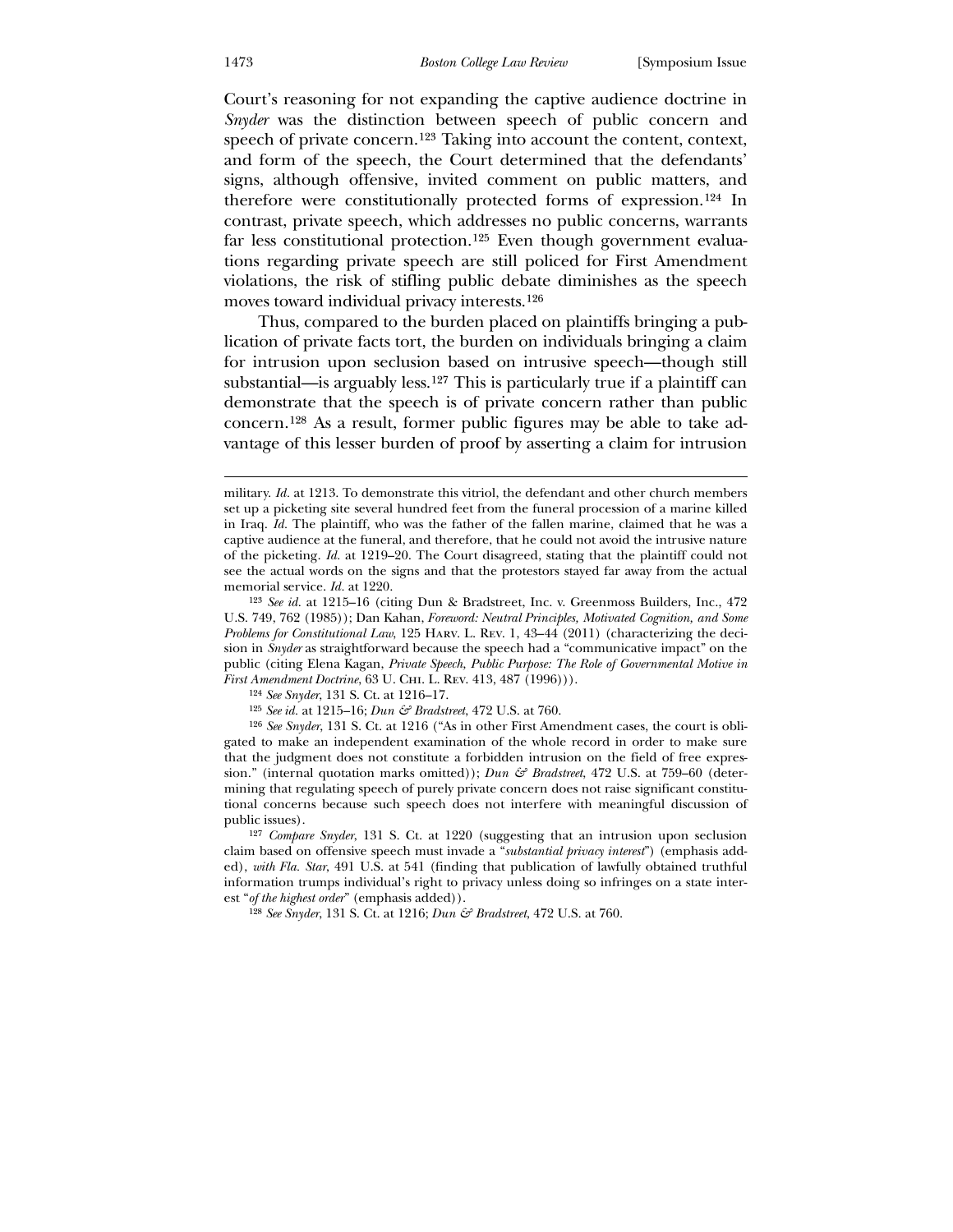Court's reasoning for not expanding the captive audience doctrine in *Snyder* was the distinction between speech of public concern and speech of private concern.[123] Taking into account the content, context, and form of the speech, the Court determined that the defendants' signs, although offensive, invited comment on public matters, and therefore were constitutionally protected forms of expression.[124] In contrast, private speech, which addresses no public concerns, warrants far less constitutional protection.[125] Even though government evaluations regarding private speech are still policed for First Amendment violations, the risk of stifling public debate diminishes as the speech moves toward individual privacy interests.[126]

Thus, compared to the burden placed on plaintiffs bringing a publication of private facts tort, the burden on individuals bringing a claim for intrusion upon seclusion based on intrusive speech—though still substantial—is arguably less.[127] This is particularly true if a plaintiff can demonstrate that the speech is of private concern rather than public concern.[128] As a result, former public figures may be able to take advantage of this lesser burden of proof by asserting a claim for intrusion

---

military. *Id.* at 1213. To demonstrate this vitriol, the defendant and other church members set up a picketing site several hundred feet from the funeral procession of a marine killed in Iraq. *Id.* The plaintiff, who was the father of the fallen marine, claimed that he was a captive audience at the funeral, and therefore, that he could not avoid the intrusive nature of the picketing. *Id.* at 1219–20. The Court disagreed, stating that the plaintiff could not see the actual words on the signs and that the protestors stayed far away from the actual memorial service. *Id.* at 1220.

[123] *See id.* at 1215–16 (citing Dun & Bradstreet, Inc. v. Greenmoss Builders, Inc., 472 U.S. 749, 762 (1985)); Dan Kahan, *Foreword: Neutral Principles, Motivated Cognition, and Some Problems for Constitutional Law*, 125 Harv. L. Rev. 1, 43–44 (2011) (characterizing the decision in *Snyder* as straightforward because the speech had a "communicative impact" on the public (citing Elena Kagan, *Private Speech, Public Purpose: The Role of Governmental Motive in First Amendment Doctrine*, 63 U. Chi. L. Rev. 413, 487 (1996))).

[124] *See Snyder*, 131 S. Ct. at 1216–17.

[125] *See id.* at 1215–16; *Dun & Bradstreet*, 472 U.S. at 760.

[126] *See Snyder*, 131 S. Ct. at 1216 ("As in other First Amendment cases, the court is obligated to make an independent examination of the whole record in order to make sure that the judgment does not constitute a forbidden intrusion on the field of free expression." (internal quotation marks omitted)); *Dun & Bradstreet*, 472 U.S. at 759–60 (determining that regulating speech of purely private concern does not raise significant constitutional concerns because such speech does not interfere with meaningful discussion of public issues).

[127] *Compare Snyder*, 131 S. Ct. at 1220 (suggesting that an intrusion upon seclusion claim based on offensive speech must invade a "*substantial privacy interest*") (emphasis added), *with Fla. Star*, 491 U.S. at 541 (finding that publication of lawfully obtained truthful information trumps individual's right to privacy unless doing so infringes on a state interest "*of the highest order*" (emphasis added)).

[128] *See Snyder*, 131 S. Ct. at 1216; *Dun & Bradstreet*, 472 U.S. at 760.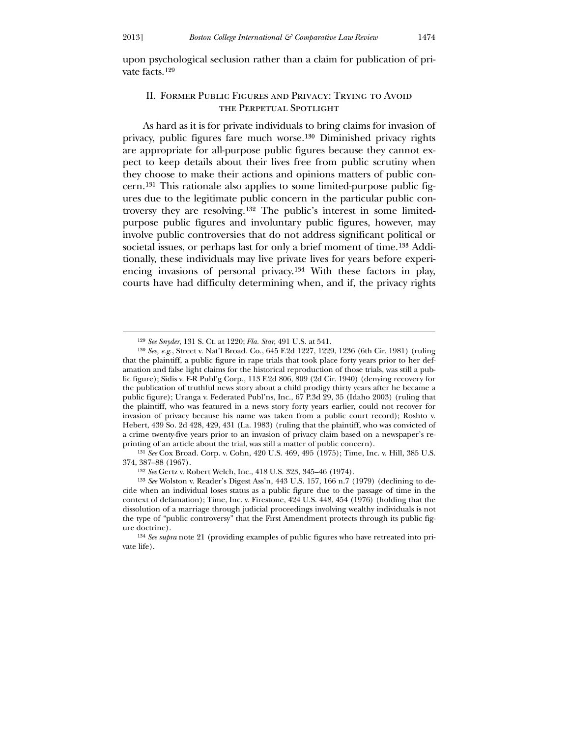upon psychological seclusion rather than a claim for publication of private facts.[129]

## II. Former Public Figures and Privacy: Trying to Avoid the Perpetual Spotlight

As hard as it is for private individuals to bring claims for invasion of privacy, public figures fare much worse.[130] Diminished privacy rights are appropriate for all-purpose public figures because they cannot expect to keep details about their lives free from public scrutiny when they choose to make their actions and opinions matters of public concern.[131] This rationale also applies to some limited-purpose public figures due to the legitimate public concern in the particular public controversy they are resolving.[132] The public's interest in some limited-purpose public figures and involuntary public figures, however, may involve public controversies that do not address significant political or societal issues, or perhaps last for only a brief moment of time.[133] Additionally, these individuals may live private lives for years before experiencing invasions of personal privacy.[134] With these factors in play, courts have had difficulty determining when, and if, the privacy rights

---

[129] *See Snyder*, 131 S. Ct. at 1220; *Fla. Star*, 491 U.S. at 541.

[130] *See, e.g.*, Street v. Nat'l Broad. Co., 645 F.2d 1227, 1229, 1236 (6th Cir. 1981) (ruling that the plaintiff, a public figure in rape trials that took place forty years prior to her defamation and false light claims for the historical reproduction of those trials, was still a public figure); Sidis v. F-R Publ'g Corp., 113 F.2d 806, 809 (2d Cir. 1940) (denying recovery for the publication of truthful news story about a child prodigy thirty years after he became a public figure); Uranga v. Federated Publ'ns, Inc., 67 P.3d 29, 35 (Idaho 2003) (ruling that the plaintiff, who was featured in a news story forty years earlier, could not recover for invasion of privacy because his name was taken from a public court record); Roshto v. Hebert, 439 So. 2d 428, 429, 431 (La. 1983) (ruling that the plaintiff, who was convicted of a crime twenty-five years prior to an invasion of privacy claim based on a newspaper's reprinting of an article about the trial, was still a matter of public concern).

[131] *See* Cox Broad. Corp. v. Cohn, 420 U.S. 469, 495 (1975); Time, Inc. v. Hill, 385 U.S. 374, 387–88 (1967).

[132] *See* Gertz v. Robert Welch, Inc., 418 U.S. 323, 345–46 (1974).

[133] *See* Wolston v. Reader's Digest Ass'n, 443 U.S. 157, 166 n.7 (1979) (declining to decide when an individual loses status as a public figure due to the passage of time in the context of defamation); Time, Inc. v. Firestone, 424 U.S. 448, 454 (1976) (holding that the dissolution of a marriage through judicial proceedings involving wealthy individuals is not the type of "public controversy" that the First Amendment protects through its public figure doctrine).

[134] *See supra* note 21 (providing examples of public figures who have retreated into private life).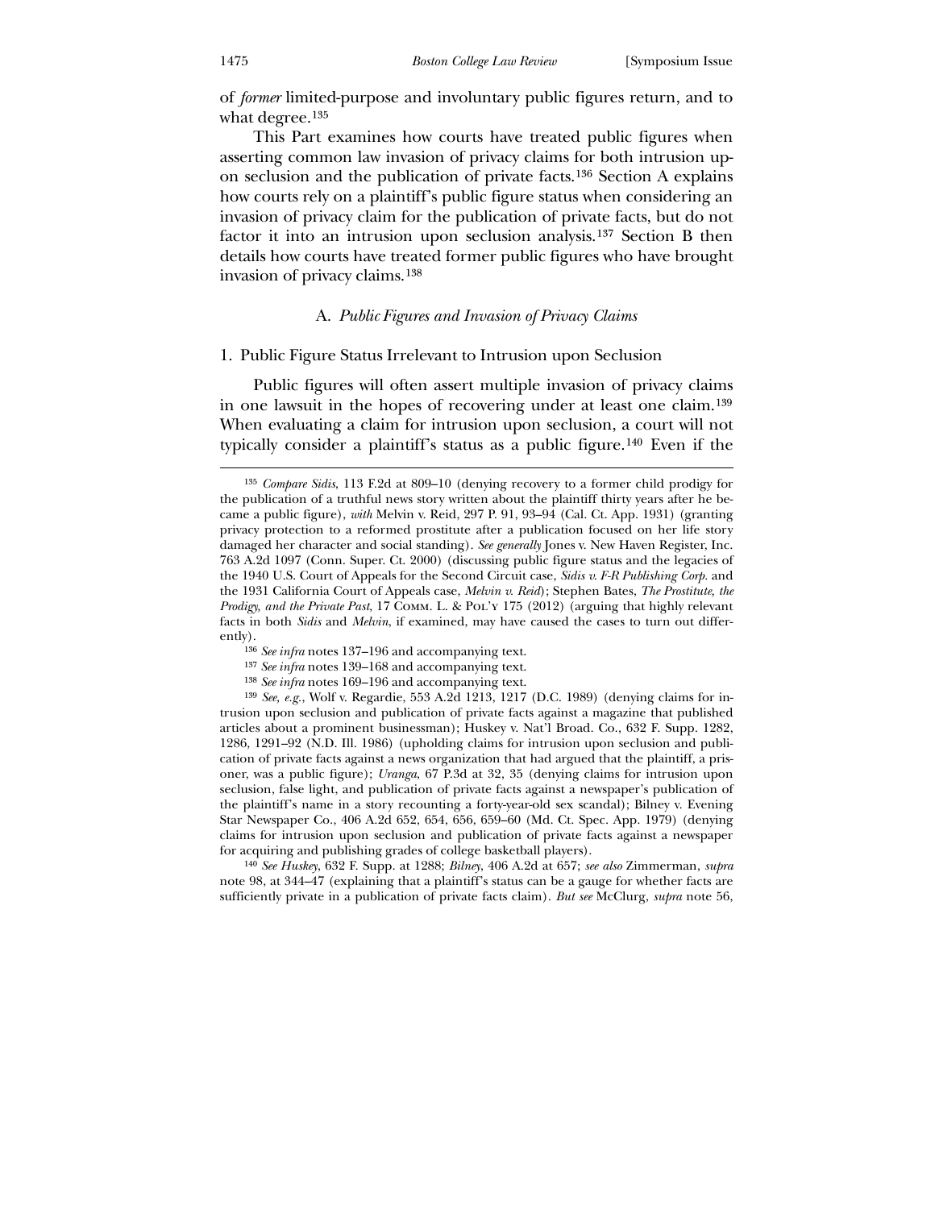of *former* limited-purpose and involuntary public figures return, and to what degree.[135]

This Part examines how courts have treated public figures when asserting common law invasion of privacy claims for both intrusion upon seclusion and the publication of private facts.[136] Section A explains how courts rely on a plaintiff's public figure status when considering an invasion of privacy claim for the publication of private facts, but do not factor it into an intrusion upon seclusion analysis.[137] Section B then details how courts have treated former public figures who have brought invasion of privacy claims.[138]

### A. *Public Figures and Invasion of Privacy Claims*

#### 1. Public Figure Status Irrelevant to Intrusion upon Seclusion

Public figures will often assert multiple invasion of privacy claims in one lawsuit in the hopes of recovering under at least one claim.[139] When evaluating a claim for intrusion upon seclusion, a court will not typically consider a plaintiff's status as a public figure.[140] Even if the

---

[135] *Compare Sidis*, 113 F.2d at 809–10 (denying recovery to a former child prodigy for the publication of a truthful news story written about the plaintiff thirty years after he became a public figure), *with* Melvin v. Reid, 297 P. 91, 93–94 (Cal. Ct. App. 1931) (granting privacy protection to a reformed prostitute after a publication focused on her life story damaged her character and social standing). *See generally* Jones v. New Haven Register, Inc. 763 A.2d 1097 (Conn. Super. Ct. 2000) (discussing public figure status and the legacies of the 1940 U.S. Court of Appeals for the Second Circuit case, *Sidis v. F-R Publishing Corp.* and the 1931 California Court of Appeals case, *Melvin v. Reid*); Stephen Bates, *The Prostitute, the Prodigy, and the Private Past*, 17 Comm. L. & Pol'y 175 (2012) (arguing that highly relevant facts in both *Sidis* and *Melvin*, if examined, may have caused the cases to turn out differently).

[136] *See infra* notes 137–196 and accompanying text.

[137] *See infra* notes 139–168 and accompanying text.

[138] *See infra* notes 169–196 and accompanying text.

[139] *See, e.g.*, Wolf v. Regardie, 553 A.2d 1213, 1217 (D.C. 1989) (denying claims for intrusion upon seclusion and publication of private facts against a magazine that published articles about a prominent businessman); Huskey v. Nat'l Broad. Co., 632 F. Supp. 1282, 1286, 1291–92 (N.D. Ill. 1986) (upholding claims for intrusion upon seclusion and publication of private facts against a news organization that had argued that the plaintiff, a prisoner, was a public figure); *Uranga*, 67 P.3d at 32, 35 (denying claims for intrusion upon seclusion, false light, and publication of private facts against a newspaper's publication of the plaintiff's name in a story recounting a forty-year-old sex scandal); Bilney v. Evening Star Newspaper Co., 406 A.2d 652, 654, 656, 659–60 (Md. Ct. Spec. App. 1979) (denying claims for intrusion upon seclusion and publication of private facts against a newspaper for acquiring and publishing grades of college basketball players).

[140] *See Huskey*, 632 F. Supp. at 1288; *Bilney*, 406 A.2d at 657; *see also* Zimmerman, *supra* note 98, at 344–47 (explaining that a plaintiff's status can be a gauge for whether facts are sufficiently private in a publication of private facts claim). *But see* McClurg, *supra* note 56,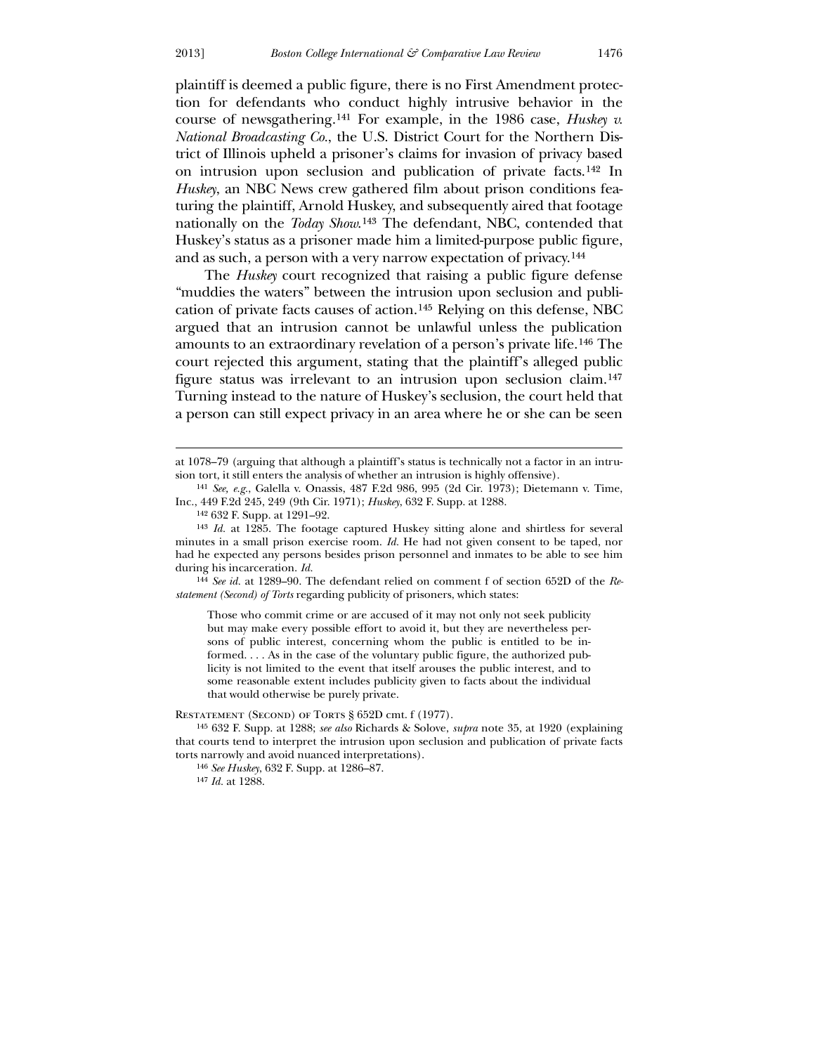plaintiff is deemed a public figure, there is no First Amendment protection for defendants who conduct highly intrusive behavior in the course of newsgathering.[141] For example, in the 1986 case, *Huskey v. National Broadcasting Co.*, the U.S. District Court for the Northern District of Illinois upheld a prisoner's claims for invasion of privacy based on intrusion upon seclusion and publication of private facts.[142] In *Huskey*, an NBC News crew gathered film about prison conditions featuring the plaintiff, Arnold Huskey, and subsequently aired that footage nationally on the *Today Show*.[143] The defendant, NBC, contended that Huskey's status as a prisoner made him a limited-purpose public figure, and as such, a person with a very narrow expectation of privacy.[144]

The *Huskey* court recognized that raising a public figure defense "muddies the waters" between the intrusion upon seclusion and publication of private facts causes of action.[145] Relying on this defense, NBC argued that an intrusion cannot be unlawful unless the publication amounts to an extraordinary revelation of a person's private life.[146] The court rejected this argument, stating that the plaintiff's alleged public figure status was irrelevant to an intrusion upon seclusion claim.[147] Turning instead to the nature of Huskey's seclusion, the court held that a person can still expect privacy in an area where he or she can be seen

---

at 1078–79 (arguing that although a plaintiff's status is technically not a factor in an intrusion tort, it still enters the analysis of whether an intrusion is highly offensive).

[141] *See, e.g.*, Galella v. Onassis, 487 F.2d 986, 995 (2d Cir. 1973); Dietemann v. Time, Inc., 449 F.2d 245, 249 (9th Cir. 1971); *Huskey*, 632 F. Supp. at 1288.

[142] 632 F. Supp. at 1291–92.

[143] *Id.* at 1285. The footage captured Huskey sitting alone and shirtless for several minutes in a small prison exercise room. *Id.* He had not given consent to be taped, nor had he expected any persons besides prison personnel and inmates to be able to see him during his incarceration. *Id.*

[144] *See id.* at 1289–90. The defendant relied on comment f of section 652D of the *Restatement (Second) of Torts* regarding publicity of prisoners, which states:

> Those who commit crime or are accused of it may not only not seek publicity but may make every possible effort to avoid it, but they are nevertheless persons of public interest, concerning whom the public is entitled to be informed. . . . As in the case of the voluntary public figure, the authorized publicity is not limited to the event that itself arouses the public interest, and to some reasonable extent includes publicity given to facts about the individual that would otherwise be purely private.

Restatement (Second) of Torts § 652D cmt. f (1977).

[145] 632 F. Supp. at 1288; *see also* Richards & Solove, *supra* note 35, at 1920 (explaining that courts tend to interpret the intrusion upon seclusion and publication of private facts torts narrowly and avoid nuanced interpretations).

[146] *See Huskey*, 632 F. Supp. at 1286–87.

[147] *Id.* at 1288.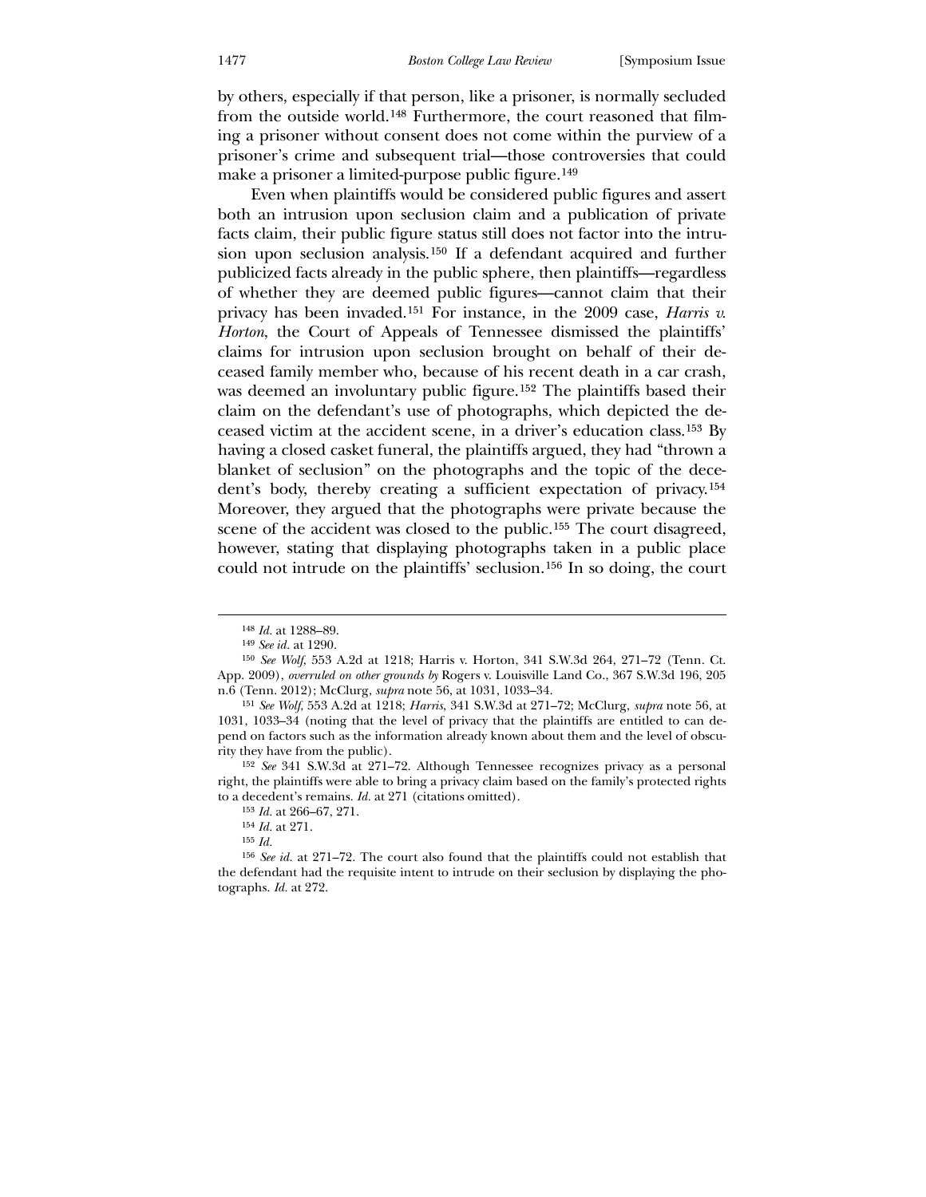by others, especially if that person, like a prisoner, is normally secluded from the outside world.[148] Furthermore, the court reasoned that filming a prisoner without consent does not come within the purview of a prisoner's crime and subsequent trial—those controversies that could make a prisoner a limited-purpose public figure.[149]

Even when plaintiffs would be considered public figures and assert both an intrusion upon seclusion claim and a publication of private facts claim, their public figure status still does not factor into the intrusion upon seclusion analysis.[150] If a defendant acquired and further publicized facts already in the public sphere, then plaintiffs—regardless of whether they are deemed public figures—cannot claim that their privacy has been invaded.[151] For instance, in the 2009 case, *Harris v. Horton*, the Court of Appeals of Tennessee dismissed the plaintiffs' claims for intrusion upon seclusion brought on behalf of their deceased family member who, because of his recent death in a car crash, was deemed an involuntary public figure.[152] The plaintiffs based their claim on the defendant's use of photographs, which depicted the deceased victim at the accident scene, in a driver's education class.[153] By having a closed casket funeral, the plaintiffs argued, they had "thrown a blanket of seclusion" on the photographs and the topic of the decedent's body, thereby creating a sufficient expectation of privacy.[154] Moreover, they argued that the photographs were private because the scene of the accident was closed to the public.[155] The court disagreed, however, stating that displaying photographs taken in a public place could not intrude on the plaintiffs' seclusion.[156] In so doing, the court

---

[148] *Id.* at 1288–89.

[149] *See id.* at 1290.

[150] *See Wolf*, 553 A.2d at 1218; Harris v. Horton, 341 S.W.3d 264, 271–72 (Tenn. Ct. App. 2009), *overruled on other grounds by* Rogers v. Louisville Land Co., 367 S.W.3d 196, 205 n.6 (Tenn. 2012); McClurg, *supra* note 56, at 1031, 1033–34.

[151] *See Wolf*, 553 A.2d at 1218; *Harris*, 341 S.W.3d at 271–72; McClurg, *supra* note 56, at 1031, 1033–34 (noting that the level of privacy that the plaintiffs are entitled to can depend on factors such as the information already known about them and the level of obscurity they have from the public).

[152] *See* 341 S.W.3d at 271–72. Although Tennessee recognizes privacy as a personal right, the plaintiffs were able to bring a privacy claim based on the family's protected rights to a decedent's remains. *Id.* at 271 (citations omitted).

[153] *Id.* at 266–67, 271.

[154] *Id.* at 271.

[155] *Id.*

[156] *See id.* at 271–72. The court also found that the plaintiffs could not establish that the defendant had the requisite intent to intrude on their seclusion by displaying the photographs. *Id.* at 272.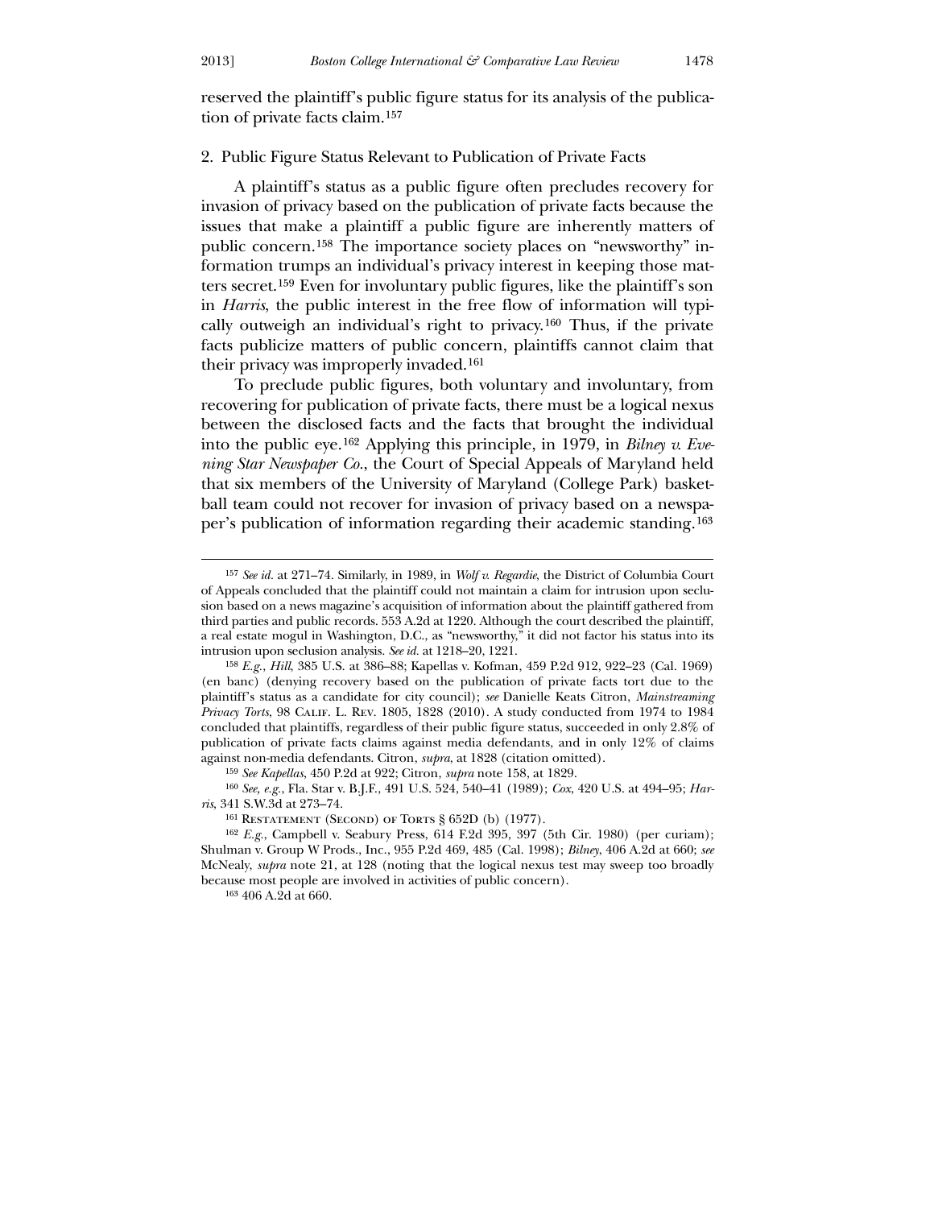reserved the plaintiff's public figure status for its analysis of the publication of private facts claim.[157]

### 2. Public Figure Status Relevant to Publication of Private Facts

A plaintiff's status as a public figure often precludes recovery for invasion of privacy based on the publication of private facts because the issues that make a plaintiff a public figure are inherently matters of public concern.[158] The importance society places on "newsworthy" information trumps an individual's privacy interest in keeping those matters secret.[159] Even for involuntary public figures, like the plaintiff's son in *Harris*, the public interest in the free flow of information will typically outweigh an individual's right to privacy.[160] Thus, if the private facts publicize matters of public concern, plaintiffs cannot claim that their privacy was improperly invaded.[161]

To preclude public figures, both voluntary and involuntary, from recovering for publication of private facts, there must be a logical nexus between the disclosed facts and the facts that brought the individual into the public eye.[162] Applying this principle, in 1979, in *Bilney v. Evening Star Newspaper Co.*, the Court of Special Appeals of Maryland held that six members of the University of Maryland (College Park) basketball team could not recover for invasion of privacy based on a newspaper's publication of information regarding their academic standing.[163]

---

[157] *See id.* at 271–74. Similarly, in 1989, in *Wolf v. Regardie*, the District of Columbia Court of Appeals concluded that the plaintiff could not maintain a claim for intrusion upon seclusion based on a news magazine's acquisition of information about the plaintiff gathered from third parties and public records. 553 A.2d at 1220. Although the court described the plaintiff, a real estate mogul in Washington, D.C., as "newsworthy," it did not factor his status into its intrusion upon seclusion analysis. *See id.* at 1218–20, 1221.

[158] *E.g.*, *Hill*, 385 U.S. at 386–88; Kapellas v. Kofman, 459 P.2d 912, 922–23 (Cal. 1969) (en banc) (denying recovery based on the publication of private facts tort due to the plaintiff's status as a candidate for city council); *see* Danielle Keats Citron, *Mainstreaming Privacy Torts*, 98 Calif. L. Rev. 1805, 1828 (2010). A study conducted from 1974 to 1984 concluded that plaintiffs, regardless of their public figure status, succeeded in only 2.8% of publication of private facts claims against media defendants, and in only 12% of claims against non-media defendants. Citron, *supra*, at 1828 (citation omitted).

[159] *See Kapellas*, 450 P.2d at 922; Citron, *supra* note 158, at 1829.

[160] *See, e.g.*, Fla. Star v. B.J.F., 491 U.S. 524, 540–41 (1989); *Cox*, 420 U.S. at 494–95; *Harris*, 341 S.W.3d at 273–74.

[161] Restatement (Second) of Torts § 652D (b) (1977).

[162] *E.g.*, Campbell v. Seabury Press, 614 F.2d 395, 397 (5th Cir. 1980) (per curiam); Shulman v. Group W Prods., Inc., 955 P.2d 469, 485 (Cal. 1998); *Bilney*, 406 A.2d at 660; *see* McNealy, *supra* note 21, at 128 (noting that the logical nexus test may sweep too broadly because most people are involved in activities of public concern).

[163] 406 A.2d at 660.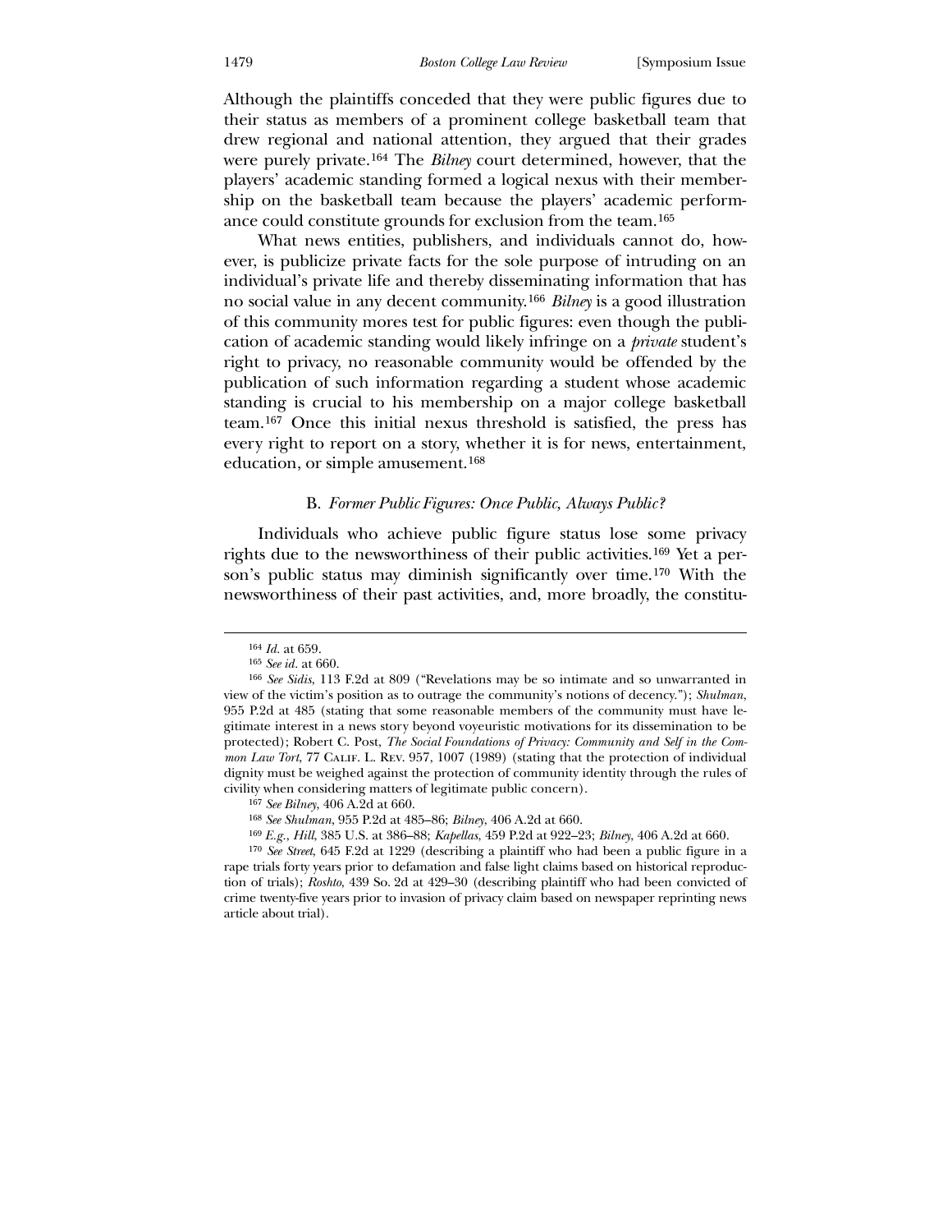Although the plaintiffs conceded that they were public figures due to their status as members of a prominent college basketball team that drew regional and national attention, they argued that their grades were purely private.[164] The *Bilney* court determined, however, that the players' academic standing formed a logical nexus with their membership on the basketball team because the players' academic performance could constitute grounds for exclusion from the team.[165]

What news entities, publishers, and individuals cannot do, however, is publicize private facts for the sole purpose of intruding on an individual's private life and thereby disseminating information that has no social value in any decent community.[166] *Bilney* is a good illustration of this community mores test for public figures: even though the publication of academic standing would likely infringe on a *private* student's right to privacy, no reasonable community would be offended by the publication of such information regarding a student whose academic standing is crucial to his membership on a major college basketball team.[167] Once this initial nexus threshold is satisfied, the press has every right to report on a story, whether it is for news, entertainment, education, or simple amusement.[168]

### B. *Former Public Figures: Once Public, Always Public?*

Individuals who achieve public figure status lose some privacy rights due to the newsworthiness of their public activities.[169] Yet a person's public status may diminish significantly over time.[170] With the newsworthiness of their past activities, and, more broadly, the constitu-

---

[164] *Id.* at 659.

[165] *See id.* at 660.

[166] *See Sidis*, 113 F.2d at 809 ("Revelations may be so intimate and so unwarranted in view of the victim's position as to outrage the community's notions of decency."); *Shulman*, 955 P.2d at 485 (stating that some reasonable members of the community must have legitimate interest in a news story beyond voyeuristic motivations for its dissemination to be protected); Robert C. Post, *The Social Foundations of Privacy: Community and Self in the Common Law Tort*, 77 Calif. L. Rev. 957, 1007 (1989) (stating that the protection of individual dignity must be weighed against the protection of community identity through the rules of civility when considering matters of legitimate public concern).

[167] *See Bilney*, 406 A.2d at 660.

[168] *See Shulman*, 955 P.2d at 485–86; *Bilney*, 406 A.2d at 660.

[169] *E.g.*, *Hill*, 385 U.S. at 386–88; *Kapellas*, 459 P.2d at 922–23; *Bilney*, 406 A.2d at 660.

[170] *See Street*, 645 F.2d at 1229 (describing a plaintiff who had been a public figure in a rape trials forty years prior to defamation and false light claims based on historical reproduction of trials); *Roshto*, 439 So. 2d at 429–30 (describing plaintiff who had been convicted of crime twenty-five years prior to invasion of privacy claim based on newspaper reprinting news article about trial).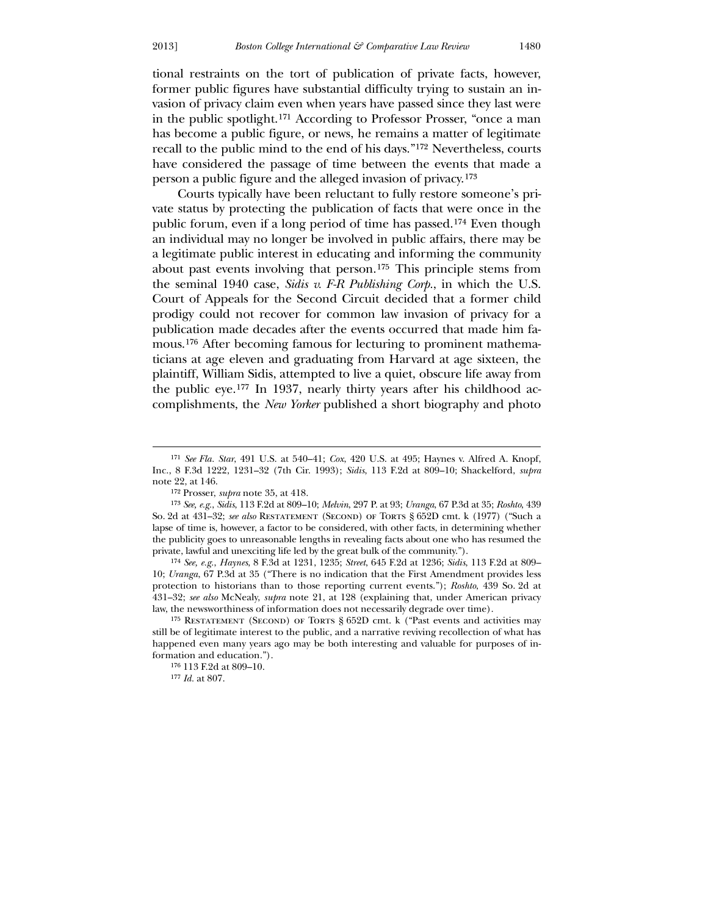tional restraints on the tort of publication of private facts, however, former public figures have substantial difficulty trying to sustain an invasion of privacy claim even when years have passed since they last were in the public spotlight.[171] According to Professor Prosser, "once a man has become a public figure, or news, he remains a matter of legitimate recall to the public mind to the end of his days."[172] Nevertheless, courts have considered the passage of time between the events that made a person a public figure and the alleged invasion of privacy.[173]

Courts typically have been reluctant to fully restore someone's private status by protecting the publication of facts that were once in the public forum, even if a long period of time has passed.[174] Even though an individual may no longer be involved in public affairs, there may be a legitimate public interest in educating and informing the community about past events involving that person.[175] This principle stems from the seminal 1940 case, *Sidis v. F-R Publishing Corp.*, in which the U.S. Court of Appeals for the Second Circuit decided that a former child prodigy could not recover for common law invasion of privacy for a publication made decades after the events occurred that made him famous.[176] After becoming famous for lecturing to prominent mathematicians at age eleven and graduating from Harvard at age sixteen, the plaintiff, William Sidis, attempted to live a quiet, obscure life away from the public eye.[177] In 1937, nearly thirty years after his childhood accomplishments, the *New Yorker* published a short biography and photo

---

[171] *See Fla. Star*, 491 U.S. at 540–41; *Cox*, 420 U.S. at 495; Haynes v. Alfred A. Knopf, Inc., 8 F.3d 1222, 1231–32 (7th Cir. 1993); *Sidis*, 113 F.2d at 809–10; Shackelford, *supra* note 22, at 146.

[172] Prosser, *supra* note 35, at 418.

[173] *See, e.g.*, *Sidis*, 113 F.2d at 809–10; *Melvin*, 297 P. at 93; *Uranga*, 67 P.3d at 35; *Roshto*, 439 So. 2d at 431–32; *see also* Restatement (Second) of Torts § 652D cmt. k (1977) ("Such a lapse of time is, however, a factor to be considered, with other facts, in determining whether the publicity goes to unreasonable lengths in revealing facts about one who has resumed the private, lawful and unexciting life led by the great bulk of the community.").

[174] *See, e.g.*, *Haynes*, 8 F.3d at 1231, 1235; *Street*, 645 F.2d at 1236; *Sidis*, 113 F.2d at 809–10; *Uranga*, 67 P.3d at 35 ("There is no indication that the First Amendment provides less protection to historians than to those reporting current events."); *Roshto*, 439 So. 2d at 431–32; *see also* McNealy, *supra* note 21, at 128 (explaining that, under American privacy law, the newsworthiness of information does not necessarily degrade over time).

[175] Restatement (Second) of Torts § 652D cmt. k ("Past events and activities may still be of legitimate interest to the public, and a narrative reviving recollection of what has happened even many years ago may be both interesting and valuable for purposes of information and education.").

[176] 113 F.2d at 809–10.

[177] *Id.* at 807.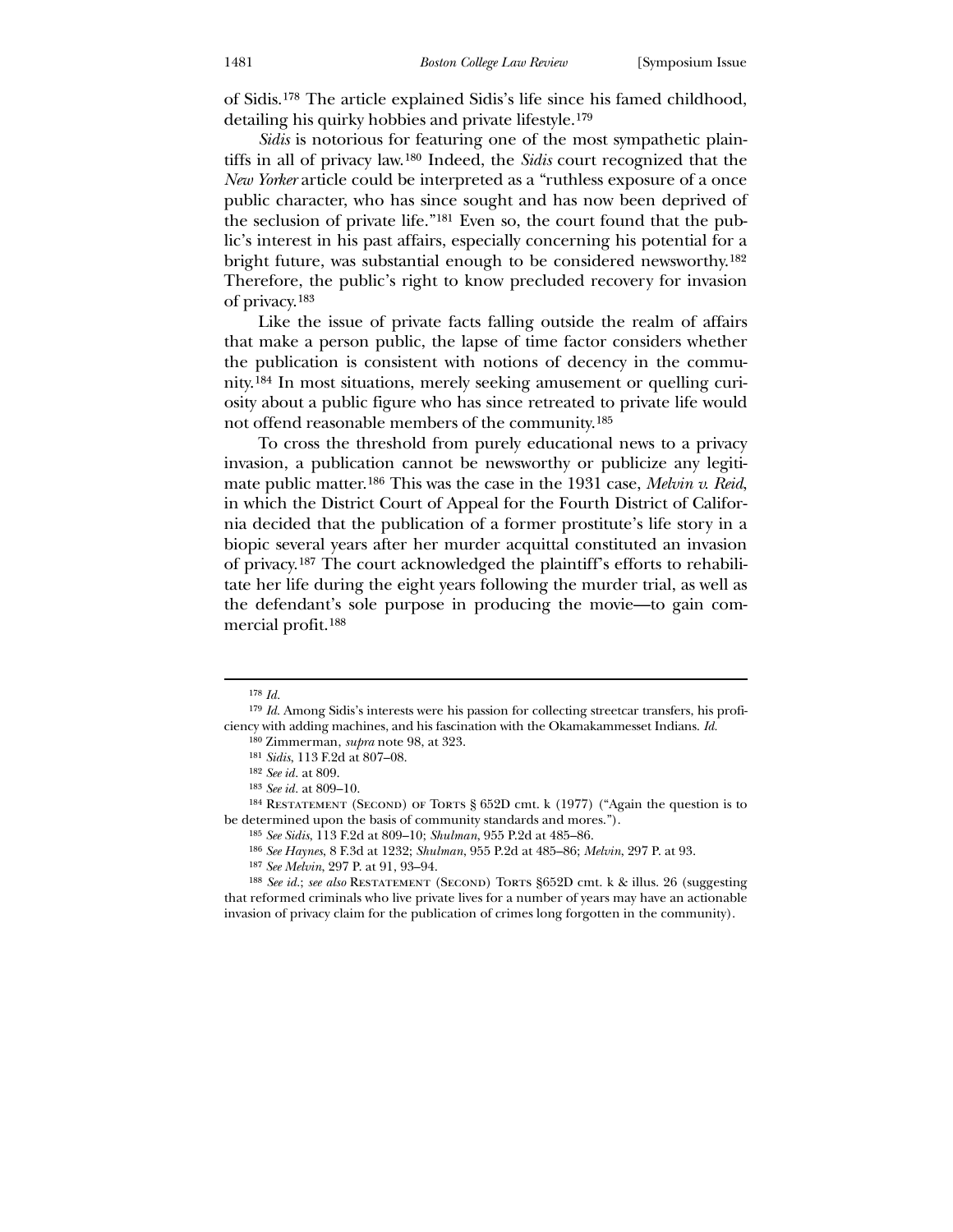of Sidis.[178] The article explained Sidis's life since his famed childhood, detailing his quirky hobbies and private lifestyle.[179]

*Sidis* is notorious for featuring one of the most sympathetic plaintiffs in all of privacy law.[180] Indeed, the *Sidis* court recognized that the *New Yorker* article could be interpreted as a "ruthless exposure of a once public character, who has since sought and has now been deprived of the seclusion of private life."[181] Even so, the court found that the public's interest in his past affairs, especially concerning his potential for a bright future, was substantial enough to be considered newsworthy.[182] Therefore, the public's right to know precluded recovery for invasion of privacy.[183]

Like the issue of private facts falling outside the realm of affairs that make a person public, the lapse of time factor considers whether the publication is consistent with notions of decency in the community.[184] In most situations, merely seeking amusement or quelling curiosity about a public figure who has since retreated to private life would not offend reasonable members of the community.[185]

To cross the threshold from purely educational news to a privacy invasion, a publication cannot be newsworthy or publicize any legitimate public matter.[186] This was the case in the 1931 case, *Melvin v. Reid*, in which the District Court of Appeal for the Fourth District of California decided that the publication of a former prostitute's life story in a biopic several years after her murder acquittal constituted an invasion of privacy.[187] The court acknowledged the plaintiff's efforts to rehabilitate her life during the eight years following the murder trial, as well as the defendant's sole purpose in producing the movie—to gain commercial profit.[188]

---

[178] *Id.*

[179] *Id.* Among Sidis's interests were his passion for collecting streetcar transfers, his proficiency with adding machines, and his fascination with the Okamakammesset Indians. *Id.*

[180] Zimmerman, *supra* note 98, at 323.

[181] *Sidis*, 113 F.2d at 807–08.

[182] *See id.* at 809.

[183] *See id.* at 809–10.

[184] Restatement (Second) of Torts § 652D cmt. k (1977) ("Again the question is to be determined upon the basis of community standards and mores.").

[185] *See Sidis*, 113 F.2d at 809–10; *Shulman*, 955 P.2d at 485–86.

[186] *See Haynes*, 8 F.3d at 1232; *Shulman*, 955 P.2d at 485–86; *Melvin*, 297 P. at 93.

[187] *See Melvin*, 297 P. at 91, 93–94.

[188] *See id.*; *see also* Restatement (Second) Torts §652D cmt. k & illus. 26 (suggesting that reformed criminals who live private lives for a number of years may have an actionable invasion of privacy claim for the publication of crimes long forgotten in the community).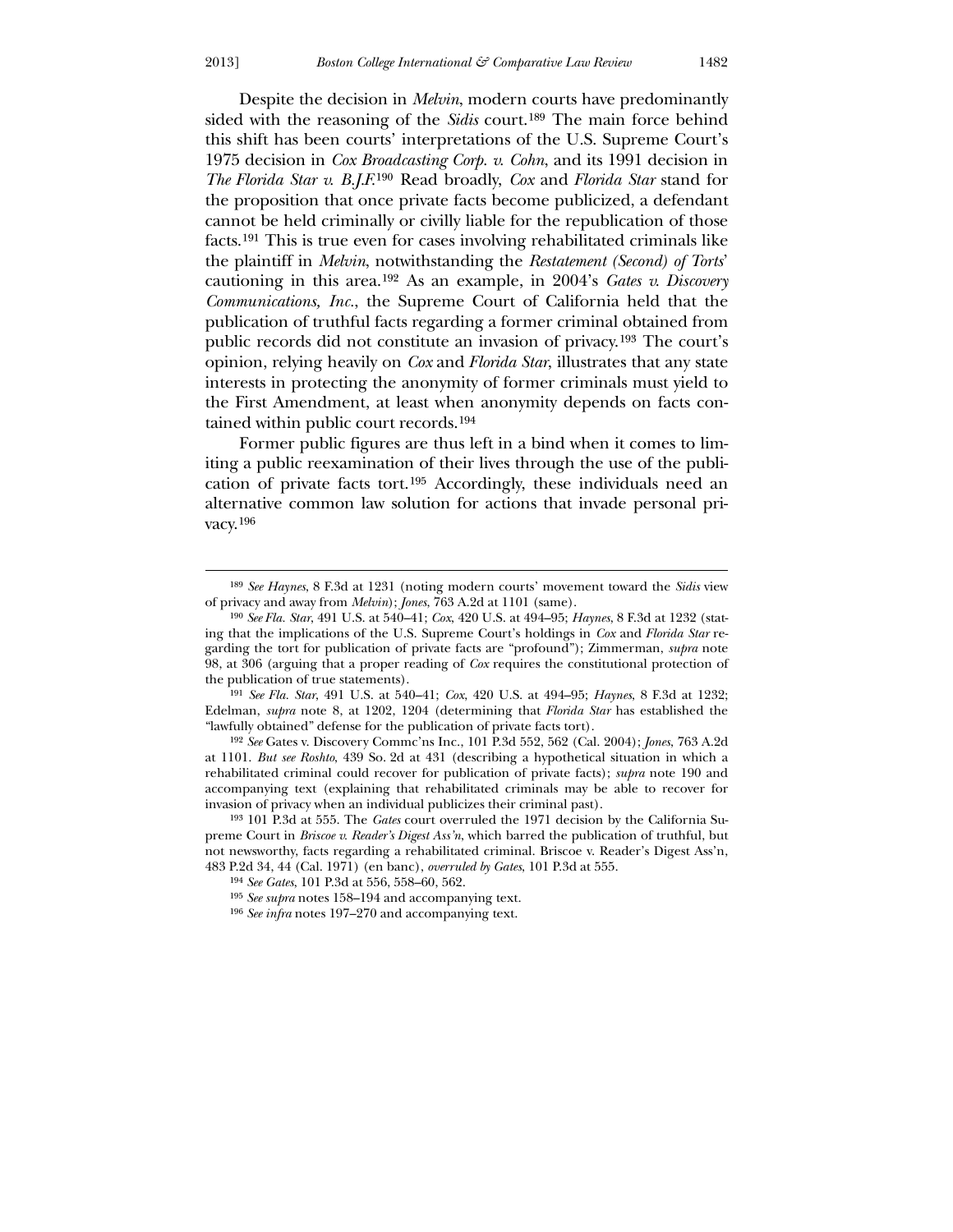Despite the decision in *Melvin*, modern courts have predominantly sided with the reasoning of the *Sidis* court.[189] The main force behind this shift has been courts' interpretations of the U.S. Supreme Court's 1975 decision in *Cox Broadcasting Corp. v. Cohn*, and its 1991 decision in *The Florida Star v. B.J.F.*[190] Read broadly, *Cox* and *Florida Star* stand for the proposition that once private facts become publicized, a defendant cannot be held criminally or civilly liable for the republication of those facts.[191] This is true even for cases involving rehabilitated criminals like the plaintiff in *Melvin*, notwithstanding the *Restatement (Second) of Torts*' cautioning in this area.[192] As an example, in 2004's *Gates v. Discovery Communications, Inc.*, the Supreme Court of California held that the publication of truthful facts regarding a former criminal obtained from public records did not constitute an invasion of privacy.[193] The court's opinion, relying heavily on *Cox* and *Florida Star*, illustrates that any state interests in protecting the anonymity of former criminals must yield to the First Amendment, at least when anonymity depends on facts contained within public court records.[194]

Former public figures are thus left in a bind when it comes to limiting a public reexamination of their lives through the use of the publication of private facts tort.[195] Accordingly, these individuals need an alternative common law solution for actions that invade personal privacy.[196]

---

[189] *See Haynes*, 8 F.3d at 1231 (noting modern courts' movement toward the *Sidis* view of privacy and away from *Melvin*); *Jones*, 763 A.2d at 1101 (same).

[190] *See Fla. Star*, 491 U.S. at 540–41; *Cox*, 420 U.S. at 494–95; *Haynes*, 8 F.3d at 1232 (stating that the implications of the U.S. Supreme Court's holdings in *Cox* and *Florida Star* regarding the tort for publication of private facts are "profound"); Zimmerman, *supra* note 98, at 306 (arguing that a proper reading of *Cox* requires the constitutional protection of the publication of true statements).

[191] *See Fla. Star*, 491 U.S. at 540–41; *Cox*, 420 U.S. at 494–95; *Haynes*, 8 F.3d at 1232; Edelman, *supra* note 8, at 1202, 1204 (determining that *Florida Star* has established the "lawfully obtained" defense for the publication of private facts tort).

[192] *See* Gates v. Discovery Commc'ns Inc., 101 P.3d 552, 562 (Cal. 2004); *Jones*, 763 A.2d at 1101. *But see Roshto*, 439 So. 2d at 431 (describing a hypothetical situation in which a rehabilitated criminal could recover for publication of private facts); *supra* note 190 and accompanying text (explaining that rehabilitated criminals may be able to recover for invasion of privacy when an individual publicizes their criminal past).

[193] 101 P.3d at 555. The *Gates* court overruled the 1971 decision by the California Supreme Court in *Briscoe v. Reader's Digest Ass'n*, which barred the publication of truthful, but not newsworthy, facts regarding a rehabilitated criminal. Briscoe v. Reader's Digest Ass'n, 483 P.2d 34, 44 (Cal. 1971) (en banc), *overruled by Gates*, 101 P.3d at 555.

[194] *See Gates*, 101 P.3d at 556, 558–60, 562.

[195] *See supra* notes 158–194 and accompanying text.

[196] *See infra* notes 197–270 and accompanying text.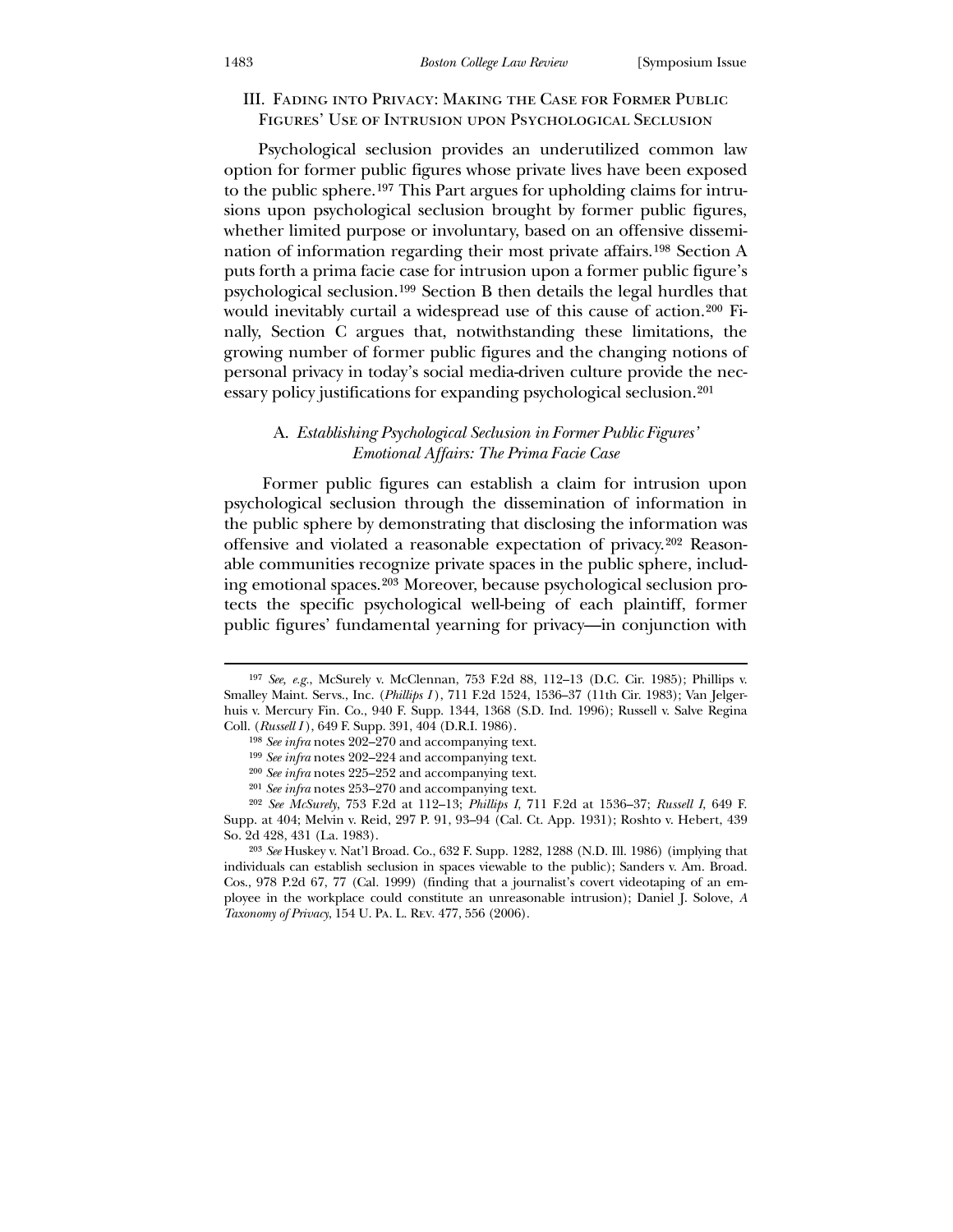## III. Fading into Privacy: Making the Case for Former Public Figures' Use of Intrusion upon Psychological Seclusion

Psychological seclusion provides an underutilized common law option for former public figures whose private lives have been exposed to the public sphere.[197] This Part argues for upholding claims for intrusions upon psychological seclusion brought by former public figures, whether limited purpose or involuntary, based on an offensive dissemination of information regarding their most private affairs.[198] Section A puts forth a prima facie case for intrusion upon a former public figure's psychological seclusion.[199] Section B then details the legal hurdles that would inevitably curtail a widespread use of this cause of action.[200] Finally, Section C argues that, notwithstanding these limitations, the growing number of former public figures and the changing notions of personal privacy in today's social media-driven culture provide the necessary policy justifications for expanding psychological seclusion.[201]

### A. *Establishing Psychological Seclusion in Former Public Figures' Emotional Affairs: The Prima Facie Case*

Former public figures can establish a claim for intrusion upon psychological seclusion through the dissemination of information in the public sphere by demonstrating that disclosing the information was offensive and violated a reasonable expectation of privacy.[202] Reasonable communities recognize private spaces in the public sphere, including emotional spaces.[203] Moreover, because psychological seclusion protects the specific psychological well-being of each plaintiff, former public figures' fundamental yearning for privacy—in conjunction with

---

[197] *See, e.g.*, McSurely v. McClennan, 753 F.2d 88, 112–13 (D.C. Cir. 1985); Phillips v. Smalley Maint. Servs., Inc. (*Phillips I*), 711 F.2d 1524, 1536–37 (11th Cir. 1983); Van Jelgerhuis v. Mercury Fin. Co., 940 F. Supp. 1344, 1368 (S.D. Ind. 1996); Russell v. Salve Regina Coll. (*Russell I*), 649 F. Supp. 391, 404 (D.R.I. 1986).

[198] *See infra* notes 202–270 and accompanying text.

[199] *See infra* notes 202–224 and accompanying text.

[200] *See infra* notes 225–252 and accompanying text.

[201] *See infra* notes 253–270 and accompanying text.

[202] *See McSurely*, 753 F.2d at 112–13; *Phillips I*, 711 F.2d at 1536–37; *Russell I*, 649 F. Supp. at 404; Melvin v. Reid, 297 P. 91, 93–94 (Cal. Ct. App. 1931); Roshto v. Hebert, 439 So. 2d 428, 431 (La. 1983).

[203] *See* Huskey v. Nat'l Broad. Co., 632 F. Supp. 1282, 1288 (N.D. Ill. 1986) (implying that individuals can establish seclusion in spaces viewable to the public); Sanders v. Am. Broad. Cos., 978 P.2d 67, 77 (Cal. 1999) (finding that a journalist's covert videotaping of an employee in the workplace could constitute an unreasonable intrusion); Daniel J. Solove, *A Taxonomy of Privacy*, 154 U. Pa. L. Rev. 477, 556 (2006).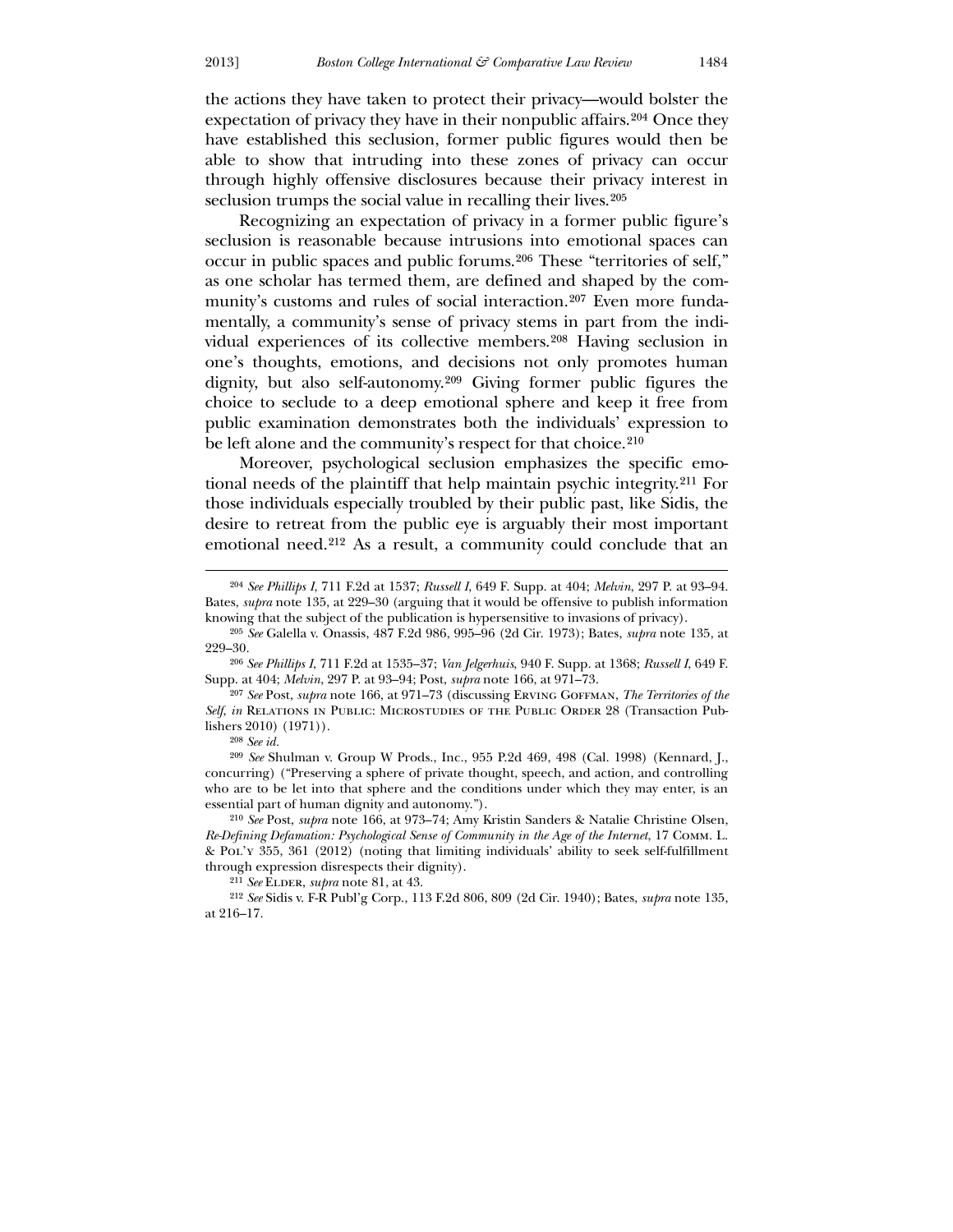the actions they have taken to protect their privacy—would bolster the expectation of privacy they have in their nonpublic affairs.[204] Once they have established this seclusion, former public figures would then be able to show that intruding into these zones of privacy can occur through highly offensive disclosures because their privacy interest in seclusion trumps the social value in recalling their lives.[205]

Recognizing an expectation of privacy in a former public figure's seclusion is reasonable because intrusions into emotional spaces can occur in public spaces and public forums.[206] These "territories of self," as one scholar has termed them, are defined and shaped by the community's customs and rules of social interaction.[207] Even more fundamentally, a community's sense of privacy stems in part from the individual experiences of its collective members.[208] Having seclusion in one's thoughts, emotions, and decisions not only promotes human dignity, but also self-autonomy.[209] Giving former public figures the choice to seclude to a deep emotional sphere and keep it free from public examination demonstrates both the individuals' expression to be left alone and the community's respect for that choice.[210]

Moreover, psychological seclusion emphasizes the specific emotional needs of the plaintiff that help maintain psychic integrity.[211] For those individuals especially troubled by their public past, like Sidis, the desire to retreat from the public eye is arguably their most important emotional need.[212] As a result, a community could conclude that an

---

[204] *See Phillips I*, 711 F.2d at 1537; *Russell I*, 649 F. Supp. at 404; *Melvin*, 297 P. at 93–94. Bates, *supra* note 135, at 229–30 (arguing that it would be offensive to publish information knowing that the subject of the publication is hypersensitive to invasions of privacy).

[205] *See* Galella v. Onassis, 487 F.2d 986, 995–96 (2d Cir. 1973); Bates, *supra* note 135, at 229–30.

[206] *See Phillips I*, 711 F.2d at 1535–37; *Van Jelgerhuis*, 940 F. Supp. at 1368; *Russell I*, 649 F. Supp. at 404; *Melvin*, 297 P. at 93–94; Post, *supra* note 166, at 971–73.

[207] *See* Post, *supra* note 166, at 971–73 (discussing Erving Goffman, *The Territories of the Self*, *in* Relations in Public: Microstudies of the Public Order 28 (Transaction Publishers 2010) (1971)).

[208] *See id.*

[209] *See* Shulman v. Group W Prods., Inc., 955 P.2d 469, 498 (Cal. 1998) (Kennard, J., concurring) ("Preserving a sphere of private thought, speech, and action, and controlling who are to be let into that sphere and the conditions under which they may enter, is an essential part of human dignity and autonomy.").

[210] *See* Post, *supra* note 166, at 973–74; Amy Kristin Sanders & Natalie Christine Olsen, *Re-Defining Defamation: Psychological Sense of Community in the Age of the Internet*, 17 Comm. L. & Pol'y 355, 361 (2012) (noting that limiting individuals' ability to seek self-fulfillment through expression disrespects their dignity).

[211] *See* Elder, *supra* note 81, at 43.

[212] *See* Sidis v. F-R Publ'g Corp., 113 F.2d 806, 809 (2d Cir. 1940); Bates, *supra* note 135, at 216–17.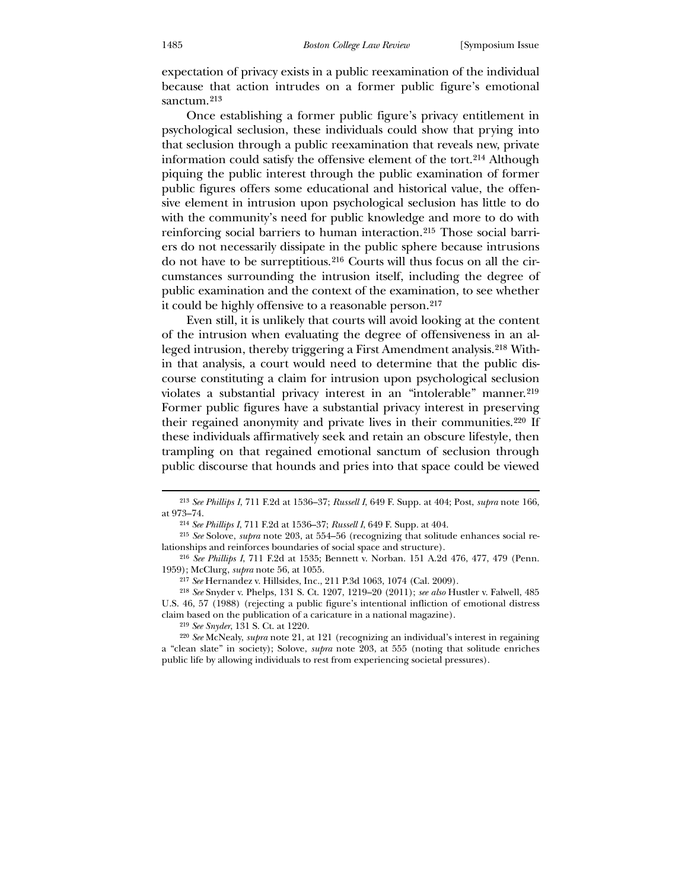expectation of privacy exists in a public reexamination of the individual because that action intrudes on a former public figure's emotional sanctum.[213]

Once establishing a former public figure's privacy entitlement in psychological seclusion, these individuals could show that prying into that seclusion through a public reexamination that reveals new, private information could satisfy the offensive element of the tort.[214] Although piquing the public interest through the public examination of former public figures offers some educational and historical value, the offensive element in intrusion upon psychological seclusion has little to do with the community's need for public knowledge and more to do with reinforcing social barriers to human interaction.[215] Those social barriers do not necessarily dissipate in the public sphere because intrusions do not have to be surreptitious.[216] Courts will thus focus on all the circumstances surrounding the intrusion itself, including the degree of public examination and the context of the examination, to see whether it could be highly offensive to a reasonable person.[217]

Even still, it is unlikely that courts will avoid looking at the content of the intrusion when evaluating the degree of offensiveness in an alleged intrusion, thereby triggering a First Amendment analysis.[218] Within that analysis, a court would need to determine that the public discourse constituting a claim for intrusion upon psychological seclusion violates a substantial privacy interest in an "intolerable" manner.[219] Former public figures have a substantial privacy interest in preserving their regained anonymity and private lives in their communities.[220] If these individuals affirmatively seek and retain an obscure lifestyle, then trampling on that regained emotional sanctum of seclusion through public discourse that hounds and pries into that space could be viewed

---

[213] *See Phillips I*, 711 F.2d at 1536–37; *Russell I*, 649 F. Supp. at 404; Post, *supra* note 166, at 973–74.

[214] *See Phillips I*, 711 F.2d at 1536–37; *Russell I*, 649 F. Supp. at 404.

[215] *See* Solove, *supra* note 203, at 554–56 (recognizing that solitude enhances social relationships and reinforces boundaries of social space and structure).

[216] *See Phillips I*, 711 F.2d at 1535; Bennett v. Norban. 151 A.2d 476, 477, 479 (Penn. 1959); McClurg, *supra* note 56, at 1055.

[217] *See* Hernandez v. Hillsides, Inc., 211 P.3d 1063, 1074 (Cal. 2009).

[218] *See* Snyder v. Phelps, 131 S. Ct. 1207, 1219–20 (2011); *see also* Hustler v. Falwell, 485 U.S. 46, 57 (1988) (rejecting a public figure's intentional infliction of emotional distress claim based on the publication of a caricature in a national magazine).

[219] *See Snyder*, 131 S. Ct. at 1220.

[220] *See* McNealy, *supra* note 21, at 121 (recognizing an individual's interest in regaining a "clean slate" in society); Solove, *supra* note 203, at 555 (noting that solitude enriches public life by allowing individuals to rest from experiencing societal pressures).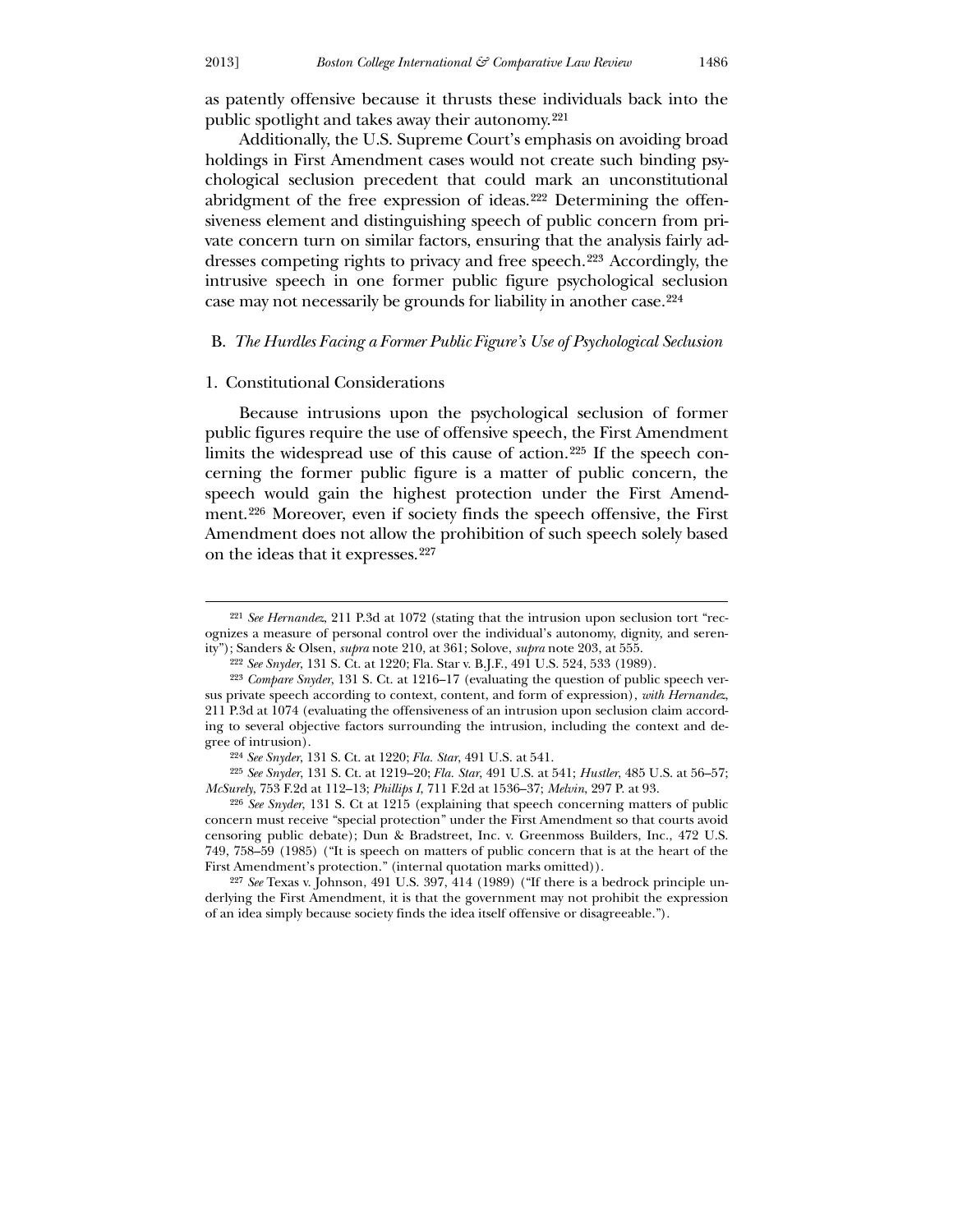as patently offensive because it thrusts these individuals back into the public spotlight and takes away their autonomy.[221]

Additionally, the U.S. Supreme Court's emphasis on avoiding broad holdings in First Amendment cases would not create such binding psychological seclusion precedent that could mark an unconstitutional abridgment of the free expression of ideas.[222] Determining the offensiveness element and distinguishing speech of public concern from private concern turn on similar factors, ensuring that the analysis fairly addresses competing rights to privacy and free speech.[223] Accordingly, the intrusive speech in one former public figure psychological seclusion case may not necessarily be grounds for liability in another case.[224]

## B. *The Hurdles Facing a Former Public Figure's Use of Psychological Seclusion*

### 1. Constitutional Considerations

Because intrusions upon the psychological seclusion of former public figures require the use of offensive speech, the First Amendment limits the widespread use of this cause of action.[225] If the speech concerning the former public figure is a matter of public concern, the speech would gain the highest protection under the First Amendment.[226] Moreover, even if society finds the speech offensive, the First Amendment does not allow the prohibition of such speech solely based on the ideas that it expresses.[227]

---

[221] *See Hernandez*, 211 P.3d at 1072 (stating that the intrusion upon seclusion tort "recognizes a measure of personal control over the individual's autonomy, dignity, and serenity"); Sanders & Olsen, *supra* note 210, at 361; Solove, *supra* note 203, at 555.

[222] *See Snyder*, 131 S. Ct. at 1220; Fla. Star v. B.J.F., 491 U.S. 524, 533 (1989).

[223] *Compare Snyder*, 131 S. Ct. at 1216–17 (evaluating the question of public speech versus private speech according to context, content, and form of expression), *with Hernandez*, 211 P.3d at 1074 (evaluating the offensiveness of an intrusion upon seclusion claim according to several objective factors surrounding the intrusion, including the context and degree of intrusion).

[224] *See Snyder*, 131 S. Ct. at 1220; *Fla. Star*, 491 U.S. at 541.

[225] *See Snyder*, 131 S. Ct. at 1219–20; *Fla. Star*, 491 U.S. at 541; *Hustler*, 485 U.S. at 56–57; *McSurely*, 753 F.2d at 112–13; *Phillips I*, 711 F.2d at 1536–37; *Melvin*, 297 P. at 93.

[226] *See Snyder*, 131 S. Ct at 1215 (explaining that speech concerning matters of public concern must receive "special protection" under the First Amendment so that courts avoid censoring public debate); Dun & Bradstreet, Inc. v. Greenmoss Builders, Inc., 472 U.S. 749, 758–59 (1985) ("It is speech on matters of public concern that is at the heart of the First Amendment's protection." (internal quotation marks omitted)).

[227] *See* Texas v. Johnson, 491 U.S. 397, 414 (1989) ("If there is a bedrock principle underlying the First Amendment, it is that the government may not prohibit the expression of an idea simply because society finds the idea itself offensive or disagreeable.").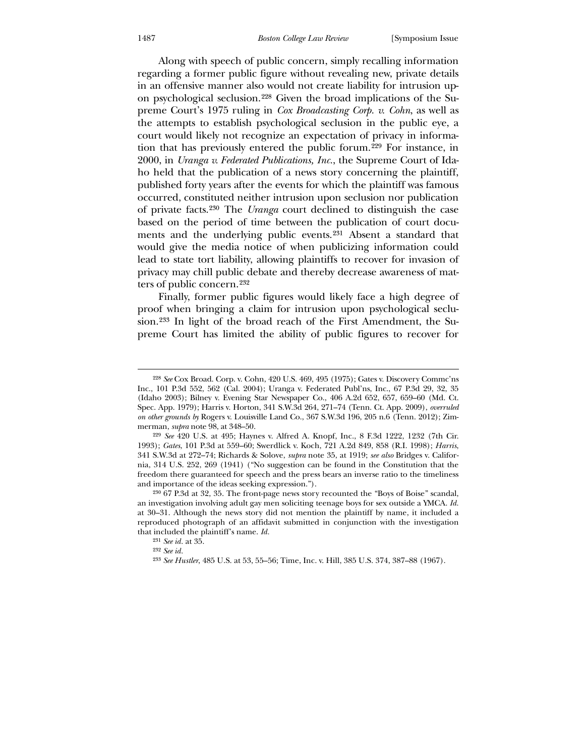Along with speech of public concern, simply recalling information regarding a former public figure without revealing new, private details in an offensive manner also would not create liability for intrusion upon psychological seclusion.[228] Given the broad implications of the Supreme Court's 1975 ruling in *Cox Broadcasting Corp. v. Cohn*, as well as the attempts to establish psychological seclusion in the public eye, a court would likely not recognize an expectation of privacy in information that has previously entered the public forum.[229] For instance, in 2000, in *Uranga v. Federated Publications, Inc.*, the Supreme Court of Idaho held that the publication of a news story concerning the plaintiff, published forty years after the events for which the plaintiff was famous occurred, constituted neither intrusion upon seclusion nor publication of private facts.[230] The *Uranga* court declined to distinguish the case based on the period of time between the publication of court documents and the underlying public events.[231] Absent a standard that would give the media notice of when publicizing information could lead to state tort liability, allowing plaintiffs to recover for invasion of privacy may chill public debate and thereby decrease awareness of matters of public concern.[232]

Finally, former public figures would likely face a high degree of proof when bringing a claim for intrusion upon psychological seclusion.[233] In light of the broad reach of the First Amendment, the Supreme Court has limited the ability of public figures to recover for

---

[228] *See* Cox Broad. Corp. v. Cohn, 420 U.S. 469, 495 (1975); Gates v. Discovery Commc'ns Inc., 101 P.3d 552, 562 (Cal. 2004); Uranga v. Federated Publ'ns, Inc., 67 P.3d 29, 32, 35 (Idaho 2003); Bilney v. Evening Star Newspaper Co., 406 A.2d 652, 657, 659–60 (Md. Ct. Spec. App. 1979); Harris v. Horton, 341 S.W.3d 264, 271–74 (Tenn. Ct. App. 2009), *overruled on other grounds by* Rogers v. Louisville Land Co., 367 S.W.3d 196, 205 n.6 (Tenn. 2012); Zimmerman, *supra* note 98, at 348–50.

[229] *See* 420 U.S. at 495; Haynes v. Alfred A. Knopf, Inc., 8 F.3d 1222, 1232 (7th Cir. 1993); *Gates*, 101 P.3d at 559–60; Swerdlick v. Koch, 721 A.2d 849, 858 (R.I. 1998); *Harris*, 341 S.W.3d at 272–74; Richards & Solove, *supra* note 35, at 1919; *see also* Bridges v. California, 314 U.S. 252, 269 (1941) ("No suggestion can be found in the Constitution that the freedom there guaranteed for speech and the press bears an inverse ratio to the timeliness and importance of the ideas seeking expression.").

[230] 67 P.3d at 32, 35. The front-page news story recounted the "Boys of Boise" scandal, an investigation involving adult gay men soliciting teenage boys for sex outside a YMCA. *Id.* at 30–31. Although the news story did not mention the plaintiff by name, it included a reproduced photograph of an affidavit submitted in conjunction with the investigation that included the plaintiff's name. *Id.*

[231] *See id.* at 35.

[232] *See id.*

[233] *See Hustler*, 485 U.S. at 53, 55–56; Time, Inc. v. Hill, 385 U.S. 374, 387–88 (1967).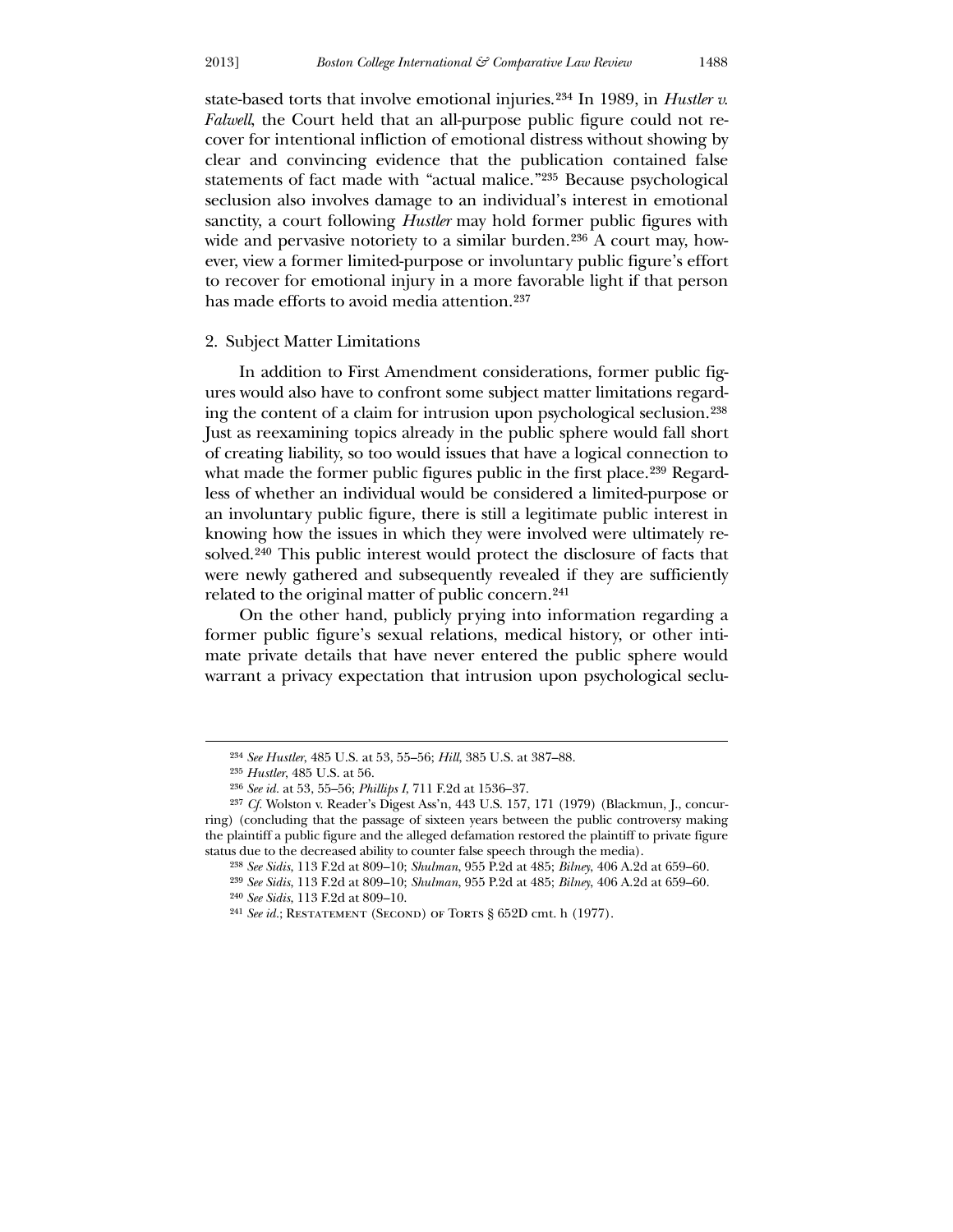state-based torts that involve emotional injuries.[234] In 1989, in *Hustler v. Falwell*, the Court held that an all-purpose public figure could not recover for intentional infliction of emotional distress without showing by clear and convincing evidence that the publication contained false statements of fact made with "actual malice."[235] Because psychological seclusion also involves damage to an individual's interest in emotional sanctity, a court following *Hustler* may hold former public figures with wide and pervasive notoriety to a similar burden.[236] A court may, however, view a former limited-purpose or involuntary public figure's effort to recover for emotional injury in a more favorable light if that person has made efforts to avoid media attention.[237]

2. Subject Matter Limitations

In addition to First Amendment considerations, former public figures would also have to confront some subject matter limitations regarding the content of a claim for intrusion upon psychological seclusion.[238] Just as reexamining topics already in the public sphere would fall short of creating liability, so too would issues that have a logical connection to what made the former public figures public in the first place.[239] Regardless of whether an individual would be considered a limited-purpose or an involuntary public figure, there is still a legitimate public interest in knowing how the issues in which they were involved were ultimately resolved.[240] This public interest would protect the disclosure of facts that were newly gathered and subsequently revealed if they are sufficiently related to the original matter of public concern.[241]

On the other hand, publicly prying into information regarding a former public figure's sexual relations, medical history, or other intimate private details that have never entered the public sphere would warrant a privacy expectation that intrusion upon psychological seclu-

---

[234] *See Hustler*, 485 U.S. at 53, 55–56; *Hill*, 385 U.S. at 387–88.

[235] *Hustler*, 485 U.S. at 56.

[236] *See id.* at 53, 55–56; *Phillips I*, 711 F.2d at 1536–37.

[237] *Cf.* Wolston v. Reader's Digest Ass'n, 443 U.S. 157, 171 (1979) (Blackmun, J., concurring) (concluding that the passage of sixteen years between the public controversy making the plaintiff a public figure and the alleged defamation restored the plaintiff to private figure status due to the decreased ability to counter false speech through the media).

[238] *See Sidis*, 113 F.2d at 809–10; *Shulman*, 955 P.2d at 485; *Bilney*, 406 A.2d at 659–60.

[239] *See Sidis*, 113 F.2d at 809–10; *Shulman*, 955 P.2d at 485; *Bilney*, 406 A.2d at 659–60.

[240] *See Sidis*, 113 F.2d at 809–10.

[241] *See id.*; Restatement (Second) of Torts § 652D cmt. h (1977).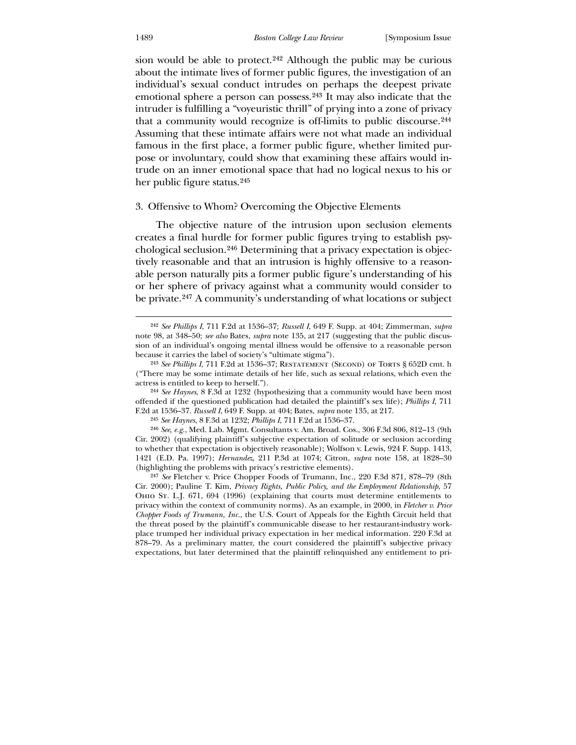sion would be able to protect.[242] Although the public may be curious about the intimate lives of former public figures, the investigation of an individual's sexual conduct intrudes on perhaps the deepest private emotional sphere a person can possess.[243] It may also indicate that the intruder is fulfilling a "voyeuristic thrill" of prying into a zone of privacy that a community would recognize is off-limits to public discourse.[244] Assuming that these intimate affairs were not what made an individual famous in the first place, a former public figure, whether limited purpose or involuntary, could show that examining these affairs would intrude on an inner emotional space that had no logical nexus to his or her public figure status.[245]

### 3. Offensive to Whom? Overcoming the Objective Elements

The objective nature of the intrusion upon seclusion elements creates a final hurdle for former public figures trying to establish psychological seclusion.[246] Determining that a privacy expectation is objectively reasonable and that an intrusion is highly offensive to a reasonable person naturally pits a former public figure's understanding of his or her sphere of privacy against what a community would consider to be private.[247] A community's understanding of what locations or subject

---

[242] *See Phillips I*, 711 F.2d at 1536–37; *Russell I*, 649 F. Supp. at 404; Zimmerman, *supra* note 98, at 348–50; *see also* Bates, *supra* note 135, at 217 (suggesting that the public discussion of an individual's ongoing mental illness would be offensive to a reasonable person because it carries the label of society's "ultimate stigma").

[243] *See Phillips I*, 711 F.2d at 1536–37; Restatement (Second) of Torts § 652D cmt. h ("There may be some intimate details of her life, such as sexual relations, which even the actress is entitled to keep to herself.").

[244] *See Haynes*, 8 F.3d at 1232 (hypothesizing that a community would have been most offended if the questioned publication had detailed the plaintiff's sex life); *Phillips I*, 711 F.2d at 1536–37. *Russell I*, 649 F. Supp. at 404; Bates, *supra* note 135, at 217.

[245] *See Haynes*, 8 F.3d at 1232; *Phillips I*, 711 F.2d at 1536–37.

[246] *See, e.g.*, Med. Lab. Mgmt. Consultants v. Am. Broad. Cos., 306 F.3d 806, 812–13 (9th Cir. 2002) (qualifying plaintiff's subjective expectation of solitude or seclusion according to whether that expectation is objectively reasonable); Wolfson v. Lewis, 924 F. Supp. 1413, 1421 (E.D. Pa. 1997); *Hernandez*, 211 P.3d at 1074; Citron, *supra* note 158, at 1828–30 (highlighting the problems with privacy's restrictive elements).

[247] *See* Fletcher v. Price Chopper Foods of Trumann, Inc., 220 F.3d 871, 878–79 (8th Cir. 2000); Pauline T. Kim, *Privacy Rights, Public Policy, and the Employment Relationship*, 57 Ohio St. L.J. 671, 694 (1996) (explaining that courts must determine entitlements to privacy within the context of community norms). As an example, in 2000, in *Fletcher v. Price Chopper Foods of Trumann, Inc.*, the U.S. Court of Appeals for the Eighth Circuit held that the threat posed by the plaintiff's communicable disease to her restaurant-industry workplace trumped her individual privacy expectation in her medical information. 220 F.3d at 878–79. As a preliminary matter, the court considered the plaintiff's subjective privacy expectations, but later determined that the plaintiff relinquished any entitlement to pri-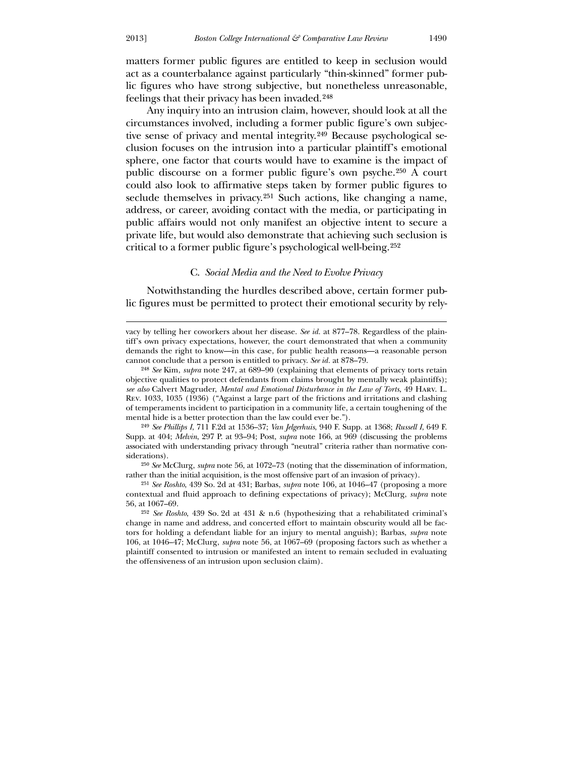matters former public figures are entitled to keep in seclusion would act as a counterbalance against particularly "thin-skinned" former public figures who have strong subjective, but nonetheless unreasonable, feelings that their privacy has been invaded.[248]

Any inquiry into an intrusion claim, however, should look at all the circumstances involved, including a former public figure's own subjective sense of privacy and mental integrity.[249] Because psychological seclusion focuses on the intrusion into a particular plaintiff's emotional sphere, one factor that courts would have to examine is the impact of public discourse on a former public figure's own psyche.[250] A court could also look to affirmative steps taken by former public figures to seclude themselves in privacy.[251] Such actions, like changing a name, address, or career, avoiding contact with the media, or participating in public affairs would not only manifest an objective intent to secure a private life, but would also demonstrate that achieving such seclusion is critical to a former public figure's psychological well-being.[252]

### C. *Social Media and the Need to Evolve Privacy*

Notwithstanding the hurdles described above, certain former public figures must be permitted to protect their emotional security by rely-

---

vacy by telling her coworkers about her disease. *See id.* at 877–78. Regardless of the plaintiff's own privacy expectations, however, the court demonstrated that when a community demands the right to know—in this case, for public health reasons—a reasonable person cannot conclude that a person is entitled to privacy. *See id.* at 878–79.

[248] *See* Kim, *supra* note 247, at 689–90 (explaining that elements of privacy torts retain objective qualities to protect defendants from claims brought by mentally weak plaintiffs); *see also* Calvert Magruder, *Mental and Emotional Disturbance in the Law of Torts*, 49 Harv. L. Rev. 1033, 1035 (1936) ("Against a large part of the frictions and irritations and clashing of temperaments incident to participation in a community life, a certain toughening of the mental hide is a better protection than the law could ever be.").

[249] *See Phillips I*, 711 F.2d at 1536–37; *Van Jelgerhuis*, 940 F. Supp. at 1368; *Russell I*, 649 F. Supp. at 404; *Melvin*, 297 P. at 93–94; Post, *supra* note 166, at 969 (discussing the problems associated with understanding privacy through "neutral" criteria rather than normative considerations).

[250] *See* McClurg, *supra* note 56, at 1072–73 (noting that the dissemination of information, rather than the initial acquisition, is the most offensive part of an invasion of privacy).

[251] *See Roshto*, 439 So. 2d at 431; Barbas, *supra* note 106, at 1046–47 (proposing a more contextual and fluid approach to defining expectations of privacy); McClurg, *supra* note 56, at 1067–69.

[252] *See Roshto*, 439 So. 2d at 431 & n.6 (hypothesizing that a rehabilitated criminal's change in name and address, and concerted effort to maintain obscurity would all be factors for holding a defendant liable for an injury to mental anguish); Barbas, *supra* note 106, at 1046–47; McClurg, *supra* note 56, at 1067–69 (proposing factors such as whether a plaintiff consented to intrusion or manifested an intent to remain secluded in evaluating the offensiveness of an intrusion upon seclusion claim).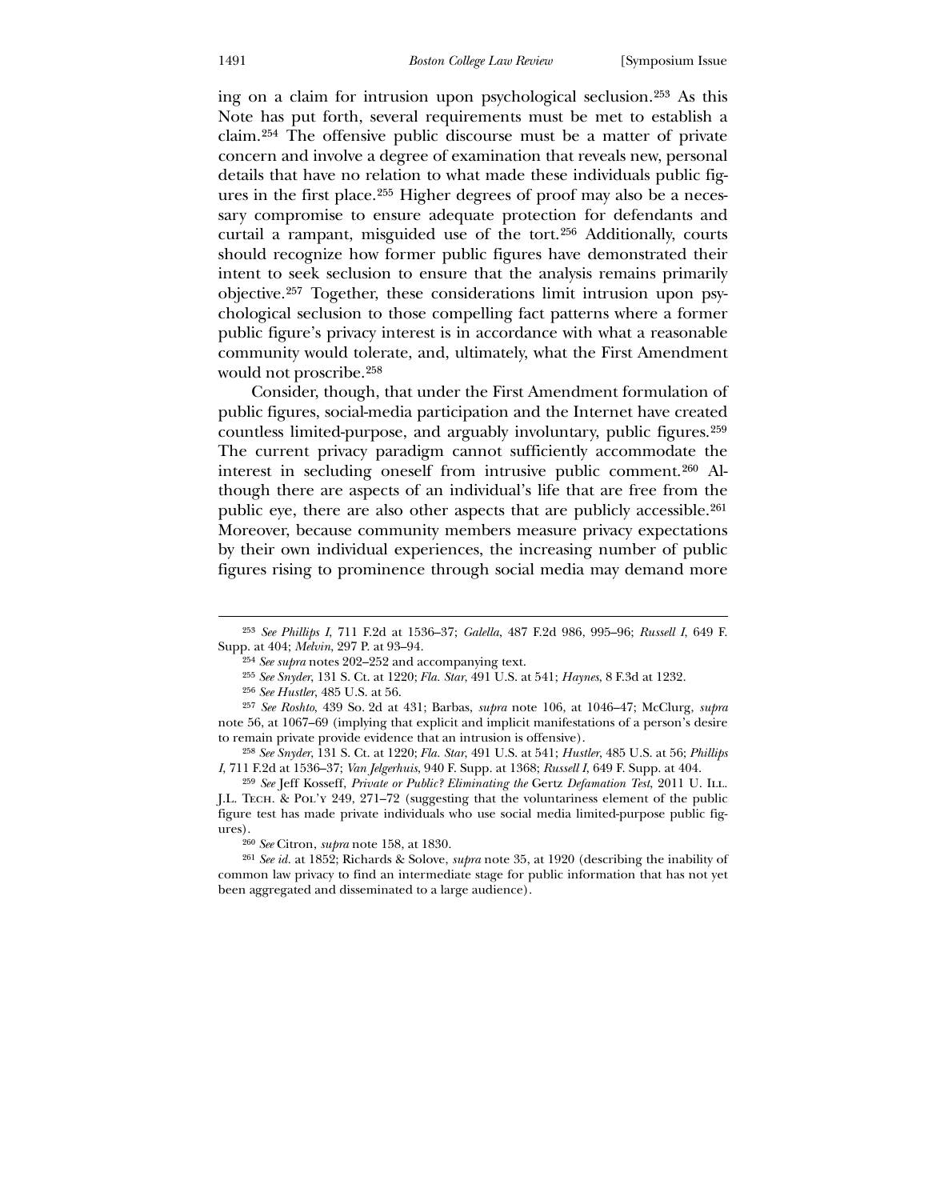ing on a claim for intrusion upon psychological seclusion.[253] As this Note has put forth, several requirements must be met to establish a claim.[254] The offensive public discourse must be a matter of private concern and involve a degree of examination that reveals new, personal details that have no relation to what made these individuals public figures in the first place.[255] Higher degrees of proof may also be a necessary compromise to ensure adequate protection for defendants and curtail a rampant, misguided use of the tort.[256] Additionally, courts should recognize how former public figures have demonstrated their intent to seek seclusion to ensure that the analysis remains primarily objective.[257] Together, these considerations limit intrusion upon psychological seclusion to those compelling fact patterns where a former public figure's privacy interest is in accordance with what a reasonable community would tolerate, and, ultimately, what the First Amendment would not proscribe.[258]

Consider, though, that under the First Amendment formulation of public figures, social-media participation and the Internet have created countless limited-purpose, and arguably involuntary, public figures.[259] The current privacy paradigm cannot sufficiently accommodate the interest in secluding oneself from intrusive public comment.[260] Although there are aspects of an individual's life that are free from the public eye, there are also other aspects that are publicly accessible.[261] Moreover, because community members measure privacy expectations by their own individual experiences, the increasing number of public figures rising to prominence through social media may demand more

---

[253] *See Phillips I*, 711 F.2d at 1536–37; *Galella*, 487 F.2d 986, 995–96; *Russell I*, 649 F. Supp. at 404; *Melvin*, 297 P. at 93–94.

[254] *See supra* notes 202–252 and accompanying text.

[255] *See Snyder*, 131 S. Ct. at 1220; *Fla. Star*, 491 U.S. at 541; *Haynes*, 8 F.3d at 1232.

[256] *See Hustler*, 485 U.S. at 56.

[257] *See Roshto*, 439 So. 2d at 431; Barbas, *supra* note 106, at 1046–47; McClurg, *supra* note 56, at 1067–69 (implying that explicit and implicit manifestations of a person's desire to remain private provide evidence that an intrusion is offensive).

[258] *See Snyder*, 131 S. Ct. at 1220; *Fla. Star*, 491 U.S. at 541; *Hustler*, 485 U.S. at 56; *Phillips I*, 711 F.2d at 1536–37; *Van Jelgerhuis*, 940 F. Supp. at 1368; *Russell I*, 649 F. Supp. at 404.

[259] *See* Jeff Kosseff, *Private or Public? Eliminating the* Gertz *Defamation Test*, 2011 U. Ill. J.L. Tech. & Pol'y 249, 271–72 (suggesting that the voluntariness element of the public figure test has made private individuals who use social media limited-purpose public figures).

[260] *See* Citron, *supra* note 158, at 1830.

[261] *See id.* at 1852; Richards & Solove, *supra* note 35, at 1920 (describing the inability of common law privacy to find an intermediate stage for public information that has not yet been aggregated and disseminated to a large audience).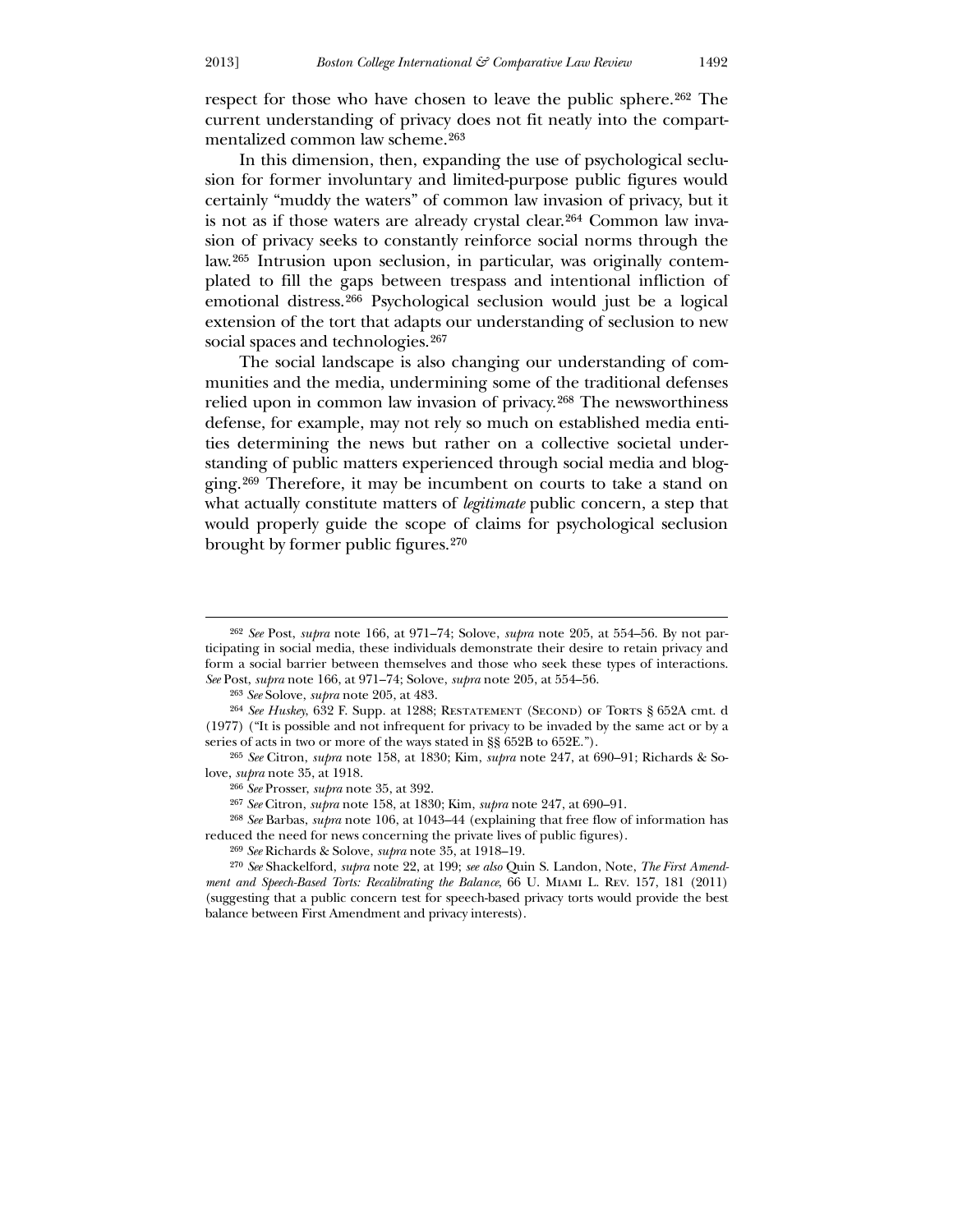respect for those who have chosen to leave the public sphere.[262] The current understanding of privacy does not fit neatly into the compartmentalized common law scheme.[263]

In this dimension, then, expanding the use of psychological seclusion for former involuntary and limited-purpose public figures would certainly "muddy the waters" of common law invasion of privacy, but it is not as if those waters are already crystal clear.[264] Common law invasion of privacy seeks to constantly reinforce social norms through the law.[265] Intrusion upon seclusion, in particular, was originally contemplated to fill the gaps between trespass and intentional infliction of emotional distress.[266] Psychological seclusion would just be a logical extension of the tort that adapts our understanding of seclusion to new social spaces and technologies.[267]

The social landscape is also changing our understanding of communities and the media, undermining some of the traditional defenses relied upon in common law invasion of privacy.[268] The newsworthiness defense, for example, may not rely so much on established media entities determining the news but rather on a collective societal understanding of public matters experienced through social media and blogging.[269] Therefore, it may be incumbent on courts to take a stand on what actually constitute matters of *legitimate* public concern, a step that would properly guide the scope of claims for psychological seclusion brought by former public figures.[270]

---

[262] *See* Post, *supra* note 166, at 971–74; Solove, *supra* note 205, at 554–56. By not participating in social media, these individuals demonstrate their desire to retain privacy and form a social barrier between themselves and those who seek these types of interactions. *See* Post, *supra* note 166, at 971–74; Solove, *supra* note 205, at 554–56.

[263] *See* Solove, *supra* note 205, at 483.

[264] *See Huskey*, 632 F. Supp. at 1288; Restatement (Second) of Torts § 652A cmt. d (1977) ("It is possible and not infrequent for privacy to be invaded by the same act or by a series of acts in two or more of the ways stated in §§ 652B to 652E.").

[265] *See* Citron, *supra* note 158, at 1830; Kim, *supra* note 247, at 690–91; Richards & Solove, *supra* note 35, at 1918.

[266] *See* Prosser, *supra* note 35, at 392.

[267] *See* Citron, *supra* note 158, at 1830; Kim, *supra* note 247, at 690–91.

[268] *See* Barbas, *supra* note 106, at 1043–44 (explaining that free flow of information has reduced the need for news concerning the private lives of public figures).

[269] *See* Richards & Solove, *supra* note 35, at 1918–19.

[270] *See* Shackelford, *supra* note 22, at 199; *see also* Quin S. Landon, Note, *The First Amendment and Speech-Based Torts: Recalibrating the Balance*, 66 U. Miami L. Rev. 157, 181 (2011) (suggesting that a public concern test for speech-based privacy torts would provide the best balance between First Amendment and privacy interests).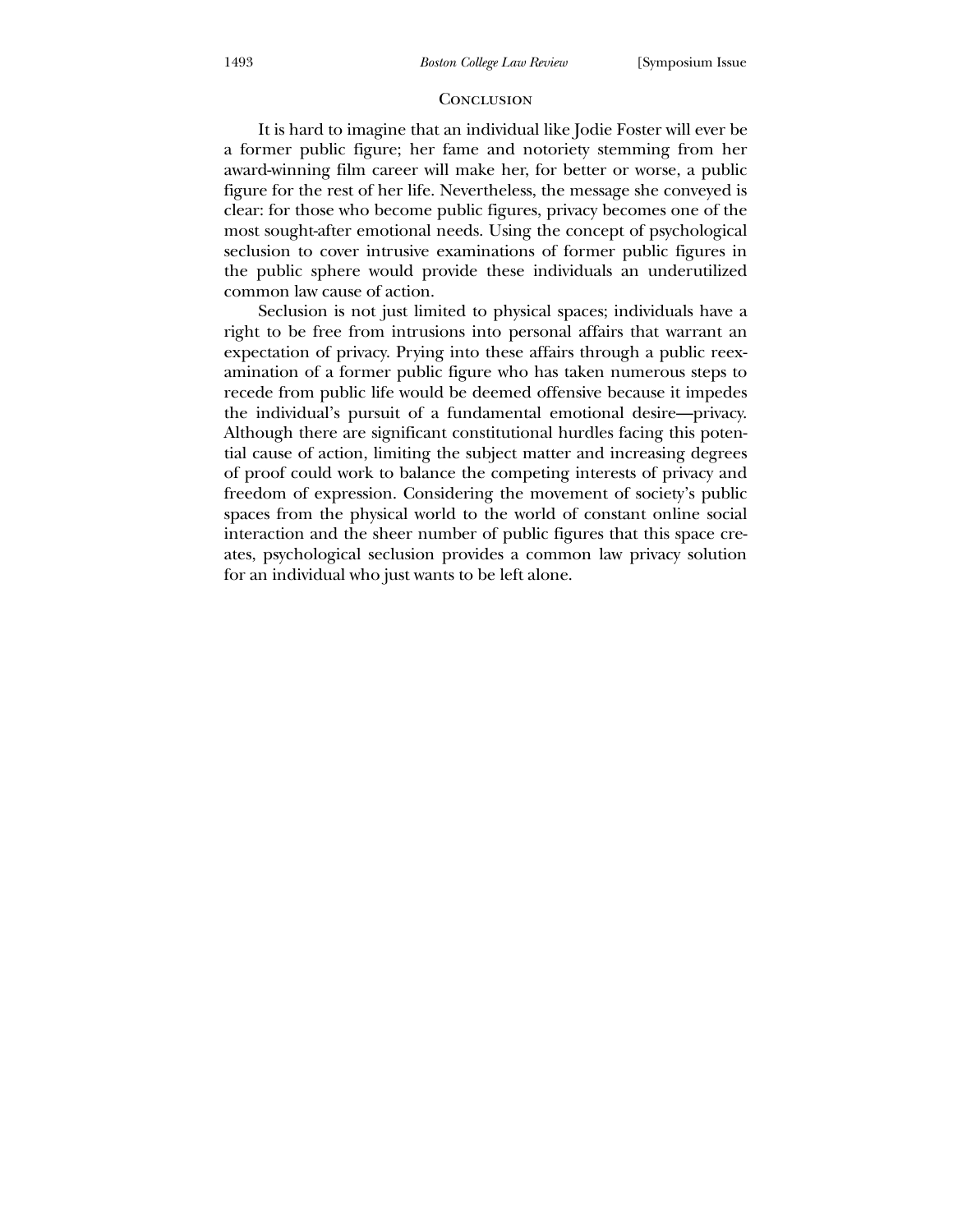## Conclusion

It is hard to imagine that an individual like Jodie Foster will ever be a former public figure; her fame and notoriety stemming from her award-winning film career will make her, for better or worse, a public figure for the rest of her life. Nevertheless, the message she conveyed is clear: for those who become public figures, privacy becomes one of the most sought-after emotional needs. Using the concept of psychological seclusion to cover intrusive examinations of former public figures in the public sphere would provide these individuals an underutilized common law cause of action.

Seclusion is not just limited to physical spaces; individuals have a right to be free from intrusions into personal affairs that warrant an expectation of privacy. Prying into these affairs through a public reexamination of a former public figure who has taken numerous steps to recede from public life would be deemed offensive because it impedes the individual's pursuit of a fundamental emotional desire—privacy. Although there are significant constitutional hurdles facing this potential cause of action, limiting the subject matter and increasing degrees of proof could work to balance the competing interests of privacy and freedom of expression. Considering the movement of society's public spaces from the physical world to the world of constant online social interaction and the sheer number of public figures that this space creates, psychological seclusion provides a common law privacy solution for an individual who just wants to be left alone.